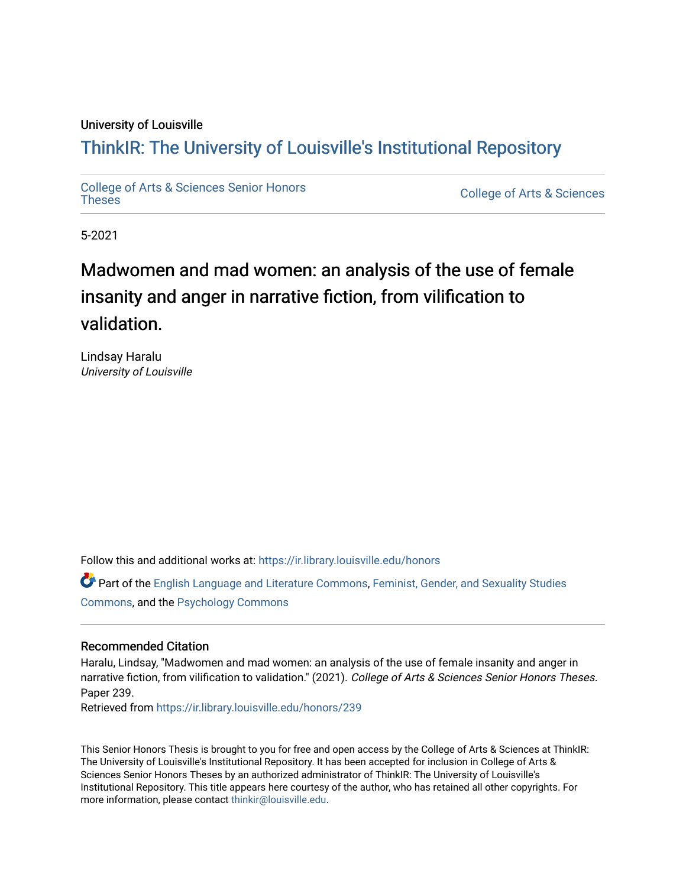University of Louisville

# ThinkIR: The University of Louisville's Institutional Repository

College of Arts & Sciences Senior Honors Theses

College of Arts & Sciences

5-2021

# Madwomen and mad women: an analysis of the use of female insanity and anger in narrative fiction, from vilification to validation.

Lindsay Haralu
*University of Louisville*

Follow this and additional works at: https://ir.library.louisville.edu/honors

Part of the English Language and Literature Commons, Feminist, Gender, and Sexuality Studies Commons, and the Psychology Commons

## Recommended Citation

Haralu, Lindsay, "Madwomen and mad women: an analysis of the use of female insanity and anger in narrative fiction, from vilification to validation." (2021). *College of Arts & Sciences Senior Honors Theses.* Paper 239.
Retrieved from https://ir.library.louisville.edu/honors/239

This Senior Honors Thesis is brought to you for free and open access by the College of Arts & Sciences at ThinkIR: The University of Louisville's Institutional Repository. It has been accepted for inclusion in College of Arts & Sciences Senior Honors Theses by an authorized administrator of ThinkIR: The University of Louisville's Institutional Repository. This title appears here courtesy of the author, who has retained all other copyrights. For more information, please contact thinkir@louisville.edu.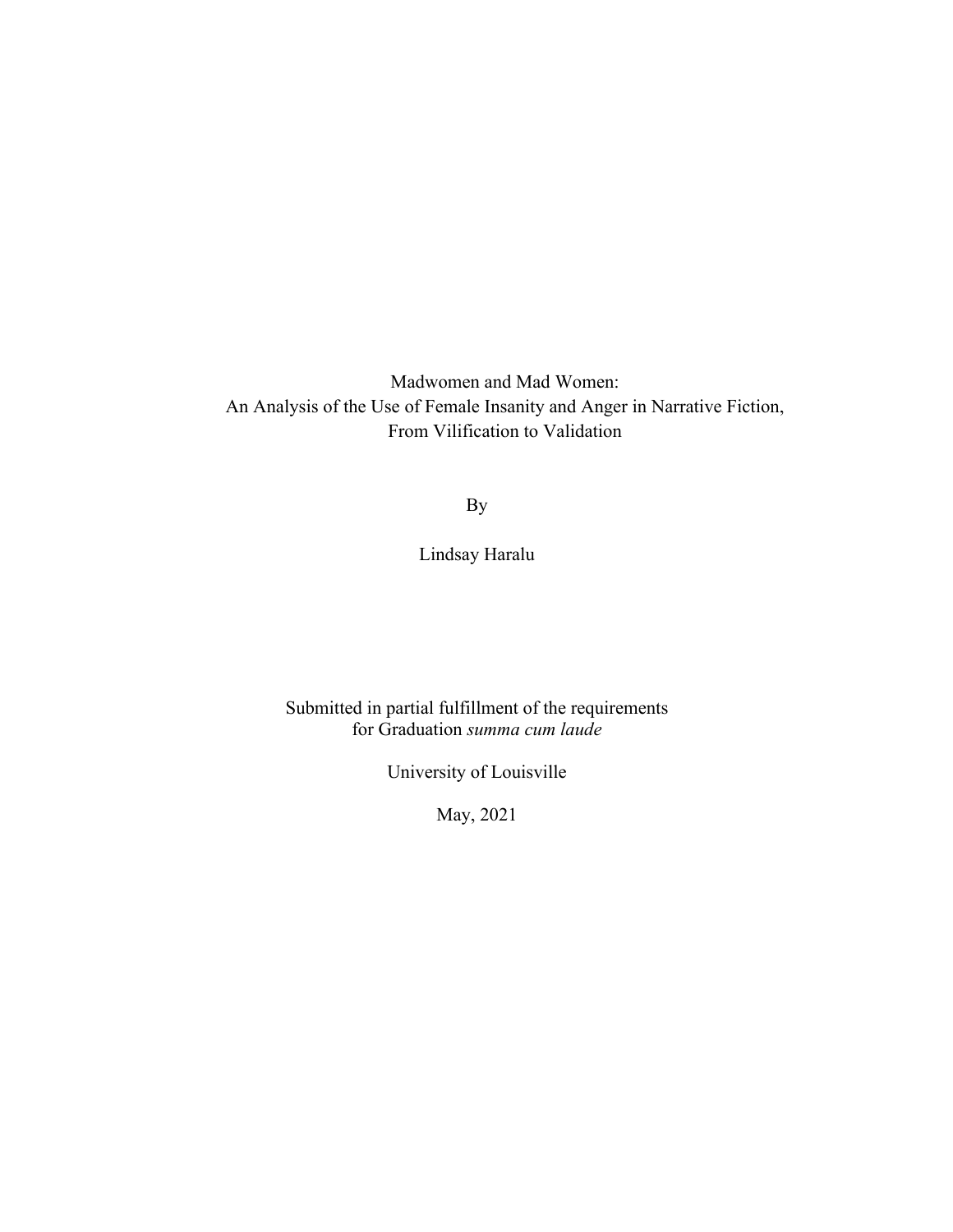Madwomen and Mad Women:
An Analysis of the Use of Female Insanity and Anger in Narrative Fiction,
From Vilification to Validation

By

Lindsay Haralu

Submitted in partial fulfillment of the requirements
for Graduation *summa cum laude*

University of Louisville

May, 2021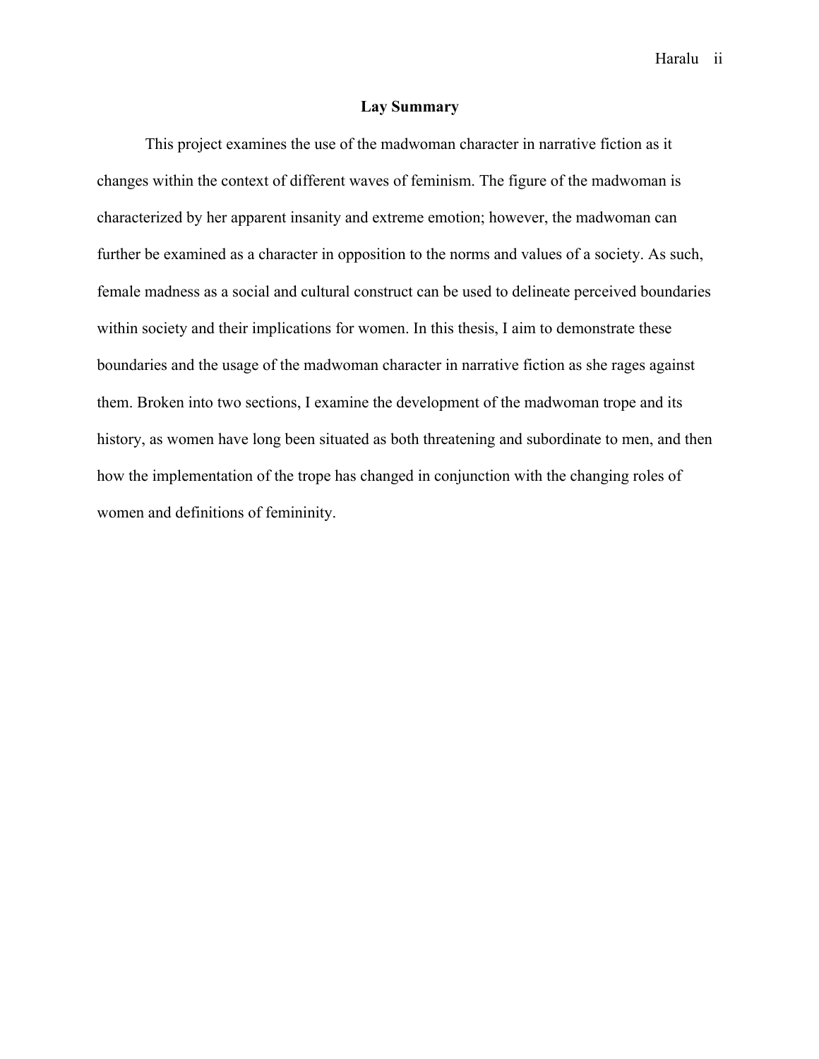## Lay Summary

This project examines the use of the madwoman character in narrative fiction as it changes within the context of different waves of feminism. The figure of the madwoman is characterized by her apparent insanity and extreme emotion; however, the madwoman can further be examined as a character in opposition to the norms and values of a society. As such, female madness as a social and cultural construct can be used to delineate perceived boundaries within society and their implications for women. In this thesis, I aim to demonstrate these boundaries and the usage of the madwoman character in narrative fiction as she rages against them. Broken into two sections, I examine the development of the madwoman trope and its history, as women have long been situated as both threatening and subordinate to men, and then how the implementation of the trope has changed in conjunction with the changing roles of women and definitions of femininity.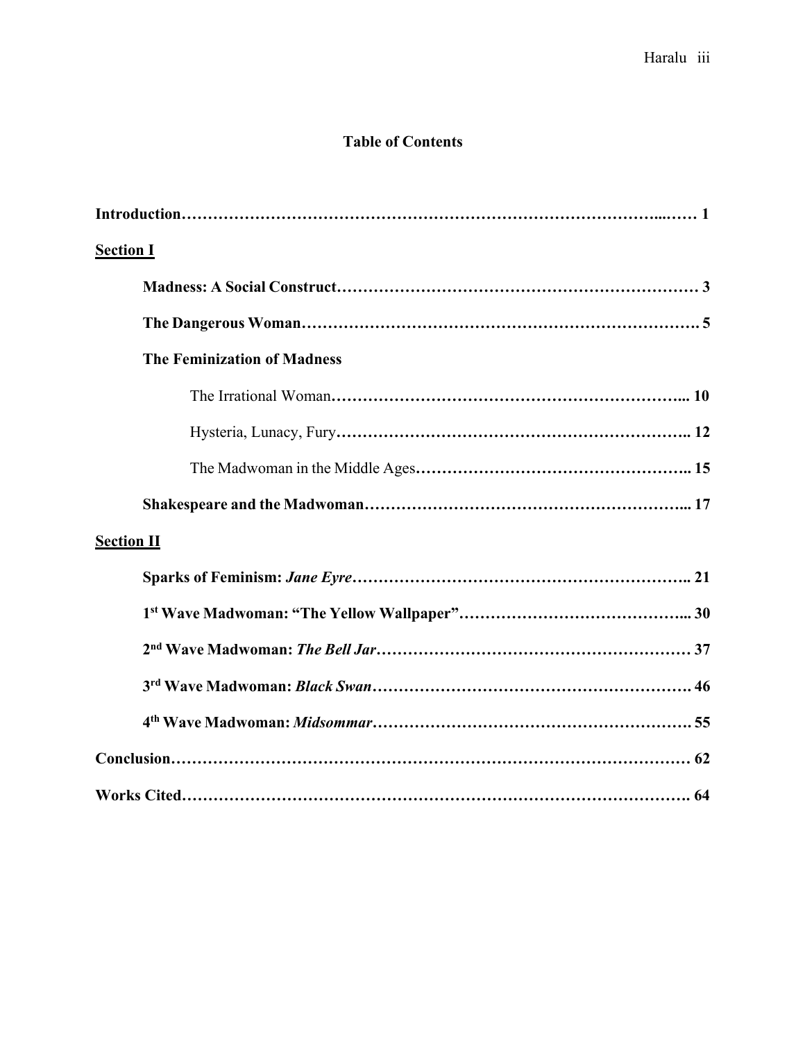# Table of Contents

**Introduction……………………………………………………………………………...…… 1**

**<u>Section I</u>**

**Madness: A Social Construct…………………………………………………………… 3**

**The Dangerous Woman…………………………………………………………………. 5**

**The Feminization of Madness**

The Irrational Woman**…………………………………………………………... 10**

Hysteria, Lunacy, Fury**………………………………………………………….. 12**

The Madwoman in the Middle Ages**…………………………………………….. 15**

**Shakespeare and the Madwoman……………………………………………………... 17**

**<u>Section II</u>**

**Sparks of Feminism: *Jane Eyre*……………………………………………………….. 21**

**1st Wave Madwoman: "The Yellow Wallpaper"…………………………………... 30**

**2nd Wave Madwoman: *The Bell Jar*…………………………………………………… 37**

**3rd Wave Madwoman: *Black Swan*……………………………………………………. 46**

**4th Wave Madwoman: *Midsommar*……………………………………………………. 55**

**Conclusion………………………………………………………………………………… 62**

**Works Cited………………………………………………………………………………. 64**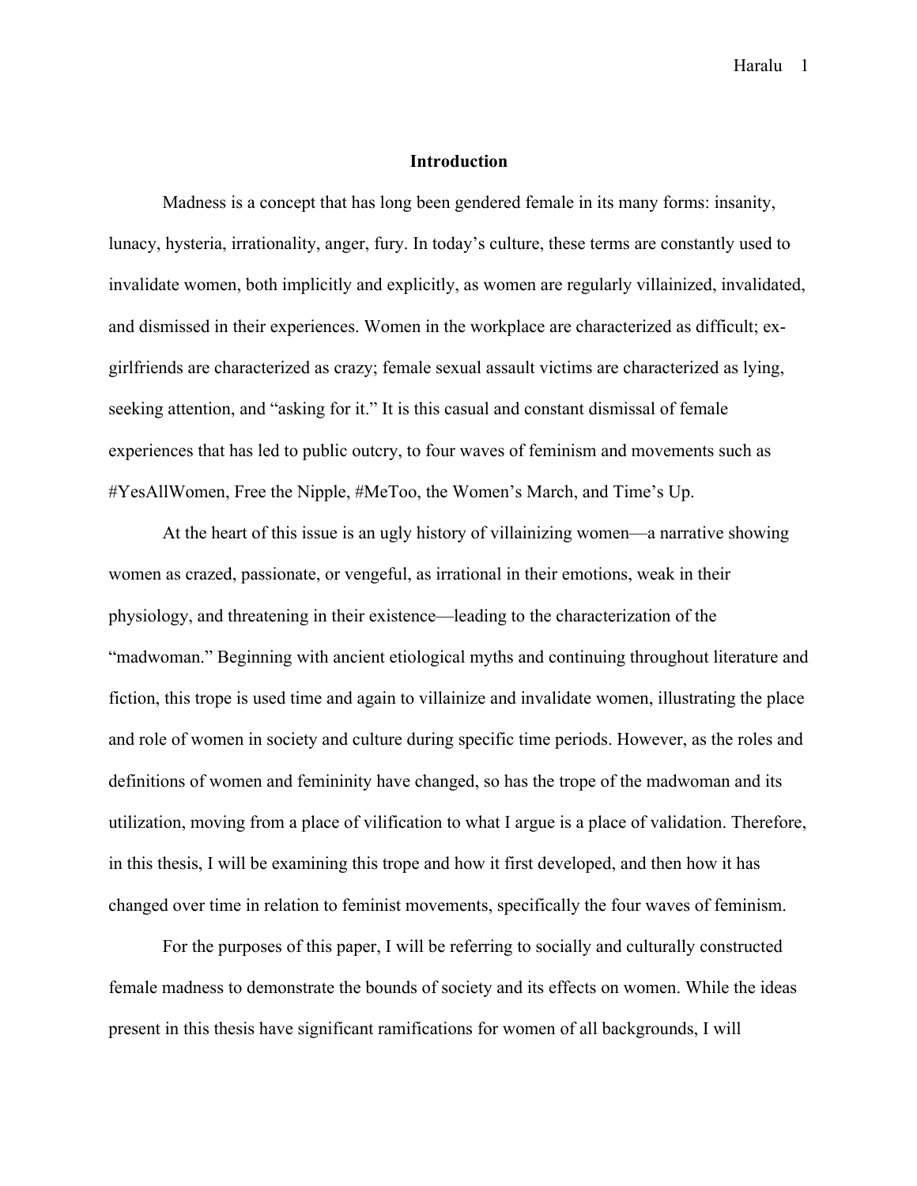# Introduction

Madness is a concept that has long been gendered female in its many forms: insanity, lunacy, hysteria, irrationality, anger, fury. In today's culture, these terms are constantly used to invalidate women, both implicitly and explicitly, as women are regularly villainized, invalidated, and dismissed in their experiences. Women in the workplace are characterized as difficult; ex-girlfriends are characterized as crazy; female sexual assault victims are characterized as lying, seeking attention, and "asking for it." It is this casual and constant dismissal of female experiences that has led to public outcry, to four waves of feminism and movements such as #YesAllWomen, Free the Nipple, #MeToo, the Women's March, and Time's Up.

At the heart of this issue is an ugly history of villainizing women—a narrative showing women as crazed, passionate, or vengeful, as irrational in their emotions, weak in their physiology, and threatening in their existence—leading to the characterization of the "madwoman." Beginning with ancient etiological myths and continuing throughout literature and fiction, this trope is used time and again to villainize and invalidate women, illustrating the place and role of women in society and culture during specific time periods. However, as the roles and definitions of women and femininity have changed, so has the trope of the madwoman and its utilization, moving from a place of vilification to what I argue is a place of validation. Therefore, in this thesis, I will be examining this trope and how it first developed, and then how it has changed over time in relation to feminist movements, specifically the four waves of feminism.

For the purposes of this paper, I will be referring to socially and culturally constructed female madness to demonstrate the bounds of society and its effects on women. While the ideas present in this thesis have significant ramifications for women of all backgrounds, I will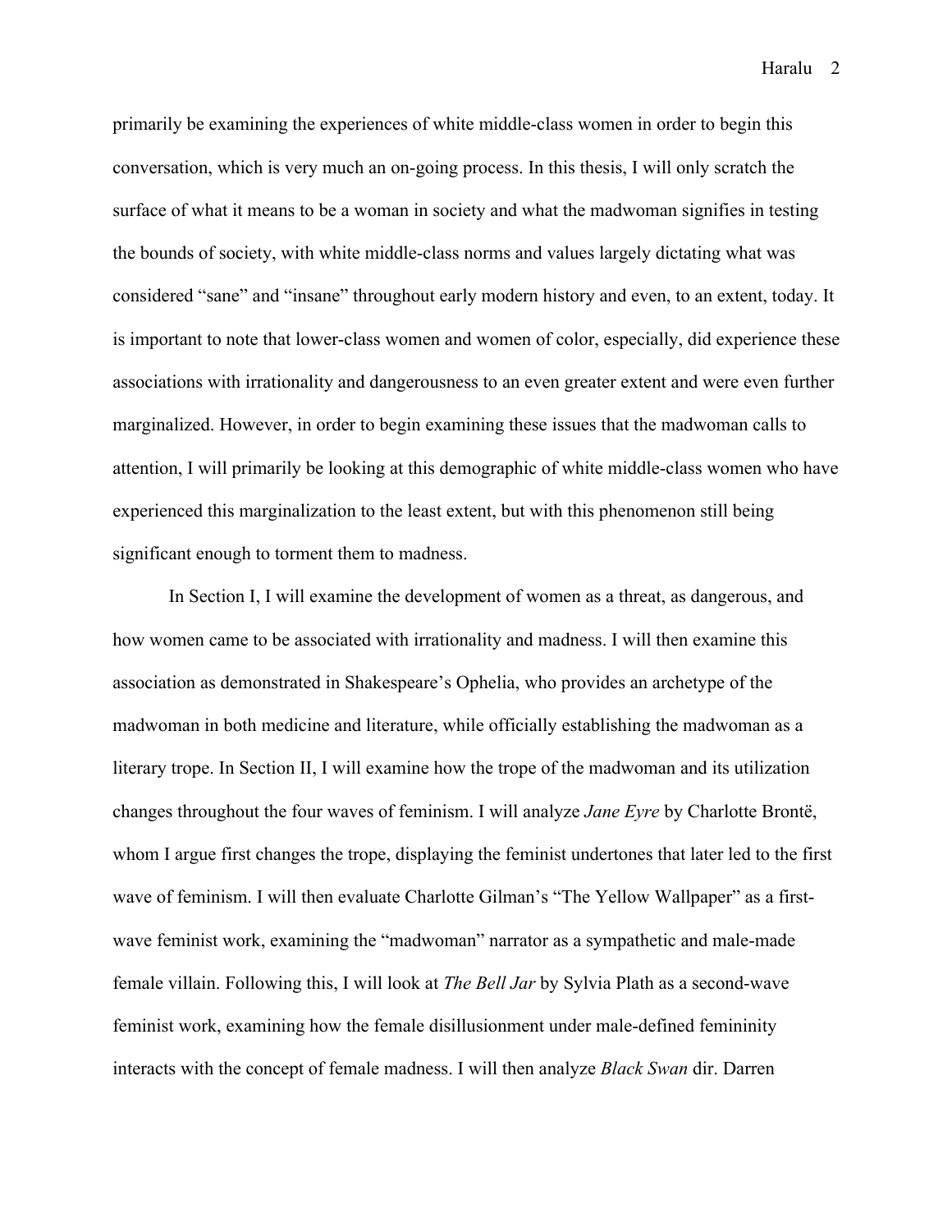primarily be examining the experiences of white middle-class women in order to begin this conversation, which is very much an on-going process. In this thesis, I will only scratch the surface of what it means to be a woman in society and what the madwoman signifies in testing the bounds of society, with white middle-class norms and values largely dictating what was considered "sane" and "insane" throughout early modern history and even, to an extent, today. It is important to note that lower-class women and women of color, especially, did experience these associations with irrationality and dangerousness to an even greater extent and were even further marginalized. However, in order to begin examining these issues that the madwoman calls to attention, I will primarily be looking at this demographic of white middle-class women who have experienced this marginalization to the least extent, but with this phenomenon still being significant enough to torment them to madness.

In Section I, I will examine the development of women as a threat, as dangerous, and how women came to be associated with irrationality and madness. I will then examine this association as demonstrated in Shakespeare's Ophelia, who provides an archetype of the madwoman in both medicine and literature, while officially establishing the madwoman as a literary trope. In Section II, I will examine how the trope of the madwoman and its utilization changes throughout the four waves of feminism. I will analyze *Jane Eyre* by Charlotte Brontë, whom I argue first changes the trope, displaying the feminist undertones that later led to the first wave of feminism. I will then evaluate Charlotte Gilman's "The Yellow Wallpaper" as a first-wave feminist work, examining the "madwoman" narrator as a sympathetic and male-made female villain. Following this, I will look at *The Bell Jar* by Sylvia Plath as a second-wave feminist work, examining how the female disillusionment under male-defined femininity interacts with the concept of female madness. I will then analyze *Black Swan* dir. Darren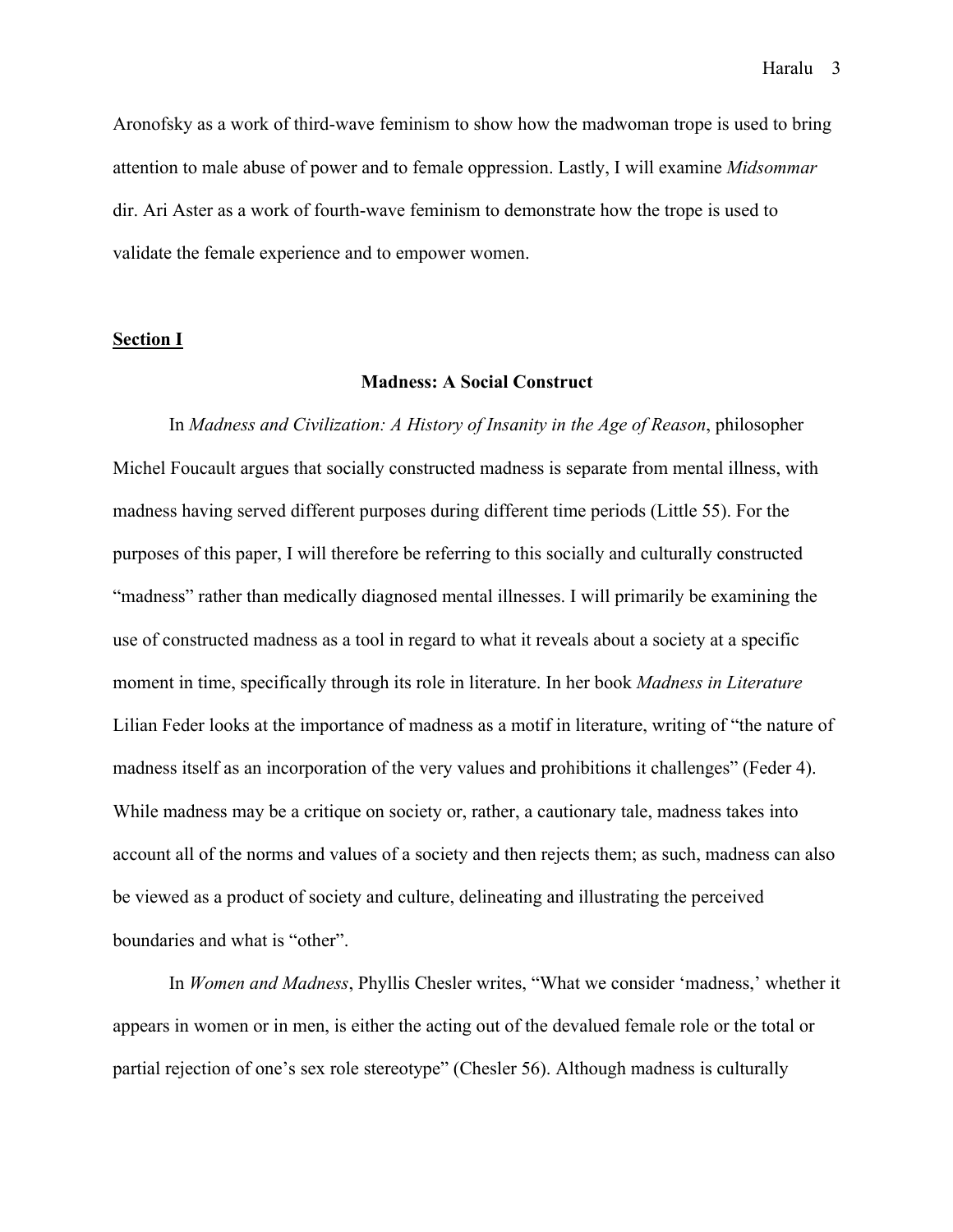Aronofsky as a work of third-wave feminism to show how the madwoman trope is used to bring attention to male abuse of power and to female oppression. Lastly, I will examine *Midsommar* dir. Ari Aster as a work of fourth-wave feminism to demonstrate how the trope is used to validate the female experience and to empower women.

**<u>Section I</u>**

## Madness: A Social Construct

In *Madness and Civilization: A History of Insanity in the Age of Reason*, philosopher Michel Foucault argues that socially constructed madness is separate from mental illness, with madness having served different purposes during different time periods (Little 55). For the purposes of this paper, I will therefore be referring to this socially and culturally constructed "madness" rather than medically diagnosed mental illnesses. I will primarily be examining the use of constructed madness as a tool in regard to what it reveals about a society at a specific moment in time, specifically through its role in literature. In her book *Madness in Literature* Lilian Feder looks at the importance of madness as a motif in literature, writing of "the nature of madness itself as an incorporation of the very values and prohibitions it challenges" (Feder 4). While madness may be a critique on society or, rather, a cautionary tale, madness takes into account all of the norms and values of a society and then rejects them; as such, madness can also be viewed as a product of society and culture, delineating and illustrating the perceived boundaries and what is "other".

In *Women and Madness*, Phyllis Chesler writes, "What we consider 'madness,' whether it appears in women or in men, is either the acting out of the devalued female role or the total or partial rejection of one's sex role stereotype" (Chesler 56). Although madness is culturally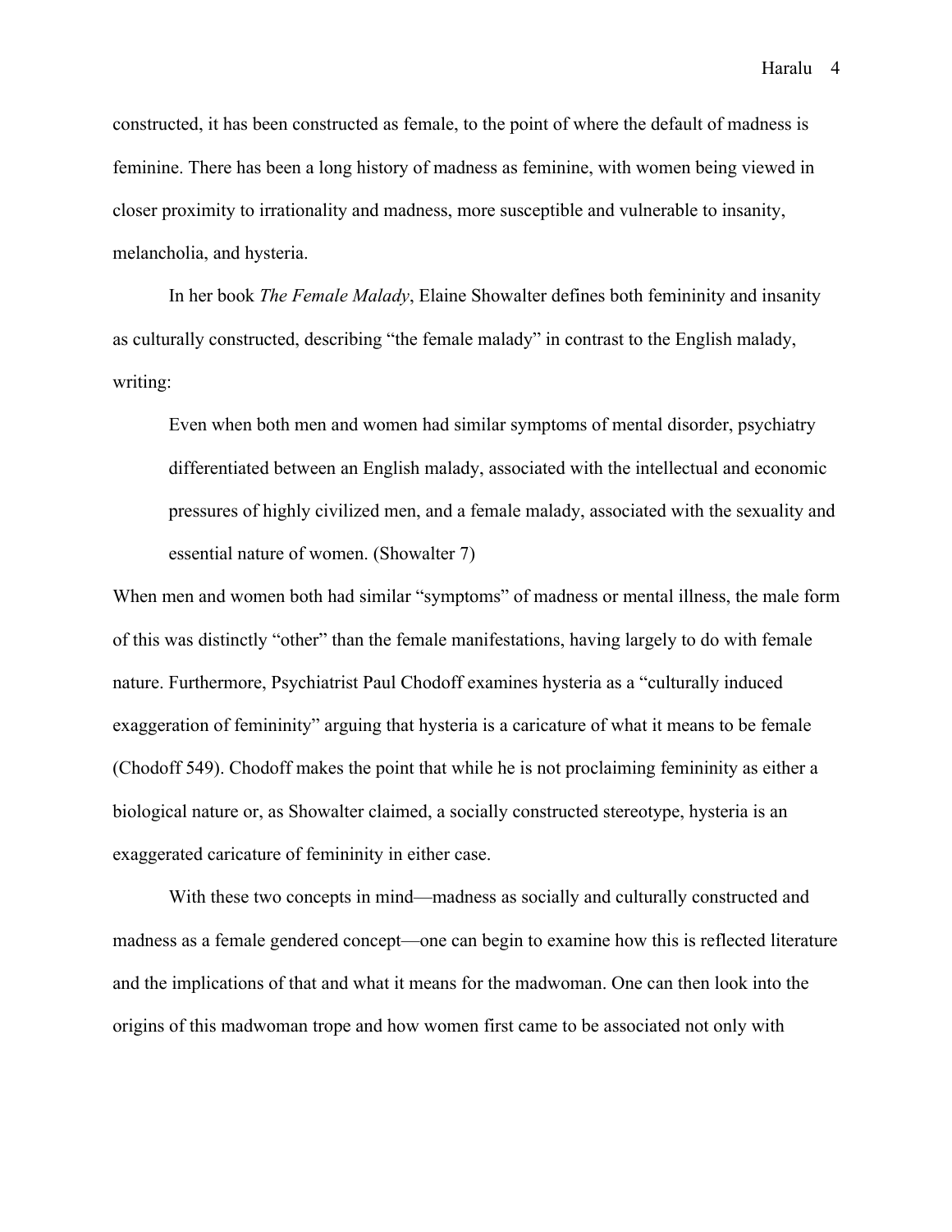constructed, it has been constructed as female, to the point of where the default of madness is feminine. There has been a long history of madness as feminine, with women being viewed in closer proximity to irrationality and madness, more susceptible and vulnerable to insanity, melancholia, and hysteria.

In her book *The Female Malady*, Elaine Showalter defines both femininity and insanity as culturally constructed, describing "the female malady" in contrast to the English malady, writing:

> Even when both men and women had similar symptoms of mental disorder, psychiatry differentiated between an English malady, associated with the intellectual and economic pressures of highly civilized men, and a female malady, associated with the sexuality and essential nature of women. (Showalter 7)

When men and women both had similar "symptoms" of madness or mental illness, the male form of this was distinctly "other" than the female manifestations, having largely to do with female nature. Furthermore, Psychiatrist Paul Chodoff examines hysteria as a "culturally induced exaggeration of femininity" arguing that hysteria is a caricature of what it means to be female (Chodoff 549). Chodoff makes the point that while he is not proclaiming femininity as either a biological nature or, as Showalter claimed, a socially constructed stereotype, hysteria is an exaggerated caricature of femininity in either case.

With these two concepts in mind—madness as socially and culturally constructed and madness as a female gendered concept—one can begin to examine how this is reflected literature and the implications of that and what it means for the madwoman. One can then look into the origins of this madwoman trope and how women first came to be associated not only with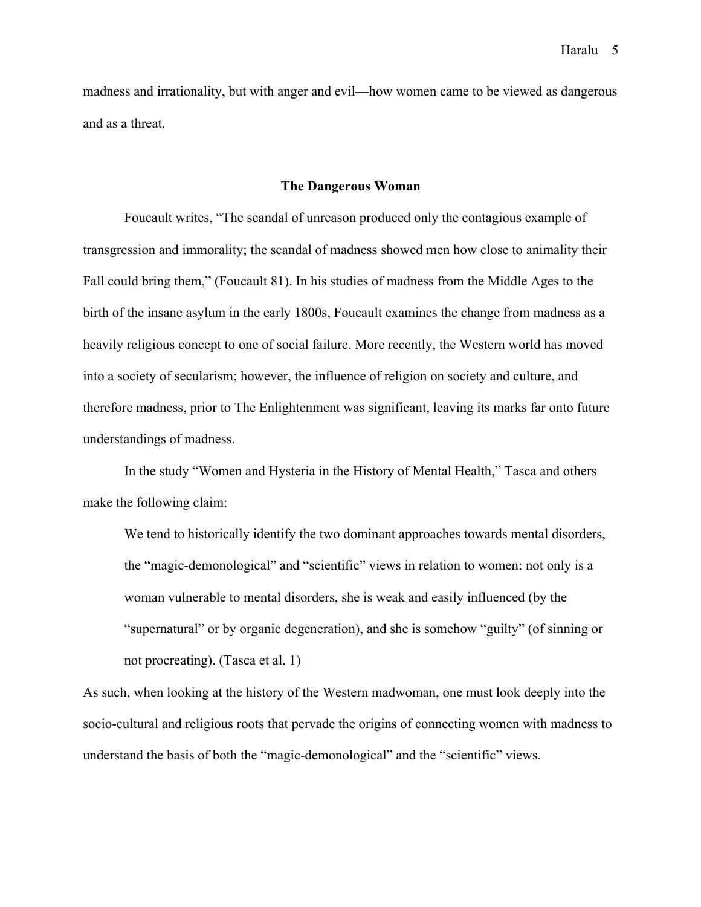madness and irrationality, but with anger and evil—how women came to be viewed as dangerous and as a threat.

## The Dangerous Woman

Foucault writes, "The scandal of unreason produced only the contagious example of transgression and immorality; the scandal of madness showed men how close to animality their Fall could bring them," (Foucault 81). In his studies of madness from the Middle Ages to the birth of the insane asylum in the early 1800s, Foucault examines the change from madness as a heavily religious concept to one of social failure. More recently, the Western world has moved into a society of secularism; however, the influence of religion on society and culture, and therefore madness, prior to The Enlightenment was significant, leaving its marks far onto future understandings of madness.

In the study "Women and Hysteria in the History of Mental Health," Tasca and others make the following claim:

> We tend to historically identify the two dominant approaches towards mental disorders, the "magic-demonological" and "scientific" views in relation to women: not only is a woman vulnerable to mental disorders, she is weak and easily influenced (by the "supernatural" or by organic degeneration), and she is somehow "guilty" (of sinning or not procreating). (Tasca et al. 1)

As such, when looking at the history of the Western madwoman, one must look deeply into the socio-cultural and religious roots that pervade the origins of connecting women with madness to understand the basis of both the "magic-demonological" and the "scientific" views.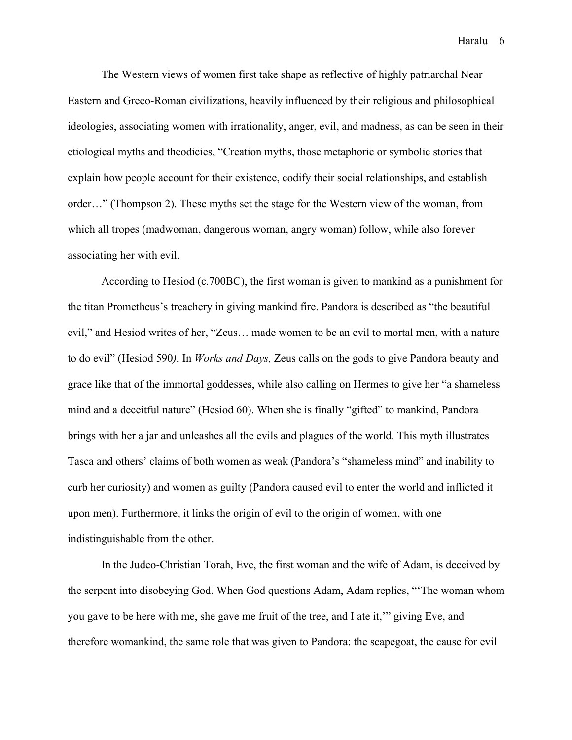The Western views of women first take shape as reflective of highly patriarchal Near Eastern and Greco-Roman civilizations, heavily influenced by their religious and philosophical ideologies, associating women with irrationality, anger, evil, and madness, as can be seen in their etiological myths and theodicies, "Creation myths, those metaphoric or symbolic stories that explain how people account for their existence, codify their social relationships, and establish order…" (Thompson 2). These myths set the stage for the Western view of the woman, from which all tropes (madwoman, dangerous woman, angry woman) follow, while also forever associating her with evil.

According to Hesiod (c.700BC), the first woman is given to mankind as a punishment for the titan Prometheus's treachery in giving mankind fire. Pandora is described as "the beautiful evil," and Hesiod writes of her, "Zeus… made women to be an evil to mortal men, with a nature to do evil" (Hesiod 590*).* In *Works and Days,* Zeus calls on the gods to give Pandora beauty and grace like that of the immortal goddesses, while also calling on Hermes to give her "a shameless mind and a deceitful nature" (Hesiod 60). When she is finally "gifted" to mankind, Pandora brings with her a jar and unleashes all the evils and plagues of the world. This myth illustrates Tasca and others' claims of both women as weak (Pandora's "shameless mind" and inability to curb her curiosity) and women as guilty (Pandora caused evil to enter the world and inflicted it upon men). Furthermore, it links the origin of evil to the origin of women, with one indistinguishable from the other.

In the Judeo-Christian Torah, Eve, the first woman and the wife of Adam, is deceived by the serpent into disobeying God. When God questions Adam, Adam replies, "'The woman whom you gave to be here with me, she gave me fruit of the tree, and I ate it,'" giving Eve, and therefore womankind, the same role that was given to Pandora: the scapegoat, the cause for evil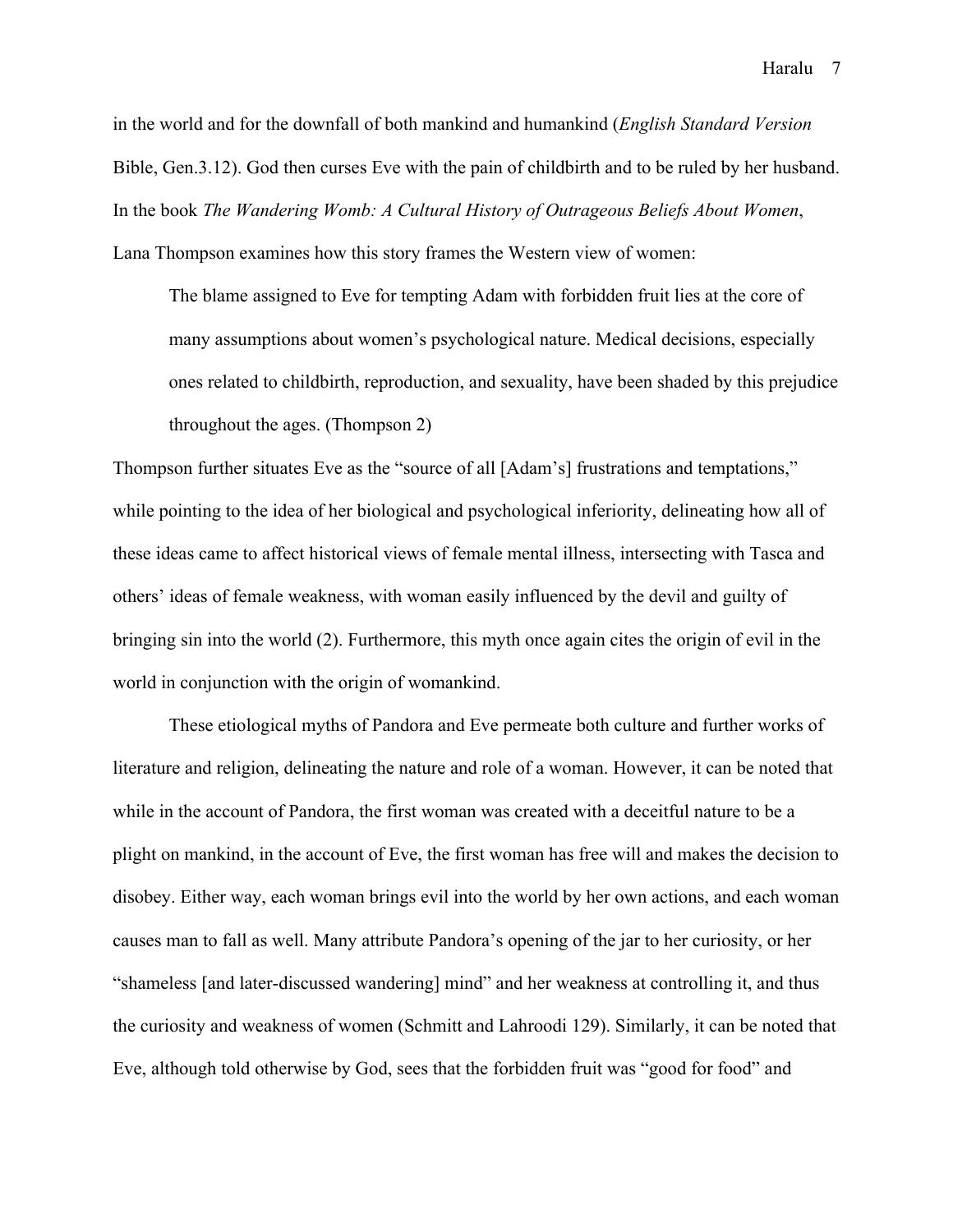in the world and for the downfall of both mankind and humankind (*English Standard Version* Bible, Gen.3.12). God then curses Eve with the pain of childbirth and to be ruled by her husband. In the book *The Wandering Womb: A Cultural History of Outrageous Beliefs About Women*, Lana Thompson examines how this story frames the Western view of women:

> The blame assigned to Eve for tempting Adam with forbidden fruit lies at the core of many assumptions about women's psychological nature. Medical decisions, especially ones related to childbirth, reproduction, and sexuality, have been shaded by this prejudice throughout the ages. (Thompson 2)

Thompson further situates Eve as the "source of all [Adam's] frustrations and temptations," while pointing to the idea of her biological and psychological inferiority, delineating how all of these ideas came to affect historical views of female mental illness, intersecting with Tasca and others' ideas of female weakness, with woman easily influenced by the devil and guilty of bringing sin into the world (2). Furthermore, this myth once again cites the origin of evil in the world in conjunction with the origin of womankind.

These etiological myths of Pandora and Eve permeate both culture and further works of literature and religion, delineating the nature and role of a woman. However, it can be noted that while in the account of Pandora, the first woman was created with a deceitful nature to be a plight on mankind, in the account of Eve, the first woman has free will and makes the decision to disobey. Either way, each woman brings evil into the world by her own actions, and each woman causes man to fall as well. Many attribute Pandora's opening of the jar to her curiosity, or her "shameless [and later-discussed wandering] mind" and her weakness at controlling it, and thus the curiosity and weakness of women (Schmitt and Lahroodi 129). Similarly, it can be noted that Eve, although told otherwise by God, sees that the forbidden fruit was "good for food" and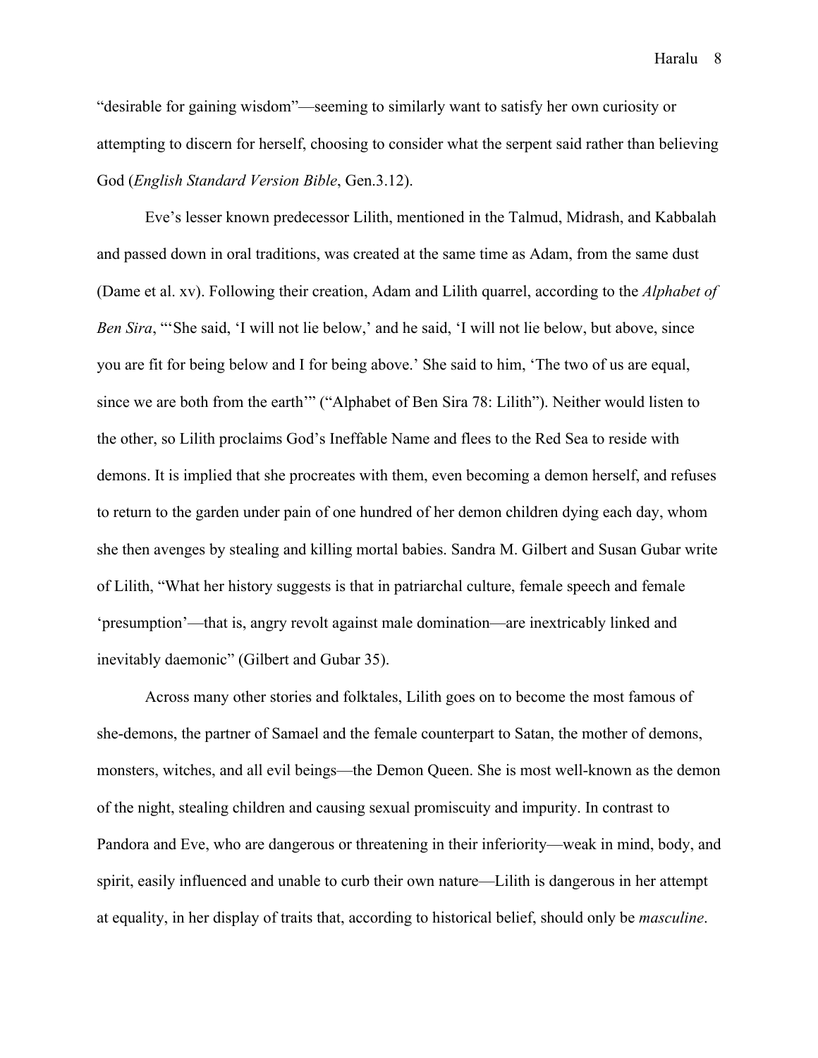"desirable for gaining wisdom"—seeming to similarly want to satisfy her own curiosity or attempting to discern for herself, choosing to consider what the serpent said rather than believing God (*English Standard Version Bible*, Gen.3.12).

Eve's lesser known predecessor Lilith, mentioned in the Talmud, Midrash, and Kabbalah and passed down in oral traditions, was created at the same time as Adam, from the same dust (Dame et al. xv). Following their creation, Adam and Lilith quarrel, according to the *Alphabet of Ben Sira*, "'She said, 'I will not lie below,' and he said, 'I will not lie below, but above, since you are fit for being below and I for being above.' She said to him, 'The two of us are equal, since we are both from the earth'" ("Alphabet of Ben Sira 78: Lilith"). Neither would listen to the other, so Lilith proclaims God's Ineffable Name and flees to the Red Sea to reside with demons. It is implied that she procreates with them, even becoming a demon herself, and refuses to return to the garden under pain of one hundred of her demon children dying each day, whom she then avenges by stealing and killing mortal babies. Sandra M. Gilbert and Susan Gubar write of Lilith, "What her history suggests is that in patriarchal culture, female speech and female 'presumption'—that is, angry revolt against male domination—are inextricably linked and inevitably daemonic" (Gilbert and Gubar 35).

Across many other stories and folktales, Lilith goes on to become the most famous of she-demons, the partner of Samael and the female counterpart to Satan, the mother of demons, monsters, witches, and all evil beings—the Demon Queen. She is most well-known as the demon of the night, stealing children and causing sexual promiscuity and impurity. In contrast to Pandora and Eve, who are dangerous or threatening in their inferiority—weak in mind, body, and spirit, easily influenced and unable to curb their own nature—Lilith is dangerous in her attempt at equality, in her display of traits that, according to historical belief, should only be *masculine*.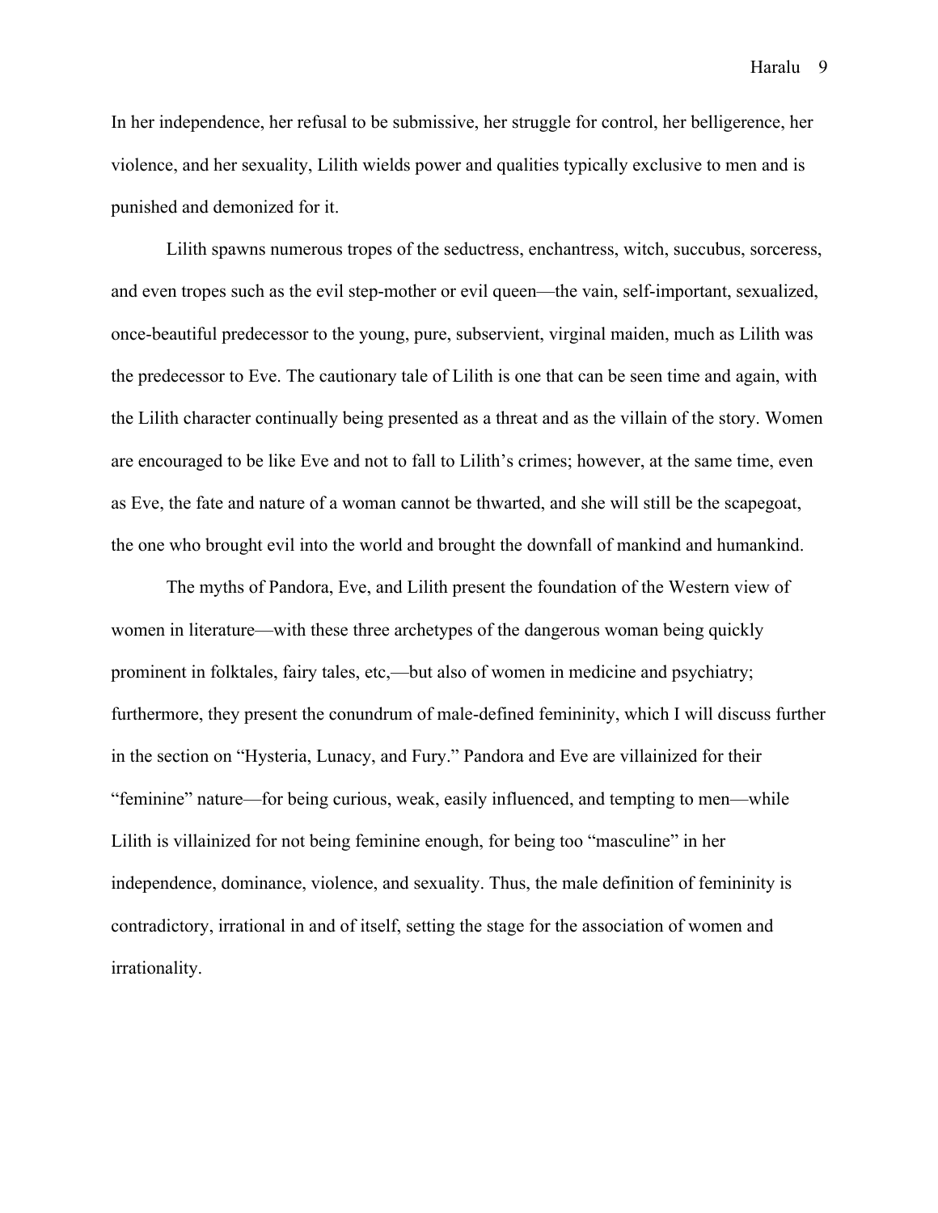In her independence, her refusal to be submissive, her struggle for control, her belligerence, her violence, and her sexuality, Lilith wields power and qualities typically exclusive to men and is punished and demonized for it.

Lilith spawns numerous tropes of the seductress, enchantress, witch, succubus, sorceress, and even tropes such as the evil step-mother or evil queen—the vain, self-important, sexualized, once-beautiful predecessor to the young, pure, subservient, virginal maiden, much as Lilith was the predecessor to Eve. The cautionary tale of Lilith is one that can be seen time and again, with the Lilith character continually being presented as a threat and as the villain of the story. Women are encouraged to be like Eve and not to fall to Lilith's crimes; however, at the same time, even as Eve, the fate and nature of a woman cannot be thwarted, and she will still be the scapegoat, the one who brought evil into the world and brought the downfall of mankind and humankind.

The myths of Pandora, Eve, and Lilith present the foundation of the Western view of women in literature—with these three archetypes of the dangerous woman being quickly prominent in folktales, fairy tales, etc,—but also of women in medicine and psychiatry; furthermore, they present the conundrum of male-defined femininity, which I will discuss further in the section on "Hysteria, Lunacy, and Fury." Pandora and Eve are villainized for their "feminine" nature—for being curious, weak, easily influenced, and tempting to men—while Lilith is villainized for not being feminine enough, for being too "masculine" in her independence, dominance, violence, and sexuality. Thus, the male definition of femininity is contradictory, irrational in and of itself, setting the stage for the association of women and irrationality.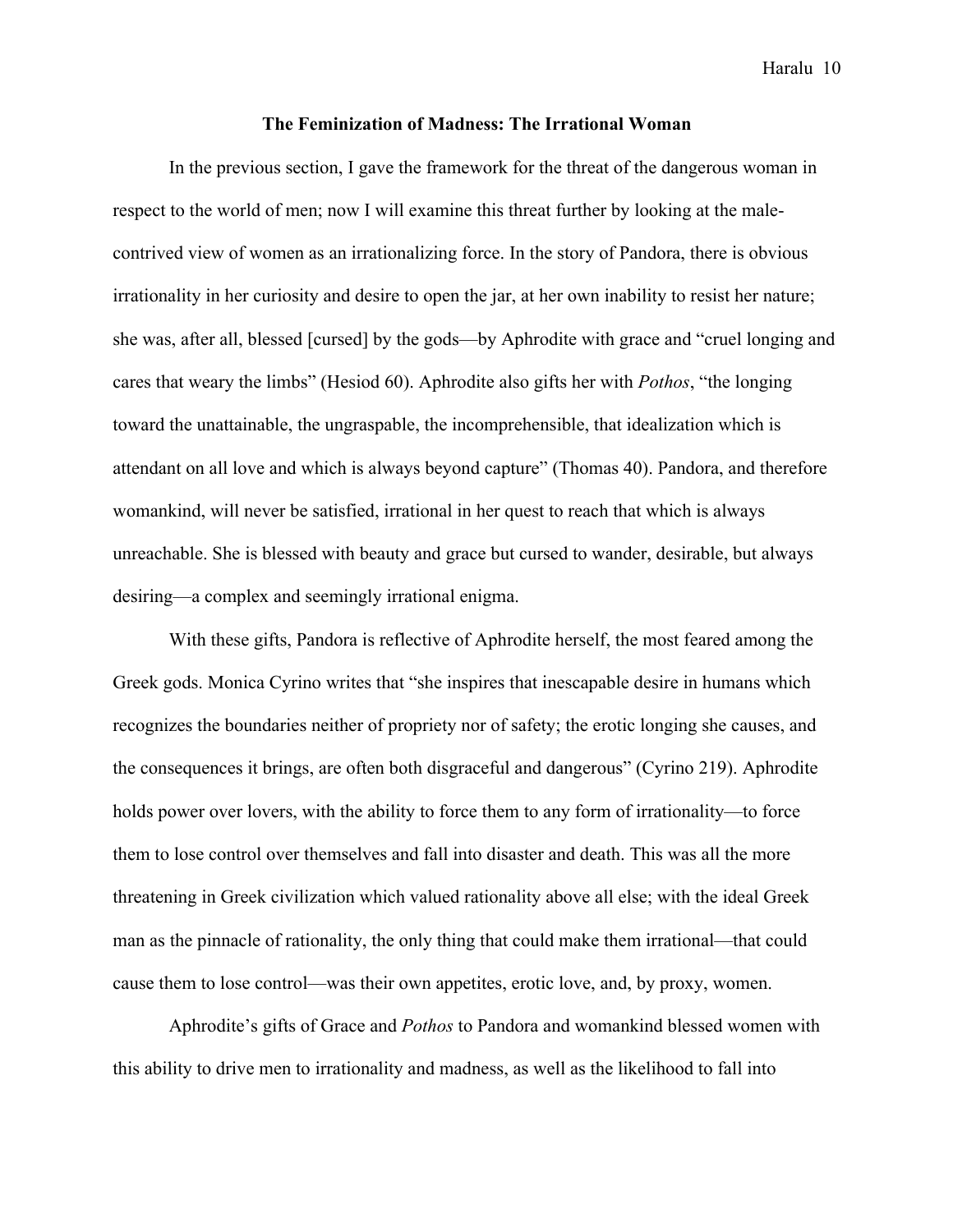## The Feminization of Madness: The Irrational Woman

In the previous section, I gave the framework for the threat of the dangerous woman in respect to the world of men; now I will examine this threat further by looking at the male-contrived view of women as an irrationalizing force. In the story of Pandora, there is obvious irrationality in her curiosity and desire to open the jar, at her own inability to resist her nature; she was, after all, blessed [cursed] by the gods—by Aphrodite with grace and "cruel longing and cares that weary the limbs" (Hesiod 60). Aphrodite also gifts her with *Pothos*, "the longing toward the unattainable, the ungraspable, the incomprehensible, that idealization which is attendant on all love and which is always beyond capture" (Thomas 40). Pandora, and therefore womankind, will never be satisfied, irrational in her quest to reach that which is always unreachable. She is blessed with beauty and grace but cursed to wander, desirable, but always desiring—a complex and seemingly irrational enigma.

With these gifts, Pandora is reflective of Aphrodite herself, the most feared among the Greek gods. Monica Cyrino writes that "she inspires that inescapable desire in humans which recognizes the boundaries neither of propriety nor of safety; the erotic longing she causes, and the consequences it brings, are often both disgraceful and dangerous" (Cyrino 219). Aphrodite holds power over lovers, with the ability to force them to any form of irrationality—to force them to lose control over themselves and fall into disaster and death. This was all the more threatening in Greek civilization which valued rationality above all else; with the ideal Greek man as the pinnacle of rationality, the only thing that could make them irrational—that could cause them to lose control—was their own appetites, erotic love, and, by proxy, women.

Aphrodite's gifts of Grace and *Pothos* to Pandora and womankind blessed women with this ability to drive men to irrationality and madness, as well as the likelihood to fall into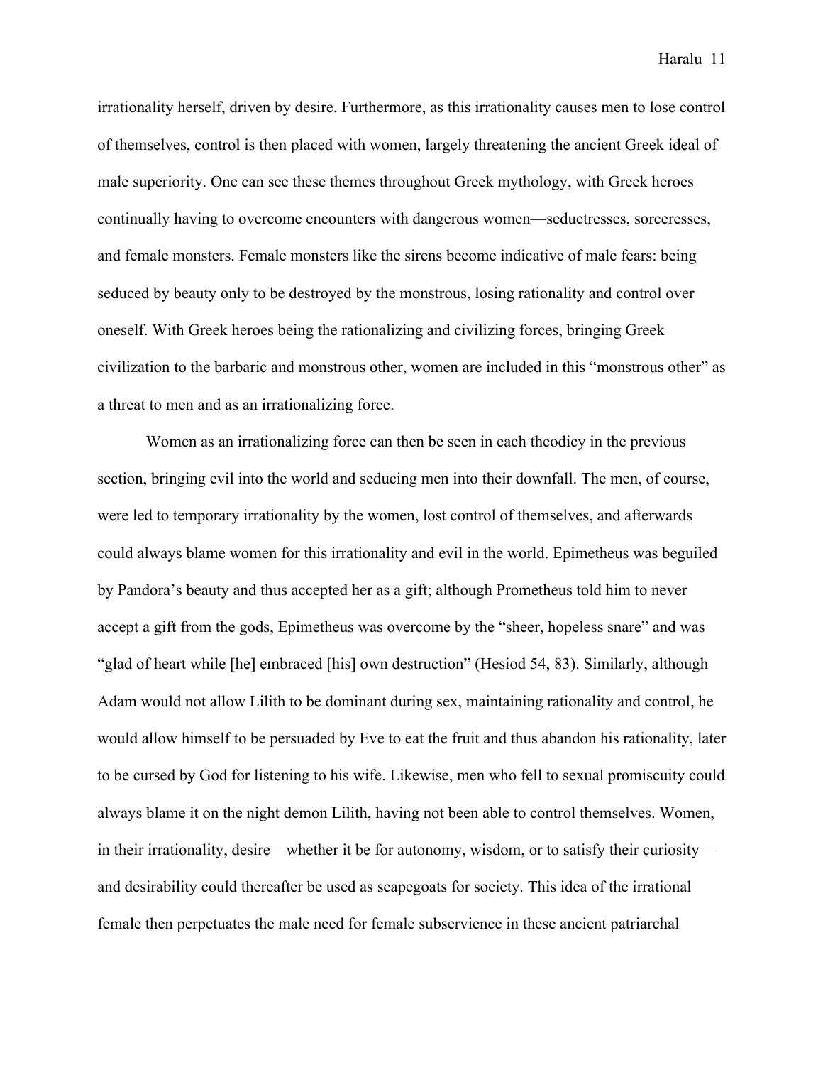irrationality herself, driven by desire. Furthermore, as this irrationality causes men to lose control of themselves, control is then placed with women, largely threatening the ancient Greek ideal of male superiority. One can see these themes throughout Greek mythology, with Greek heroes continually having to overcome encounters with dangerous women—seductresses, sorceresses, and female monsters. Female monsters like the sirens become indicative of male fears: being seduced by beauty only to be destroyed by the monstrous, losing rationality and control over oneself. With Greek heroes being the rationalizing and civilizing forces, bringing Greek civilization to the barbaric and monstrous other, women are included in this "monstrous other" as a threat to men and as an irrationalizing force.

Women as an irrationalizing force can then be seen in each theodicy in the previous section, bringing evil into the world and seducing men into their downfall. The men, of course, were led to temporary irrationality by the women, lost control of themselves, and afterwards could always blame women for this irrationality and evil in the world. Epimetheus was beguiled by Pandora's beauty and thus accepted her as a gift; although Prometheus told him to never accept a gift from the gods, Epimetheus was overcome by the "sheer, hopeless snare" and was "glad of heart while [he] embraced [his] own destruction" (Hesiod 54, 83). Similarly, although Adam would not allow Lilith to be dominant during sex, maintaining rationality and control, he would allow himself to be persuaded by Eve to eat the fruit and thus abandon his rationality, later to be cursed by God for listening to his wife. Likewise, men who fell to sexual promiscuity could always blame it on the night demon Lilith, having not been able to control themselves. Women, in their irrationality, desire—whether it be for autonomy, wisdom, or to satisfy their curiosity—and desirability could thereafter be used as scapegoats for society. This idea of the irrational female then perpetuates the male need for female subservience in these ancient patriarchal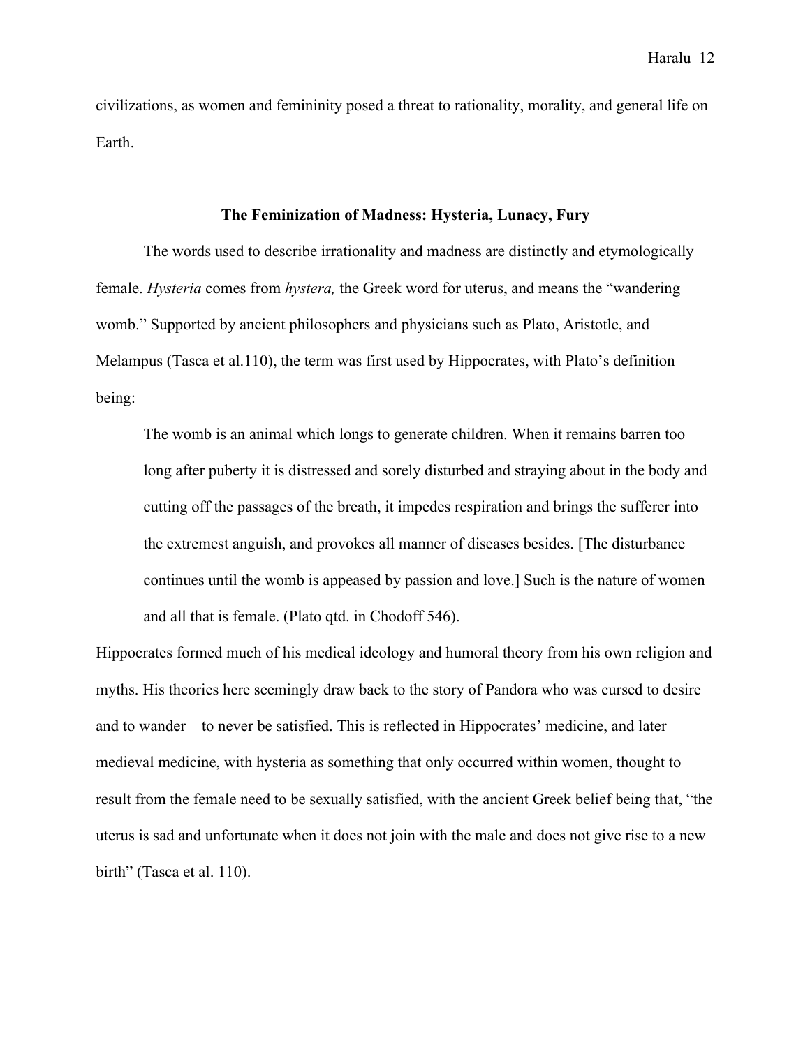civilizations, as women and femininity posed a threat to rationality, morality, and general life on Earth.

## The Feminization of Madness: Hysteria, Lunacy, Fury

The words used to describe irrationality and madness are distinctly and etymologically female. *Hysteria* comes from *hystera,* the Greek word for uterus, and means the "wandering womb." Supported by ancient philosophers and physicians such as Plato, Aristotle, and Melampus (Tasca et al.110), the term was first used by Hippocrates, with Plato's definition being:

> The womb is an animal which longs to generate children. When it remains barren too long after puberty it is distressed and sorely disturbed and straying about in the body and cutting off the passages of the breath, it impedes respiration and brings the sufferer into the extremest anguish, and provokes all manner of diseases besides. [The disturbance continues until the womb is appeased by passion and love.] Such is the nature of women and all that is female. (Plato qtd. in Chodoff 546).

Hippocrates formed much of his medical ideology and humoral theory from his own religion and myths. His theories here seemingly draw back to the story of Pandora who was cursed to desire and to wander—to never be satisfied. This is reflected in Hippocrates' medicine, and later medieval medicine, with hysteria as something that only occurred within women, thought to result from the female need to be sexually satisfied, with the ancient Greek belief being that, "the uterus is sad and unfortunate when it does not join with the male and does not give rise to a new birth" (Tasca et al. 110).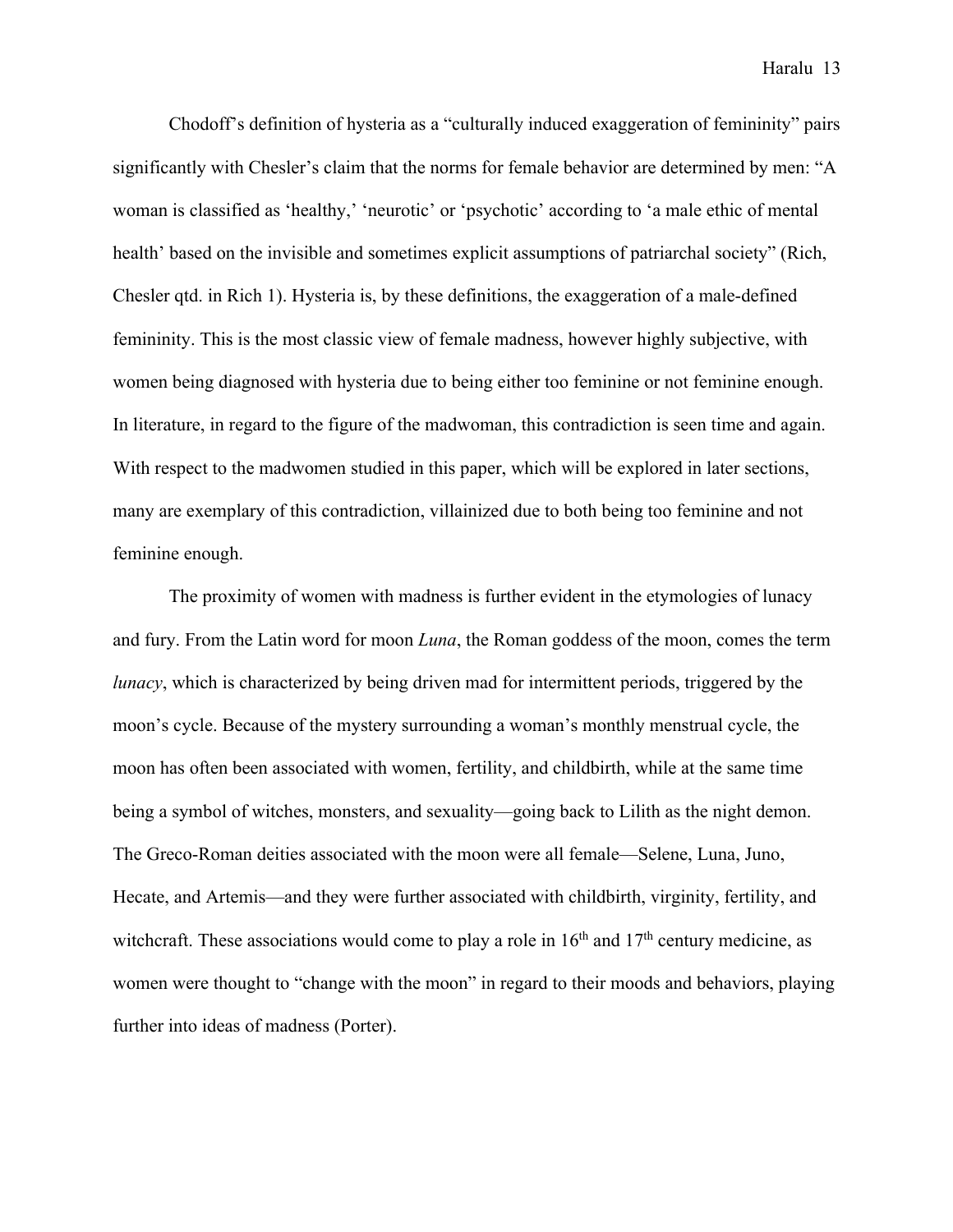Chodoff's definition of hysteria as a "culturally induced exaggeration of femininity" pairs significantly with Chesler's claim that the norms for female behavior are determined by men: "A woman is classified as 'healthy,' 'neurotic' or 'psychotic' according to 'a male ethic of mental health' based on the invisible and sometimes explicit assumptions of patriarchal society" (Rich, Chesler qtd. in Rich 1). Hysteria is, by these definitions, the exaggeration of a male-defined femininity. This is the most classic view of female madness, however highly subjective, with women being diagnosed with hysteria due to being either too feminine or not feminine enough. In literature, in regard to the figure of the madwoman, this contradiction is seen time and again. With respect to the madwomen studied in this paper, which will be explored in later sections, many are exemplary of this contradiction, villainized due to both being too feminine and not feminine enough.

The proximity of women with madness is further evident in the etymologies of lunacy and fury. From the Latin word for moon *Luna*, the Roman goddess of the moon, comes the term *lunacy*, which is characterized by being driven mad for intermittent periods, triggered by the moon's cycle. Because of the mystery surrounding a woman's monthly menstrual cycle, the moon has often been associated with women, fertility, and childbirth, while at the same time being a symbol of witches, monsters, and sexuality—going back to Lilith as the night demon. The Greco-Roman deities associated with the moon were all female—Selene, Luna, Juno, Hecate, and Artemis—and they were further associated with childbirth, virginity, fertility, and witchcraft. These associations would come to play a role in 16th and 17th century medicine, as women were thought to "change with the moon" in regard to their moods and behaviors, playing further into ideas of madness (Porter).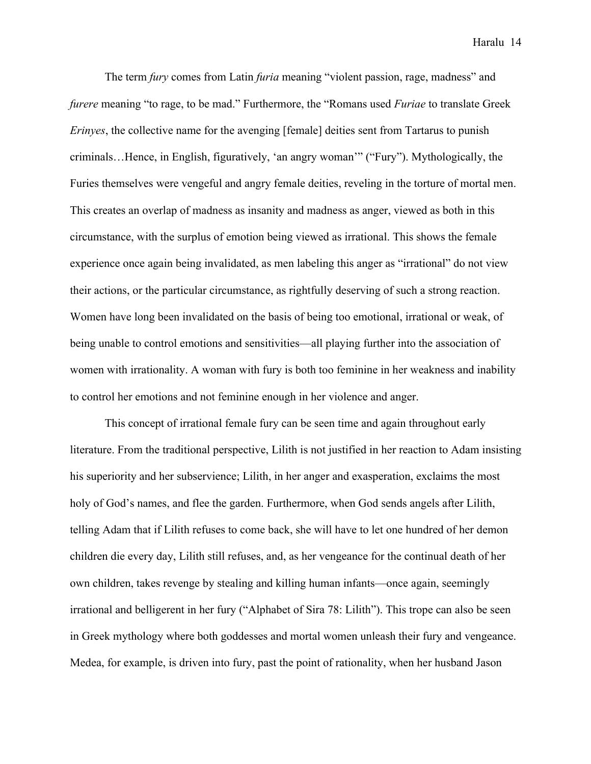The term *fury* comes from Latin *furia* meaning "violent passion, rage, madness" and *furere* meaning "to rage, to be mad." Furthermore, the "Romans used *Furiae* to translate Greek *Erinyes*, the collective name for the avenging [female] deities sent from Tartarus to punish criminals…Hence, in English, figuratively, 'an angry woman'" ("Fury"). Mythologically, the Furies themselves were vengeful and angry female deities, reveling in the torture of mortal men. This creates an overlap of madness as insanity and madness as anger, viewed as both in this circumstance, with the surplus of emotion being viewed as irrational. This shows the female experience once again being invalidated, as men labeling this anger as "irrational" do not view their actions, or the particular circumstance, as rightfully deserving of such a strong reaction. Women have long been invalidated on the basis of being too emotional, irrational or weak, of being unable to control emotions and sensitivities—all playing further into the association of women with irrationality. A woman with fury is both too feminine in her weakness and inability to control her emotions and not feminine enough in her violence and anger.

This concept of irrational female fury can be seen time and again throughout early literature. From the traditional perspective, Lilith is not justified in her reaction to Adam insisting his superiority and her subservience; Lilith, in her anger and exasperation, exclaims the most holy of God's names, and flee the garden. Furthermore, when God sends angels after Lilith, telling Adam that if Lilith refuses to come back, she will have to let one hundred of her demon children die every day, Lilith still refuses, and, as her vengeance for the continual death of her own children, takes revenge by stealing and killing human infants—once again, seemingly irrational and belligerent in her fury ("Alphabet of Sira 78: Lilith"). This trope can also be seen in Greek mythology where both goddesses and mortal women unleash their fury and vengeance. Medea, for example, is driven into fury, past the point of rationality, when her husband Jason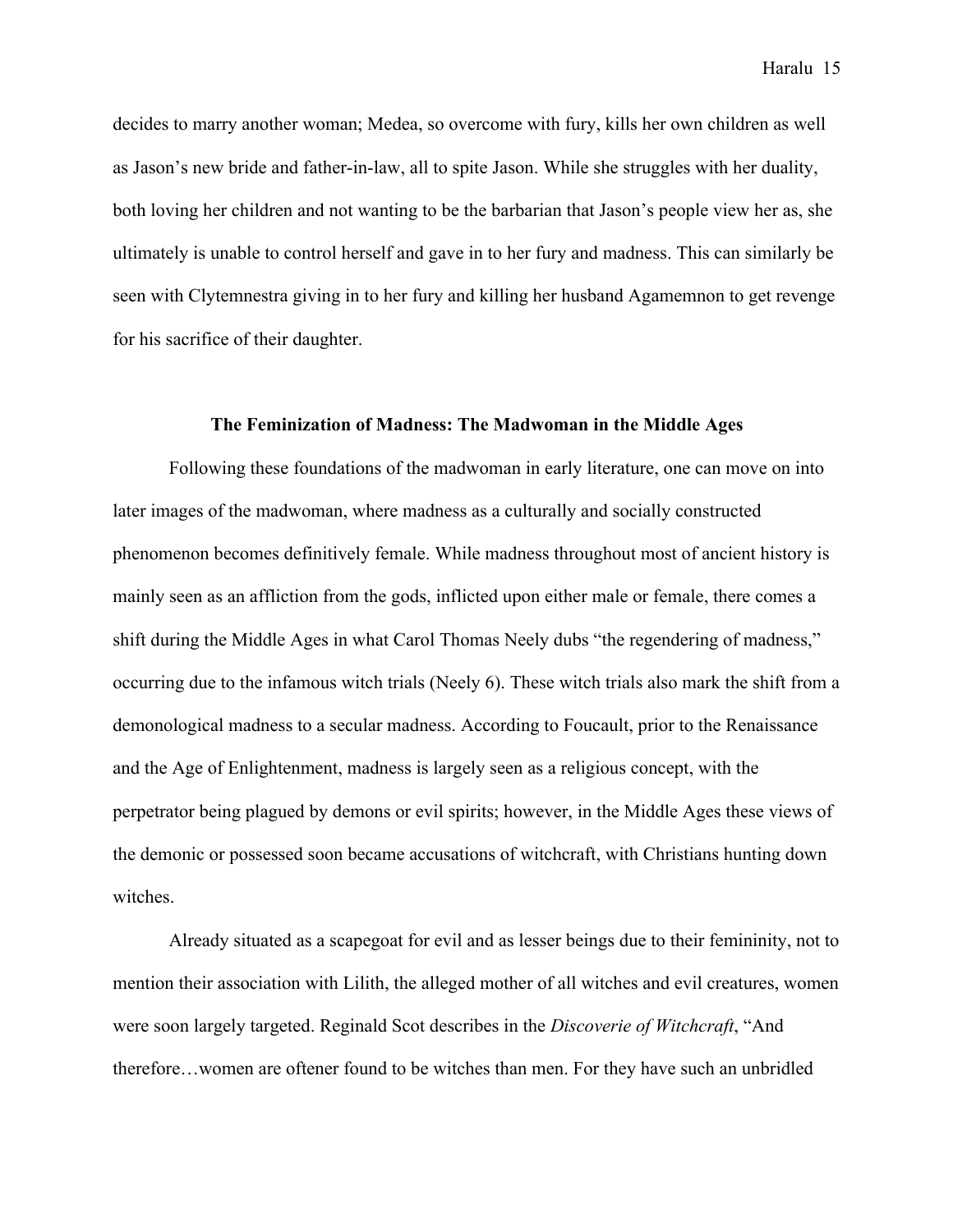decides to marry another woman; Medea, so overcome with fury, kills her own children as well as Jason's new bride and father-in-law, all to spite Jason. While she struggles with her duality, both loving her children and not wanting to be the barbarian that Jason's people view her as, she ultimately is unable to control herself and gave in to her fury and madness. This can similarly be seen with Clytemnestra giving in to her fury and killing her husband Agamemnon to get revenge for his sacrifice of their daughter.

## The Feminization of Madness: The Madwoman in the Middle Ages

Following these foundations of the madwoman in early literature, one can move on into later images of the madwoman, where madness as a culturally and socially constructed phenomenon becomes definitively female. While madness throughout most of ancient history is mainly seen as an affliction from the gods, inflicted upon either male or female, there comes a shift during the Middle Ages in what Carol Thomas Neely dubs "the regendering of madness," occurring due to the infamous witch trials (Neely 6). These witch trials also mark the shift from a demonological madness to a secular madness. According to Foucault, prior to the Renaissance and the Age of Enlightenment, madness is largely seen as a religious concept, with the perpetrator being plagued by demons or evil spirits; however, in the Middle Ages these views of the demonic or possessed soon became accusations of witchcraft, with Christians hunting down witches.

Already situated as a scapegoat for evil and as lesser beings due to their femininity, not to mention their association with Lilith, the alleged mother of all witches and evil creatures, women were soon largely targeted. Reginald Scot describes in the *Discoverie of Witchcraft*, "And therefore…women are oftener found to be witches than men. For they have such an unbridled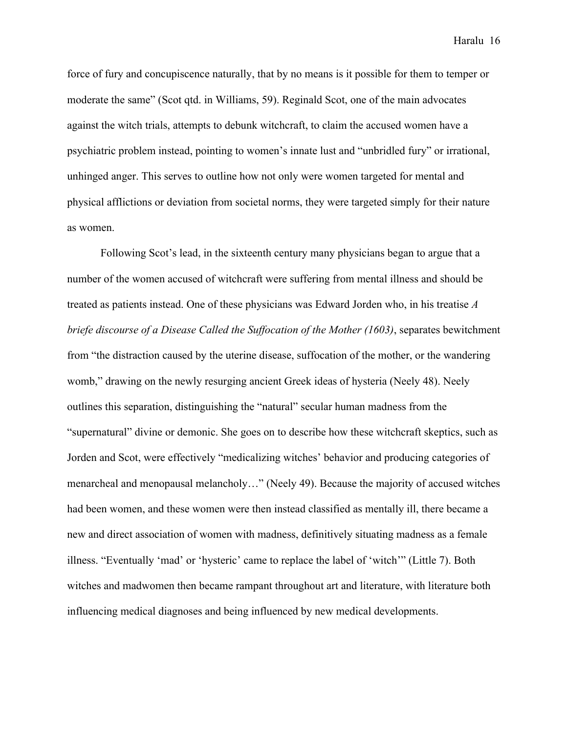force of fury and concupiscence naturally, that by no means is it possible for them to temper or moderate the same" (Scot qtd. in Williams, 59). Reginald Scot, one of the main advocates against the witch trials, attempts to debunk witchcraft, to claim the accused women have a psychiatric problem instead, pointing to women's innate lust and "unbridled fury" or irrational, unhinged anger. This serves to outline how not only were women targeted for mental and physical afflictions or deviation from societal norms, they were targeted simply for their nature as women.

Following Scot's lead, in the sixteenth century many physicians began to argue that a number of the women accused of witchcraft were suffering from mental illness and should be treated as patients instead. One of these physicians was Edward Jorden who, in his treatise *A briefe discourse of a Disease Called the Suffocation of the Mother (1603)*, separates bewitchment from "the distraction caused by the uterine disease, suffocation of the mother, or the wandering womb," drawing on the newly resurging ancient Greek ideas of hysteria (Neely 48). Neely outlines this separation, distinguishing the "natural" secular human madness from the "supernatural" divine or demonic. She goes on to describe how these witchcraft skeptics, such as Jorden and Scot, were effectively "medicalizing witches' behavior and producing categories of menarcheal and menopausal melancholy…" (Neely 49). Because the majority of accused witches had been women, and these women were then instead classified as mentally ill, there became a new and direct association of women with madness, definitively situating madness as a female illness. "Eventually 'mad' or 'hysteric' came to replace the label of 'witch'" (Little 7). Both witches and madwomen then became rampant throughout art and literature, with literature both influencing medical diagnoses and being influenced by new medical developments.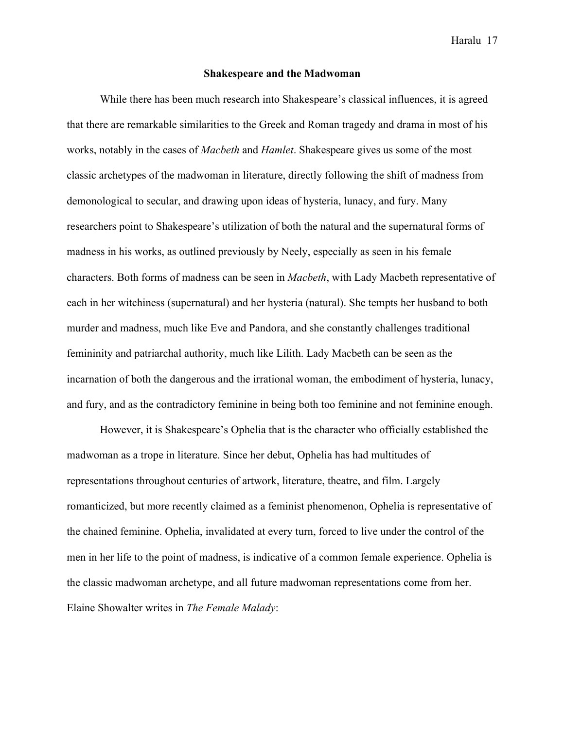## Shakespeare and the Madwoman

While there has been much research into Shakespeare's classical influences, it is agreed that there are remarkable similarities to the Greek and Roman tragedy and drama in most of his works, notably in the cases of *Macbeth* and *Hamlet*. Shakespeare gives us some of the most classic archetypes of the madwoman in literature, directly following the shift of madness from demonological to secular, and drawing upon ideas of hysteria, lunacy, and fury. Many researchers point to Shakespeare's utilization of both the natural and the supernatural forms of madness in his works, as outlined previously by Neely, especially as seen in his female characters. Both forms of madness can be seen in *Macbeth*, with Lady Macbeth representative of each in her witchiness (supernatural) and her hysteria (natural). She tempts her husband to both murder and madness, much like Eve and Pandora, and she constantly challenges traditional femininity and patriarchal authority, much like Lilith. Lady Macbeth can be seen as the incarnation of both the dangerous and the irrational woman, the embodiment of hysteria, lunacy, and fury, and as the contradictory feminine in being both too feminine and not feminine enough.

However, it is Shakespeare's Ophelia that is the character who officially established the madwoman as a trope in literature. Since her debut, Ophelia has had multitudes of representations throughout centuries of artwork, literature, theatre, and film. Largely romanticized, but more recently claimed as a feminist phenomenon, Ophelia is representative of the chained feminine. Ophelia, invalidated at every turn, forced to live under the control of the men in her life to the point of madness, is indicative of a common female experience. Ophelia is the classic madwoman archetype, and all future madwoman representations come from her. Elaine Showalter writes in *The Female Malady*: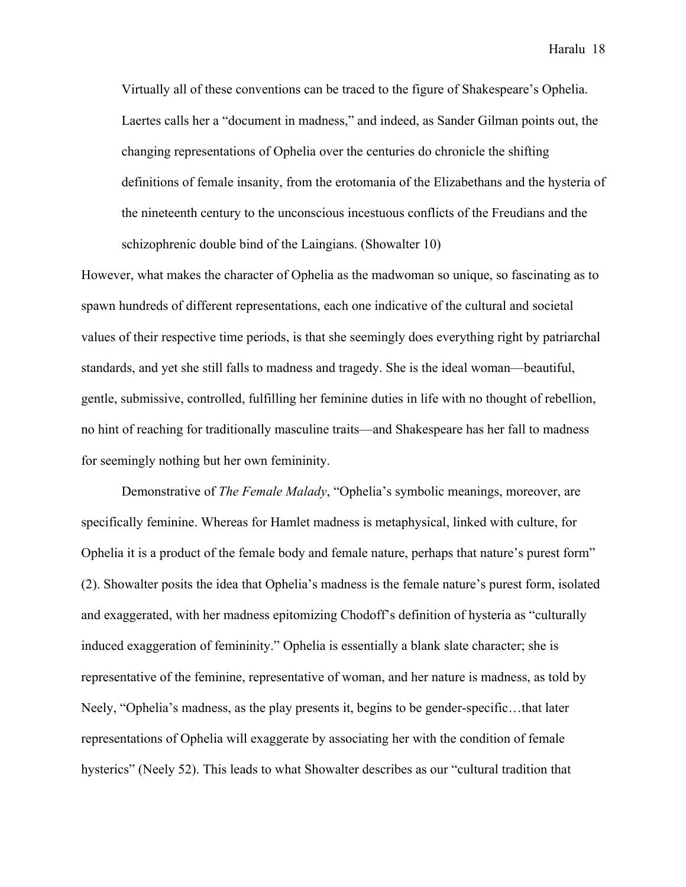> Virtually all of these conventions can be traced to the figure of Shakespeare's Ophelia. Laertes calls her a "document in madness," and indeed, as Sander Gilman points out, the changing representations of Ophelia over the centuries do chronicle the shifting definitions of female insanity, from the erotomania of the Elizabethans and the hysteria of the nineteenth century to the unconscious incestuous conflicts of the Freudians and the schizophrenic double bind of the Laingians. (Showalter 10)

However, what makes the character of Ophelia as the madwoman so unique, so fascinating as to spawn hundreds of different representations, each one indicative of the cultural and societal values of their respective time periods, is that she seemingly does everything right by patriarchal standards, and yet she still falls to madness and tragedy. She is the ideal woman—beautiful, gentle, submissive, controlled, fulfilling her feminine duties in life with no thought of rebellion, no hint of reaching for traditionally masculine traits—and Shakespeare has her fall to madness for seemingly nothing but her own femininity.

Demonstrative of *The Female Malady*, "Ophelia's symbolic meanings, moreover, are specifically feminine. Whereas for Hamlet madness is metaphysical, linked with culture, for Ophelia it is a product of the female body and female nature, perhaps that nature's purest form" (2). Showalter posits the idea that Ophelia's madness is the female nature's purest form, isolated and exaggerated, with her madness epitomizing Chodoff's definition of hysteria as "culturally induced exaggeration of femininity." Ophelia is essentially a blank slate character; she is representative of the feminine, representative of woman, and her nature is madness, as told by Neely, "Ophelia's madness, as the play presents it, begins to be gender-specific…that later representations of Ophelia will exaggerate by associating her with the condition of female hysterics" (Neely 52). This leads to what Showalter describes as our "cultural tradition that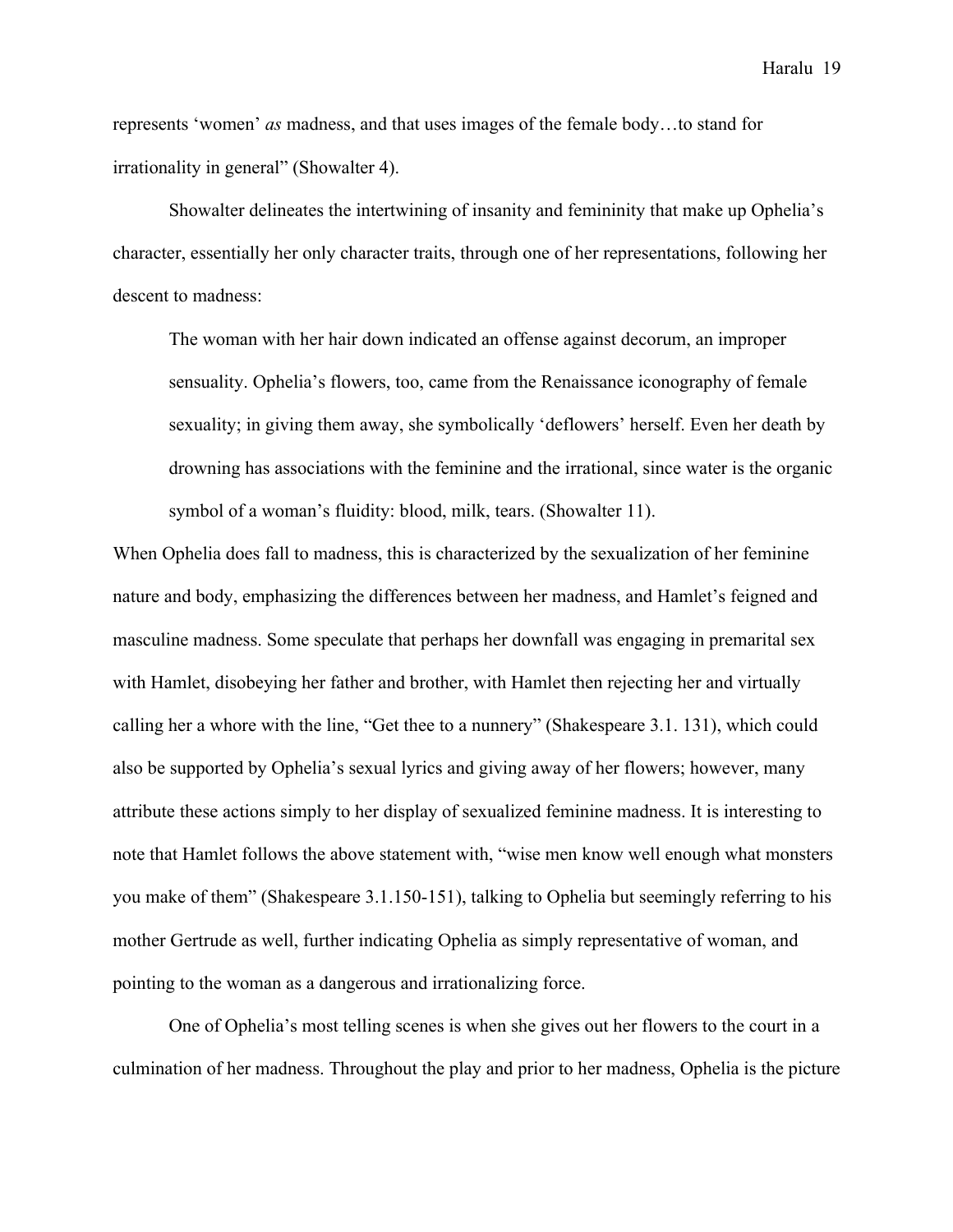represents 'women' *as* madness, and that uses images of the female body…to stand for irrationality in general" (Showalter 4).

Showalter delineates the intertwining of insanity and femininity that make up Ophelia's character, essentially her only character traits, through one of her representations, following her descent to madness:

> The woman with her hair down indicated an offense against decorum, an improper sensuality. Ophelia's flowers, too, came from the Renaissance iconography of female sexuality; in giving them away, she symbolically 'deflowers' herself. Even her death by drowning has associations with the feminine and the irrational, since water is the organic symbol of a woman's fluidity: blood, milk, tears. (Showalter 11).

When Ophelia does fall to madness, this is characterized by the sexualization of her feminine nature and body, emphasizing the differences between her madness, and Hamlet's feigned and masculine madness. Some speculate that perhaps her downfall was engaging in premarital sex with Hamlet, disobeying her father and brother, with Hamlet then rejecting her and virtually calling her a whore with the line, "Get thee to a nunnery" (Shakespeare 3.1. 131), which could also be supported by Ophelia's sexual lyrics and giving away of her flowers; however, many attribute these actions simply to her display of sexualized feminine madness. It is interesting to note that Hamlet follows the above statement with, "wise men know well enough what monsters you make of them" (Shakespeare 3.1.150-151), talking to Ophelia but seemingly referring to his mother Gertrude as well, further indicating Ophelia as simply representative of woman, and pointing to the woman as a dangerous and irrationalizing force.

One of Ophelia's most telling scenes is when she gives out her flowers to the court in a culmination of her madness. Throughout the play and prior to her madness, Ophelia is the picture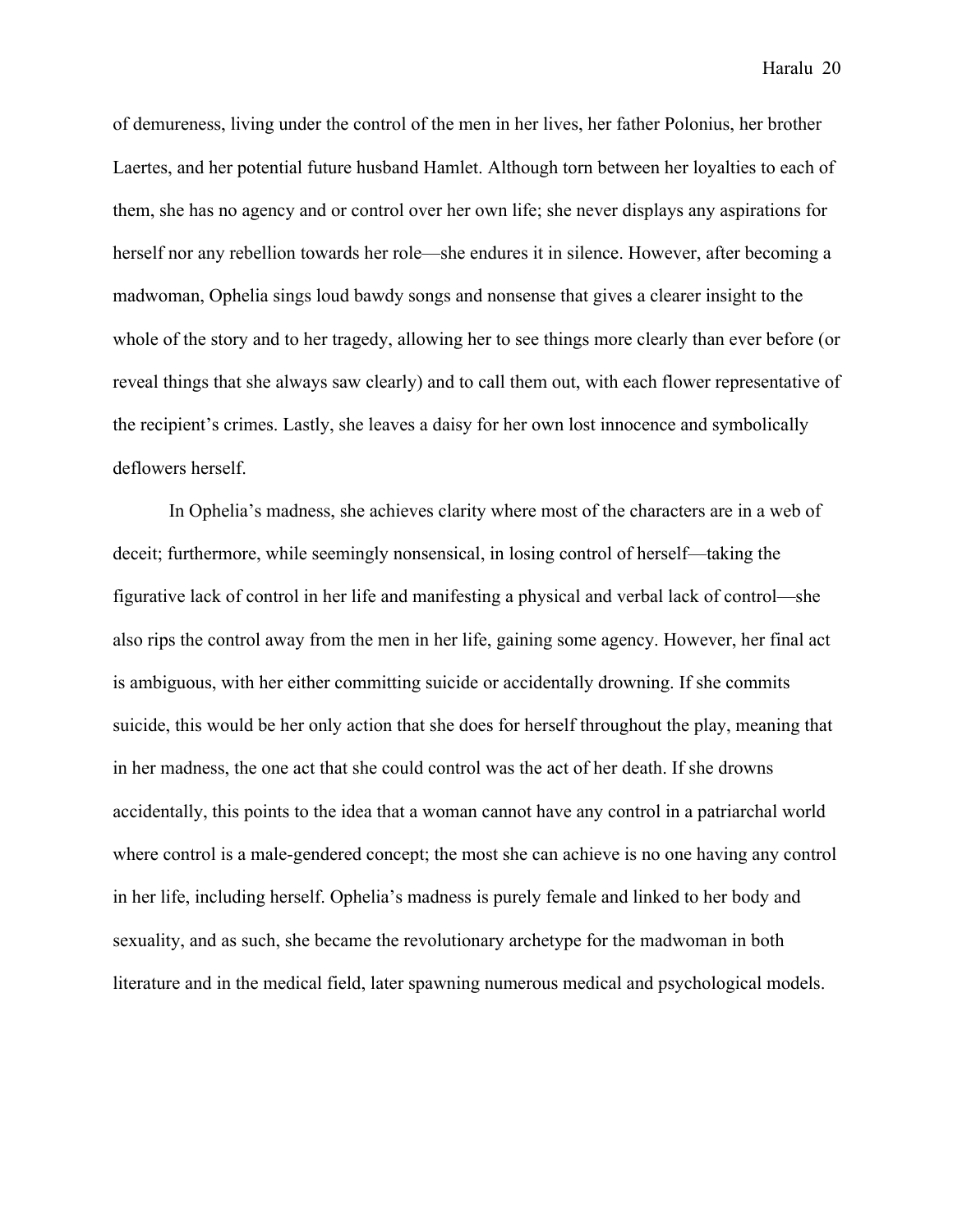of demureness, living under the control of the men in her lives, her father Polonius, her brother Laertes, and her potential future husband Hamlet. Although torn between her loyalties to each of them, she has no agency and or control over her own life; she never displays any aspirations for herself nor any rebellion towards her role—she endures it in silence. However, after becoming a madwoman, Ophelia sings loud bawdy songs and nonsense that gives a clearer insight to the whole of the story and to her tragedy, allowing her to see things more clearly than ever before (or reveal things that she always saw clearly) and to call them out, with each flower representative of the recipient's crimes. Lastly, she leaves a daisy for her own lost innocence and symbolically deflowers herself.

In Ophelia's madness, she achieves clarity where most of the characters are in a web of deceit; furthermore, while seemingly nonsensical, in losing control of herself—taking the figurative lack of control in her life and manifesting a physical and verbal lack of control—she also rips the control away from the men in her life, gaining some agency. However, her final act is ambiguous, with her either committing suicide or accidentally drowning. If she commits suicide, this would be her only action that she does for herself throughout the play, meaning that in her madness, the one act that she could control was the act of her death. If she drowns accidentally, this points to the idea that a woman cannot have any control in a patriarchal world where control is a male-gendered concept; the most she can achieve is no one having any control in her life, including herself. Ophelia's madness is purely female and linked to her body and sexuality, and as such, she became the revolutionary archetype for the madwoman in both literature and in the medical field, later spawning numerous medical and psychological models.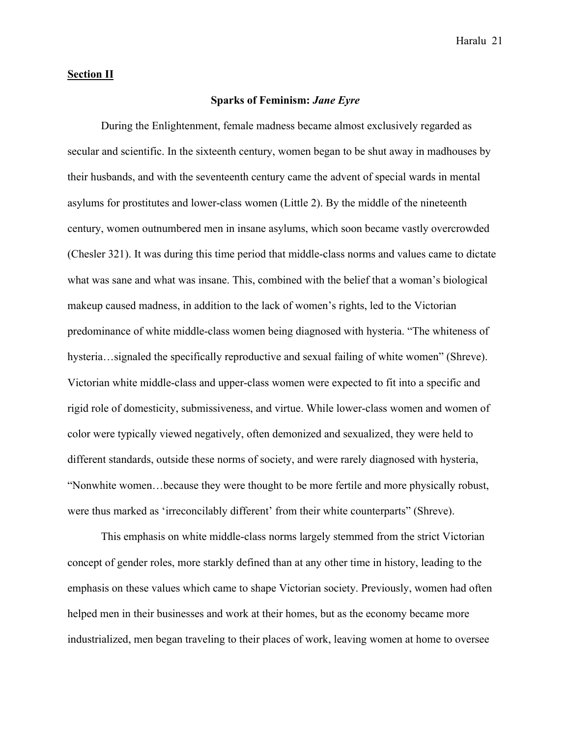## **Section II**

### Sparks of Feminism: *Jane Eyre*

During the Enlightenment, female madness became almost exclusively regarded as secular and scientific. In the sixteenth century, women began to be shut away in madhouses by their husbands, and with the seventeenth century came the advent of special wards in mental asylums for prostitutes and lower-class women (Little 2). By the middle of the nineteenth century, women outnumbered men in insane asylums, which soon became vastly overcrowded (Chesler 321). It was during this time period that middle-class norms and values came to dictate what was sane and what was insane. This, combined with the belief that a woman's biological makeup caused madness, in addition to the lack of women's rights, led to the Victorian predominance of white middle-class women being diagnosed with hysteria. "The whiteness of hysteria…signaled the specifically reproductive and sexual failing of white women" (Shreve). Victorian white middle-class and upper-class women were expected to fit into a specific and rigid role of domesticity, submissiveness, and virtue. While lower-class women and women of color were typically viewed negatively, often demonized and sexualized, they were held to different standards, outside these norms of society, and were rarely diagnosed with hysteria, "Nonwhite women…because they were thought to be more fertile and more physically robust, were thus marked as 'irreconcilably different' from their white counterparts" (Shreve).

This emphasis on white middle-class norms largely stemmed from the strict Victorian concept of gender roles, more starkly defined than at any other time in history, leading to the emphasis on these values which came to shape Victorian society. Previously, women had often helped men in their businesses and work at their homes, but as the economy became more industrialized, men began traveling to their places of work, leaving women at home to oversee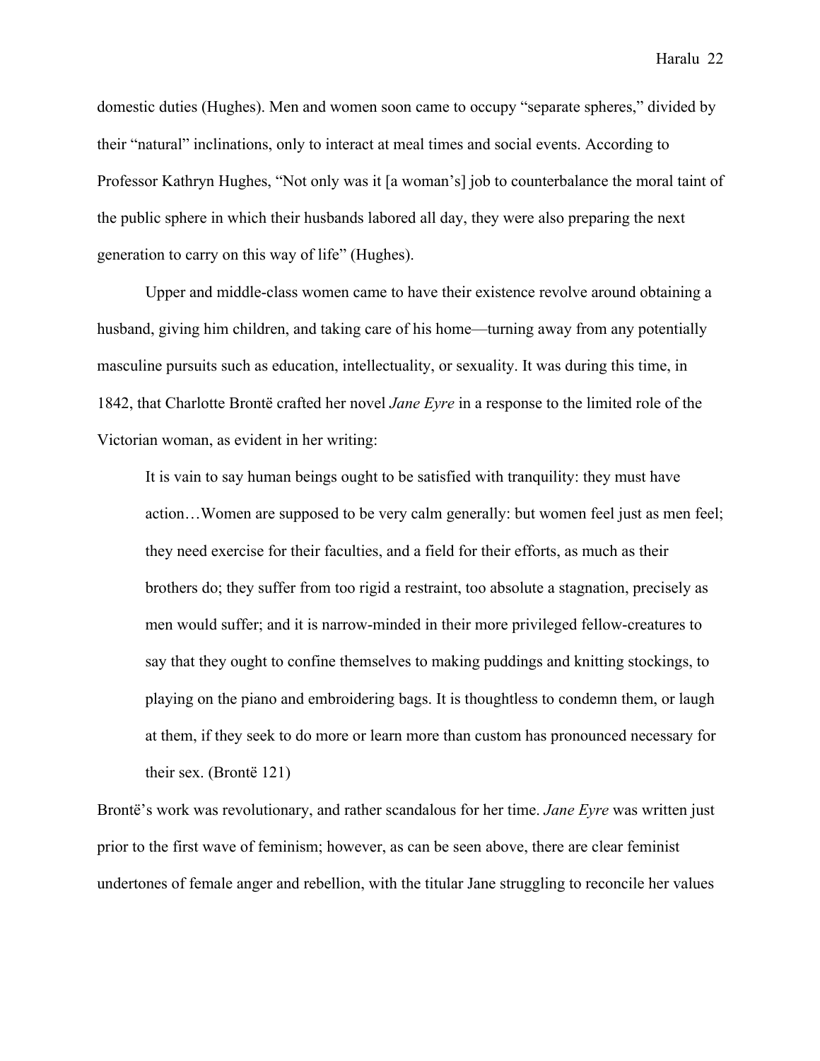domestic duties (Hughes). Men and women soon came to occupy “separate spheres,” divided by their “natural” inclinations, only to interact at meal times and social events. According to Professor Kathryn Hughes, “Not only was it [a woman’s] job to counterbalance the moral taint of the public sphere in which their husbands labored all day, they were also preparing the next generation to carry on this way of life” (Hughes).

Upper and middle-class women came to have their existence revolve around obtaining a husband, giving him children, and taking care of his home—turning away from any potentially masculine pursuits such as education, intellectuality, or sexuality. It was during this time, in 1842, that Charlotte Brontë crafted her novel *Jane Eyre* in a response to the limited role of the Victorian woman, as evident in her writing:

> It is vain to say human beings ought to be satisfied with tranquility: they must have action…Women are supposed to be very calm generally: but women feel just as men feel; they need exercise for their faculties, and a field for their efforts, as much as their brothers do; they suffer from too rigid a restraint, too absolute a stagnation, precisely as men would suffer; and it is narrow-minded in their more privileged fellow-creatures to say that they ought to confine themselves to making puddings and knitting stockings, to playing on the piano and embroidering bags. It is thoughtless to condemn them, or laugh at them, if they seek to do more or learn more than custom has pronounced necessary for their sex. (Brontë 121)

Brontë’s work was revolutionary, and rather scandalous for her time. *Jane Eyre* was written just prior to the first wave of feminism; however, as can be seen above, there are clear feminist undertones of female anger and rebellion, with the titular Jane struggling to reconcile her values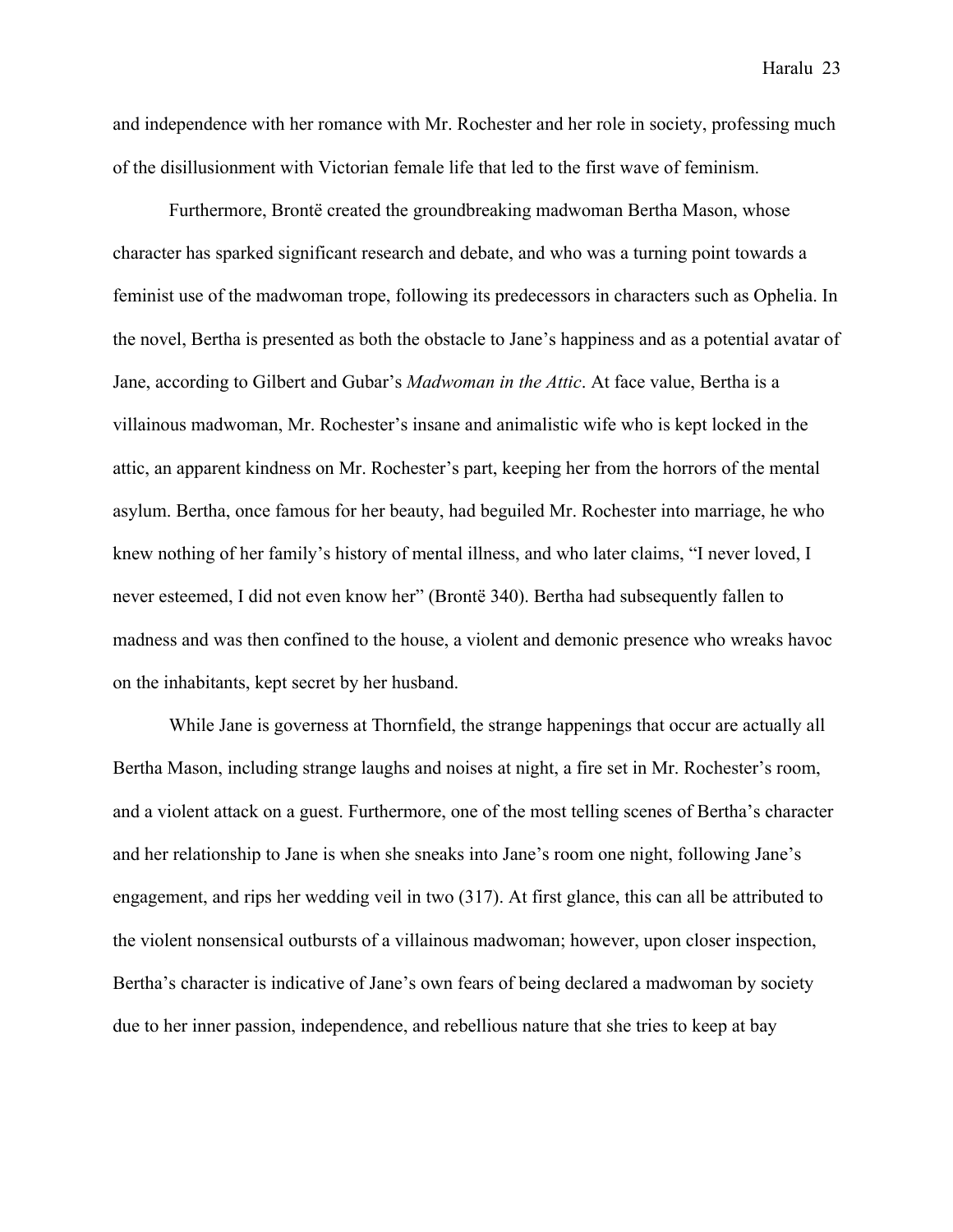and independence with her romance with Mr. Rochester and her role in society, professing much of the disillusionment with Victorian female life that led to the first wave of feminism.

Furthermore, Brontë created the groundbreaking madwoman Bertha Mason, whose character has sparked significant research and debate, and who was a turning point towards a feminist use of the madwoman trope, following its predecessors in characters such as Ophelia. In the novel, Bertha is presented as both the obstacle to Jane's happiness and as a potential avatar of Jane, according to Gilbert and Gubar's *Madwoman in the Attic*. At face value, Bertha is a villainous madwoman, Mr. Rochester's insane and animalistic wife who is kept locked in the attic, an apparent kindness on Mr. Rochester's part, keeping her from the horrors of the mental asylum. Bertha, once famous for her beauty, had beguiled Mr. Rochester into marriage, he who knew nothing of her family's history of mental illness, and who later claims, "I never loved, I never esteemed, I did not even know her" (Brontë 340). Bertha had subsequently fallen to madness and was then confined to the house, a violent and demonic presence who wreaks havoc on the inhabitants, kept secret by her husband.

While Jane is governess at Thornfield, the strange happenings that occur are actually all Bertha Mason, including strange laughs and noises at night, a fire set in Mr. Rochester's room, and a violent attack on a guest. Furthermore, one of the most telling scenes of Bertha's character and her relationship to Jane is when she sneaks into Jane's room one night, following Jane's engagement, and rips her wedding veil in two (317). At first glance, this can all be attributed to the violent nonsensical outbursts of a villainous madwoman; however, upon closer inspection, Bertha's character is indicative of Jane's own fears of being declared a madwoman by society due to her inner passion, independence, and rebellious nature that she tries to keep at bay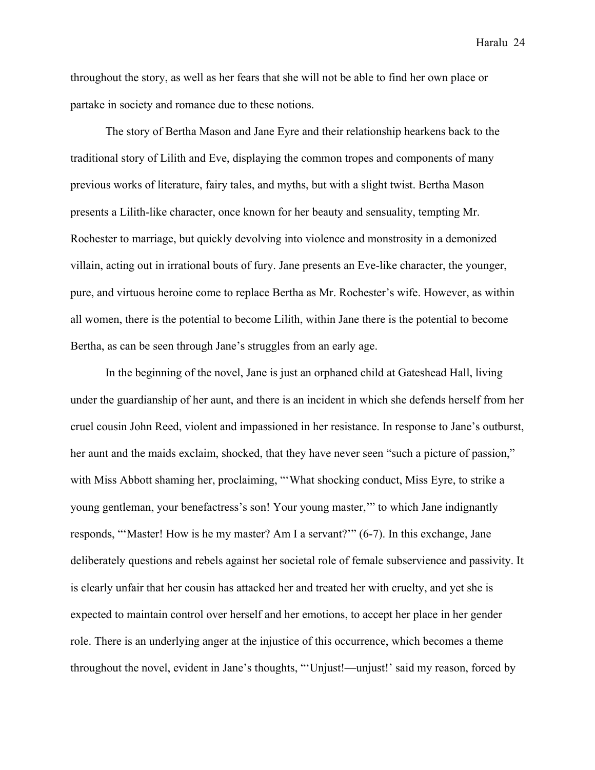throughout the story, as well as her fears that she will not be able to find her own place or partake in society and romance due to these notions.

The story of Bertha Mason and Jane Eyre and their relationship hearkens back to the traditional story of Lilith and Eve, displaying the common tropes and components of many previous works of literature, fairy tales, and myths, but with a slight twist. Bertha Mason presents a Lilith-like character, once known for her beauty and sensuality, tempting Mr. Rochester to marriage, but quickly devolving into violence and monstrosity in a demonized villain, acting out in irrational bouts of fury. Jane presents an Eve-like character, the younger, pure, and virtuous heroine come to replace Bertha as Mr. Rochester's wife. However, as within all women, there is the potential to become Lilith, within Jane there is the potential to become Bertha, as can be seen through Jane's struggles from an early age.

In the beginning of the novel, Jane is just an orphaned child at Gateshead Hall, living under the guardianship of her aunt, and there is an incident in which she defends herself from her cruel cousin John Reed, violent and impassioned in her resistance. In response to Jane's outburst, her aunt and the maids exclaim, shocked, that they have never seen "such a picture of passion," with Miss Abbott shaming her, proclaiming, "'What shocking conduct, Miss Eyre, to strike a young gentleman, your benefactress's son! Your young master,'" to which Jane indignantly responds, "'Master! How is he my master? Am I a servant?'" (6-7). In this exchange, Jane deliberately questions and rebels against her societal role of female subservience and passivity. It is clearly unfair that her cousin has attacked her and treated her with cruelty, and yet she is expected to maintain control over herself and her emotions, to accept her place in her gender role. There is an underlying anger at the injustice of this occurrence, which becomes a theme throughout the novel, evident in Jane's thoughts, "'Unjust!—unjust!' said my reason, forced by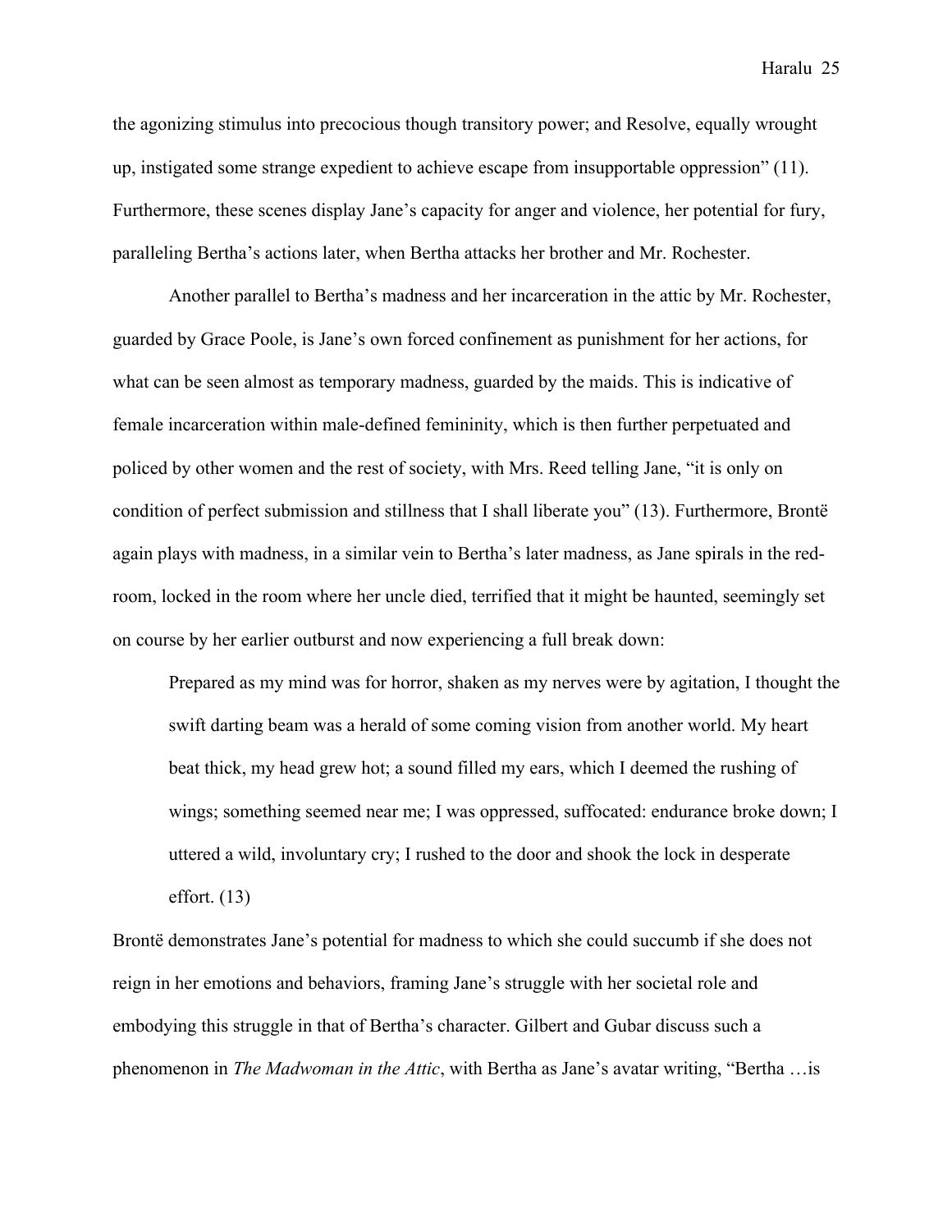the agonizing stimulus into precocious though transitory power; and Resolve, equally wrought up, instigated some strange expedient to achieve escape from insupportable oppression" (11). Furthermore, these scenes display Jane's capacity for anger and violence, her potential for fury, paralleling Bertha's actions later, when Bertha attacks her brother and Mr. Rochester.

Another parallel to Bertha's madness and her incarceration in the attic by Mr. Rochester, guarded by Grace Poole, is Jane's own forced confinement as punishment for her actions, for what can be seen almost as temporary madness, guarded by the maids. This is indicative of female incarceration within male-defined femininity, which is then further perpetuated and policed by other women and the rest of society, with Mrs. Reed telling Jane, "it is only on condition of perfect submission and stillness that I shall liberate you" (13). Furthermore, Brontë again plays with madness, in a similar vein to Bertha's later madness, as Jane spirals in the red-room, locked in the room where her uncle died, terrified that it might be haunted, seemingly set on course by her earlier outburst and now experiencing a full break down:

> Prepared as my mind was for horror, shaken as my nerves were by agitation, I thought the swift darting beam was a herald of some coming vision from another world. My heart beat thick, my head grew hot; a sound filled my ears, which I deemed the rushing of wings; something seemed near me; I was oppressed, suffocated: endurance broke down; I uttered a wild, involuntary cry; I rushed to the door and shook the lock in desperate effort. (13)

Brontë demonstrates Jane's potential for madness to which she could succumb if she does not reign in her emotions and behaviors, framing Jane's struggle with her societal role and embodying this struggle in that of Bertha's character. Gilbert and Gubar discuss such a phenomenon in *The Madwoman in the Attic*, with Bertha as Jane's avatar writing, "Bertha …is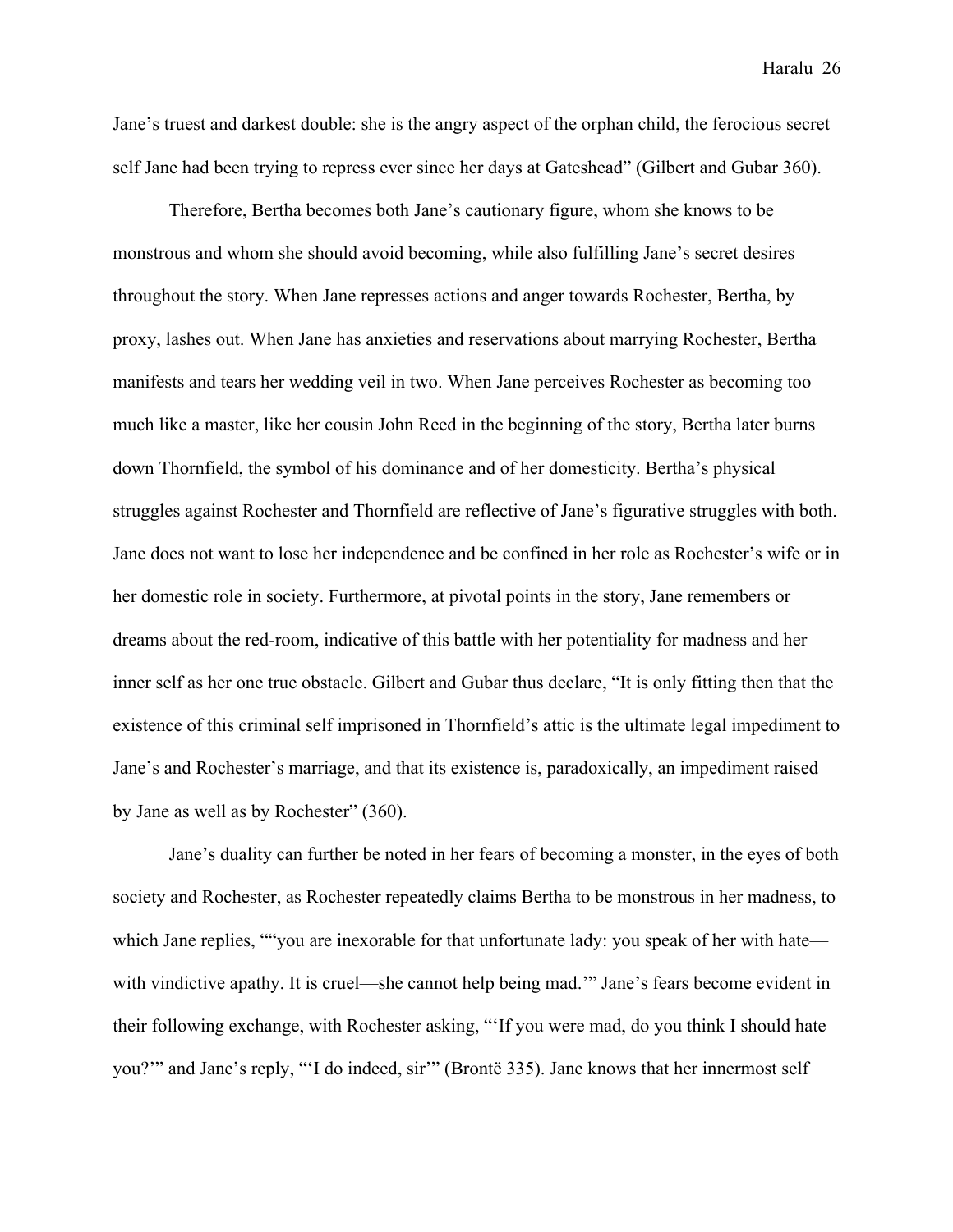Jane's truest and darkest double: she is the angry aspect of the orphan child, the ferocious secret self Jane had been trying to repress ever since her days at Gateshead" (Gilbert and Gubar 360).

Therefore, Bertha becomes both Jane's cautionary figure, whom she knows to be monstrous and whom she should avoid becoming, while also fulfilling Jane's secret desires throughout the story. When Jane represses actions and anger towards Rochester, Bertha, by proxy, lashes out. When Jane has anxieties and reservations about marrying Rochester, Bertha manifests and tears her wedding veil in two. When Jane perceives Rochester as becoming too much like a master, like her cousin John Reed in the beginning of the story, Bertha later burns down Thornfield, the symbol of his dominance and of her domesticity. Bertha's physical struggles against Rochester and Thornfield are reflective of Jane's figurative struggles with both. Jane does not want to lose her independence and be confined in her role as Rochester's wife or in her domestic role in society. Furthermore, at pivotal points in the story, Jane remembers or dreams about the red-room, indicative of this battle with her potentiality for madness and her inner self as her one true obstacle. Gilbert and Gubar thus declare, "It is only fitting then that the existence of this criminal self imprisoned in Thornfield's attic is the ultimate legal impediment to Jane's and Rochester's marriage, and that its existence is, paradoxically, an impediment raised by Jane as well as by Rochester" (360).

Jane's duality can further be noted in her fears of becoming a monster, in the eyes of both society and Rochester, as Rochester repeatedly claims Bertha to be monstrous in her madness, to which Jane replies, ""you are inexorable for that unfortunate lady: you speak of her with hate—with vindictive apathy. It is cruel—she cannot help being mad.'" Jane's fears become evident in their following exchange, with Rochester asking, "'If you were mad, do you think I should hate you?'" and Jane's reply, "'I do indeed, sir'" (Brontë 335). Jane knows that her innermost self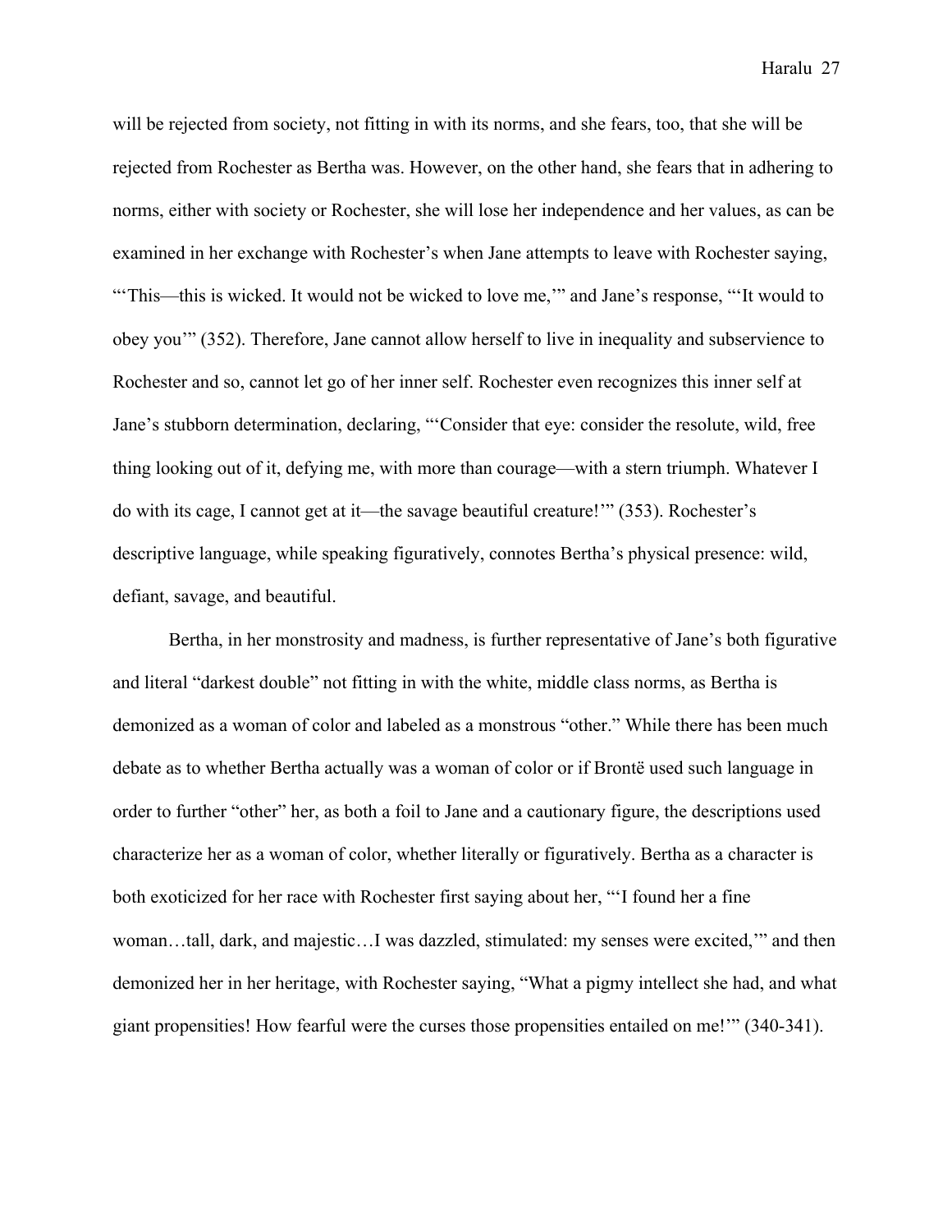will be rejected from society, not fitting in with its norms, and she fears, too, that she will be rejected from Rochester as Bertha was. However, on the other hand, she fears that in adhering to norms, either with society or Rochester, she will lose her independence and her values, as can be examined in her exchange with Rochester's when Jane attempts to leave with Rochester saying, "'This—this is wicked. It would not be wicked to love me,'" and Jane's response, "'It would to obey you'" (352). Therefore, Jane cannot allow herself to live in inequality and subservience to Rochester and so, cannot let go of her inner self. Rochester even recognizes this inner self at Jane's stubborn determination, declaring, "'Consider that eye: consider the resolute, wild, free thing looking out of it, defying me, with more than courage—with a stern triumph. Whatever I do with its cage, I cannot get at it—the savage beautiful creature!'" (353). Rochester's descriptive language, while speaking figuratively, connotes Bertha's physical presence: wild, defiant, savage, and beautiful.

Bertha, in her monstrosity and madness, is further representative of Jane's both figurative and literal "darkest double" not fitting in with the white, middle class norms, as Bertha is demonized as a woman of color and labeled as a monstrous "other." While there has been much debate as to whether Bertha actually was a woman of color or if Brontë used such language in order to further "other" her, as both a foil to Jane and a cautionary figure, the descriptions used characterize her as a woman of color, whether literally or figuratively. Bertha as a character is both exoticized for her race with Rochester first saying about her, "'I found her a fine woman…tall, dark, and majestic…I was dazzled, stimulated: my senses were excited,'" and then demonized her in her heritage, with Rochester saying, "What a pigmy intellect she had, and what giant propensities! How fearful were the curses those propensities entailed on me!'" (340-341).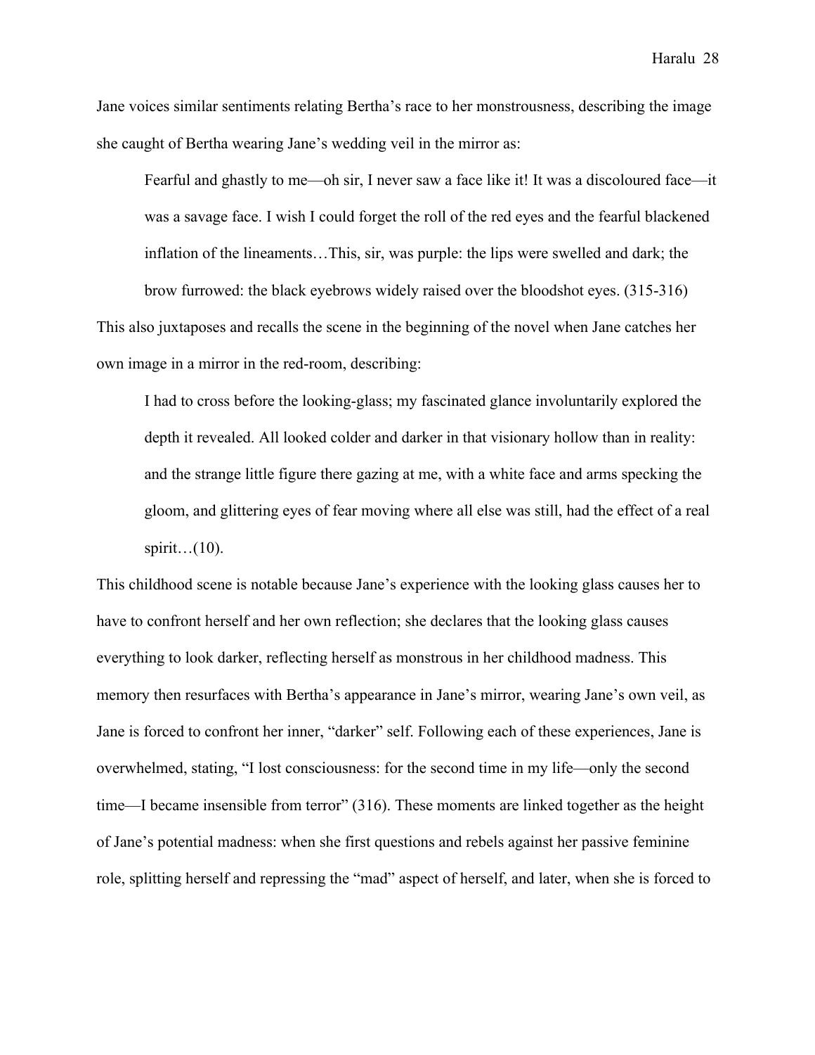Jane voices similar sentiments relating Bertha's race to her monstrousness, describing the image she caught of Bertha wearing Jane's wedding veil in the mirror as:

> Fearful and ghastly to me—oh sir, I never saw a face like it! It was a discoloured face—it was a savage face. I wish I could forget the roll of the red eyes and the fearful blackened inflation of the lineaments…This, sir, was purple: the lips were swelled and dark; the brow furrowed: the black eyebrows widely raised over the bloodshot eyes. (315-316)

This also juxtaposes and recalls the scene in the beginning of the novel when Jane catches her own image in a mirror in the red-room, describing:

> I had to cross before the looking-glass; my fascinated glance involuntarily explored the depth it revealed. All looked colder and darker in that visionary hollow than in reality: and the strange little figure there gazing at me, with a white face and arms specking the gloom, and glittering eyes of fear moving where all else was still, had the effect of a real spirit…(10).

This childhood scene is notable because Jane's experience with the looking glass causes her to have to confront herself and her own reflection; she declares that the looking glass causes everything to look darker, reflecting herself as monstrous in her childhood madness. This memory then resurfaces with Bertha's appearance in Jane's mirror, wearing Jane's own veil, as Jane is forced to confront her inner, "darker" self. Following each of these experiences, Jane is overwhelmed, stating, "I lost consciousness: for the second time in my life—only the second time—I became insensible from terror" (316). These moments are linked together as the height of Jane's potential madness: when she first questions and rebels against her passive feminine role, splitting herself and repressing the "mad" aspect of herself, and later, when she is forced to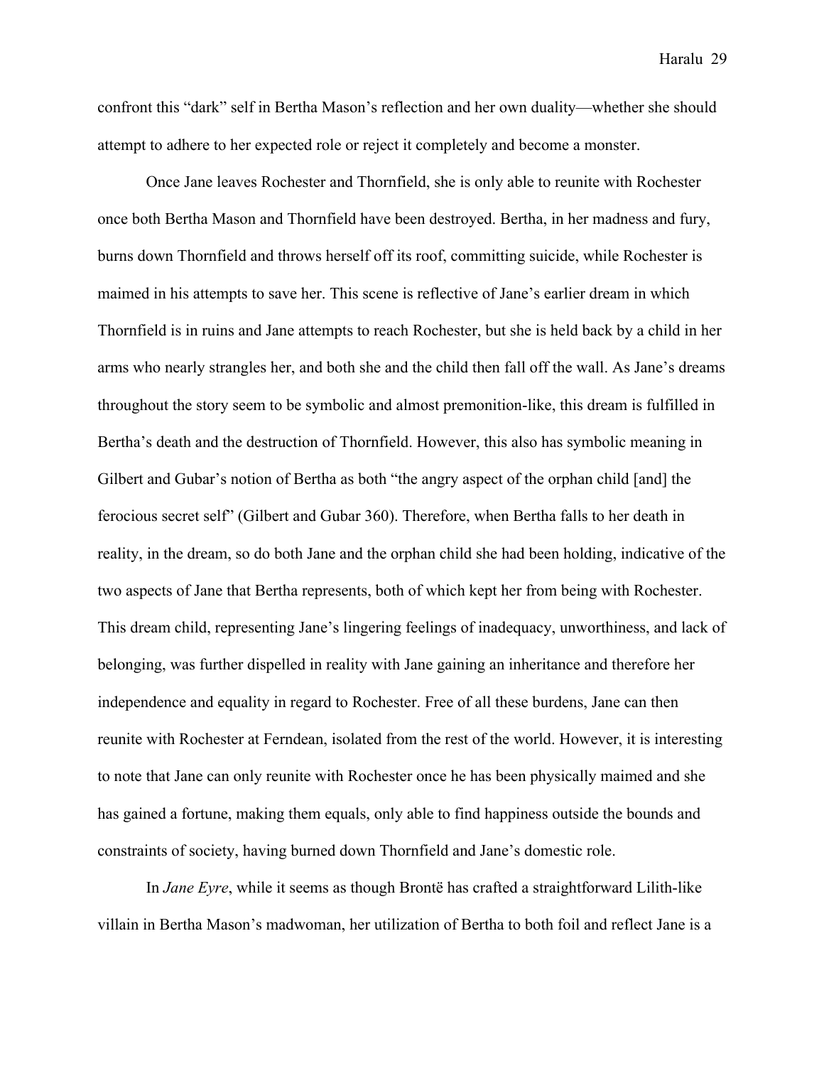confront this "dark" self in Bertha Mason's reflection and her own duality—whether she should attempt to adhere to her expected role or reject it completely and become a monster.

Once Jane leaves Rochester and Thornfield, she is only able to reunite with Rochester once both Bertha Mason and Thornfield have been destroyed. Bertha, in her madness and fury, burns down Thornfield and throws herself off its roof, committing suicide, while Rochester is maimed in his attempts to save her. This scene is reflective of Jane's earlier dream in which Thornfield is in ruins and Jane attempts to reach Rochester, but she is held back by a child in her arms who nearly strangles her, and both she and the child then fall off the wall. As Jane's dreams throughout the story seem to be symbolic and almost premonition-like, this dream is fulfilled in Bertha's death and the destruction of Thornfield. However, this also has symbolic meaning in Gilbert and Gubar's notion of Bertha as both "the angry aspect of the orphan child [and] the ferocious secret self" (Gilbert and Gubar 360). Therefore, when Bertha falls to her death in reality, in the dream, so do both Jane and the orphan child she had been holding, indicative of the two aspects of Jane that Bertha represents, both of which kept her from being with Rochester. This dream child, representing Jane's lingering feelings of inadequacy, unworthiness, and lack of belonging, was further dispelled in reality with Jane gaining an inheritance and therefore her independence and equality in regard to Rochester. Free of all these burdens, Jane can then reunite with Rochester at Ferndean, isolated from the rest of the world. However, it is interesting to note that Jane can only reunite with Rochester once he has been physically maimed and she has gained a fortune, making them equals, only able to find happiness outside the bounds and constraints of society, having burned down Thornfield and Jane's domestic role.

In *Jane Eyre*, while it seems as though Brontë has crafted a straightforward Lilith-like villain in Bertha Mason's madwoman, her utilization of Bertha to both foil and reflect Jane is a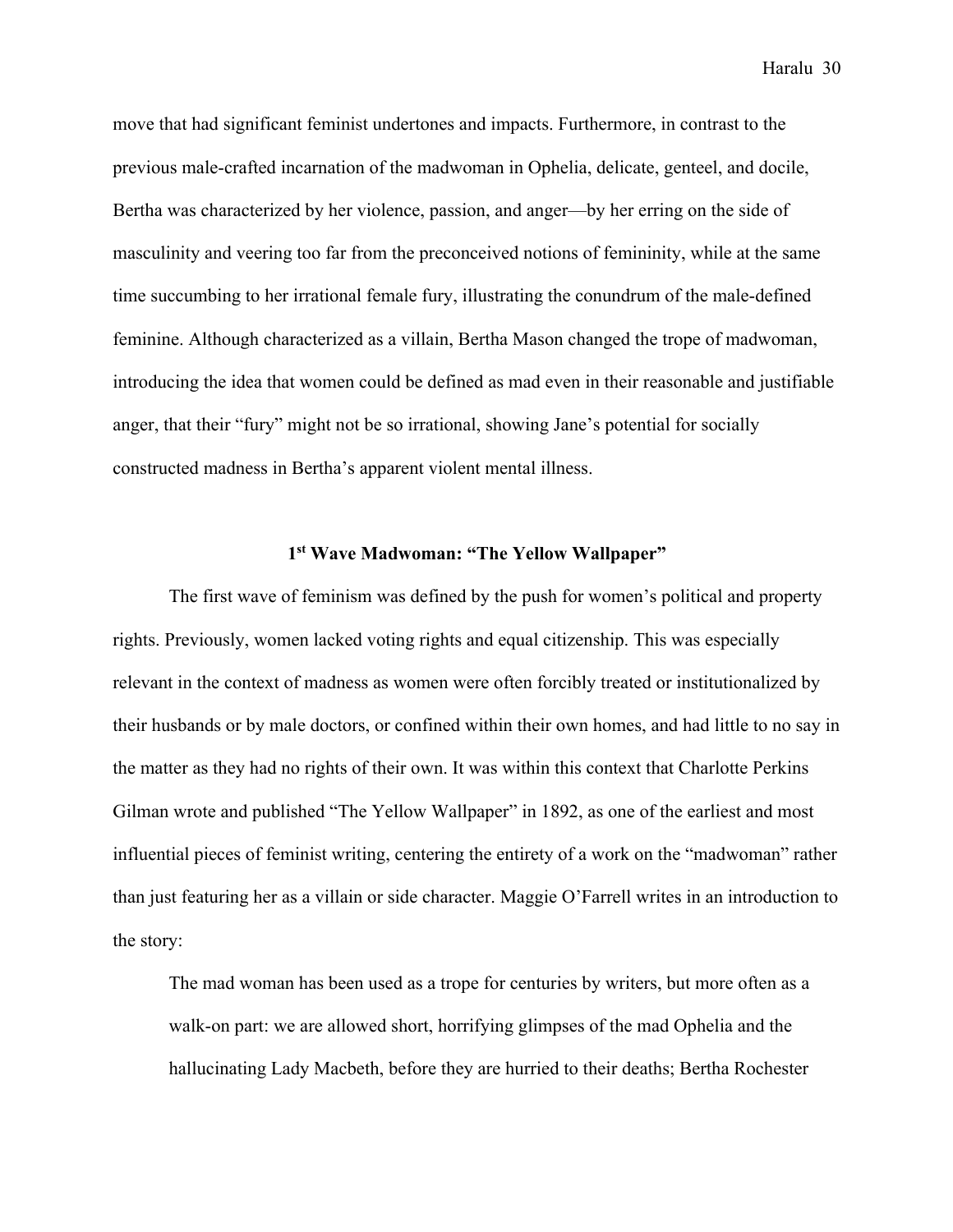move that had significant feminist undertones and impacts. Furthermore, in contrast to the previous male-crafted incarnation of the madwoman in Ophelia, delicate, genteel, and docile, Bertha was characterized by her violence, passion, and anger—by her erring on the side of masculinity and veering too far from the preconceived notions of femininity, while at the same time succumbing to her irrational female fury, illustrating the conundrum of the male-defined feminine. Although characterized as a villain, Bertha Mason changed the trope of madwoman, introducing the idea that women could be defined as mad even in their reasonable and justifiable anger, that their "fury" might not be so irrational, showing Jane's potential for socially constructed madness in Bertha's apparent violent mental illness.

## 1st Wave Madwoman: "The Yellow Wallpaper"

The first wave of feminism was defined by the push for women's political and property rights. Previously, women lacked voting rights and equal citizenship. This was especially relevant in the context of madness as women were often forcibly treated or institutionalized by their husbands or by male doctors, or confined within their own homes, and had little to no say in the matter as they had no rights of their own. It was within this context that Charlotte Perkins Gilman wrote and published "The Yellow Wallpaper" in 1892, as one of the earliest and most influential pieces of feminist writing, centering the entirety of a work on the "madwoman" rather than just featuring her as a villain or side character. Maggie O'Farrell writes in an introduction to the story:

> The mad woman has been used as a trope for centuries by writers, but more often as a walk-on part: we are allowed short, horrifying glimpses of the mad Ophelia and the hallucinating Lady Macbeth, before they are hurried to their deaths; Bertha Rochester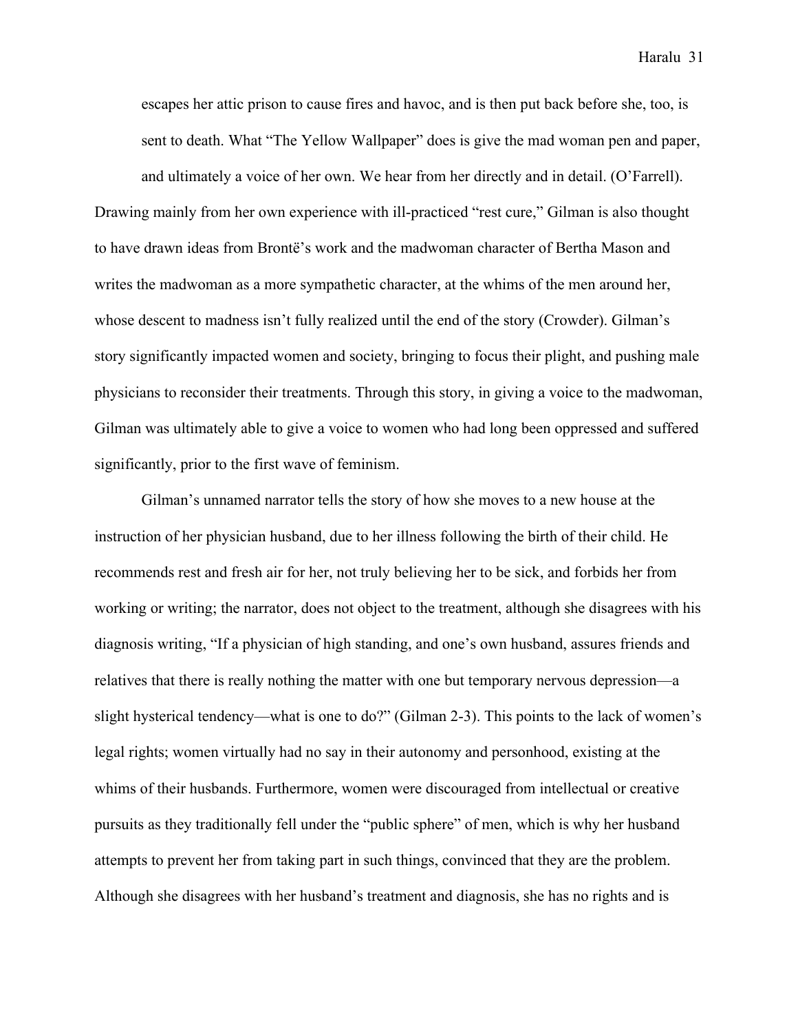> escapes her attic prison to cause fires and havoc, and is then put back before she, too, is sent to death. What "The Yellow Wallpaper" does is give the mad woman pen and paper, and ultimately a voice of her own. We hear from her directly and in detail. (O'Farrell).

Drawing mainly from her own experience with ill-practiced "rest cure," Gilman is also thought to have drawn ideas from Brontë's work and the madwoman character of Bertha Mason and writes the madwoman as a more sympathetic character, at the whims of the men around her, whose descent to madness isn't fully realized until the end of the story (Crowder). Gilman's story significantly impacted women and society, bringing to focus their plight, and pushing male physicians to reconsider their treatments. Through this story, in giving a voice to the madwoman, Gilman was ultimately able to give a voice to women who had long been oppressed and suffered significantly, prior to the first wave of feminism.

Gilman's unnamed narrator tells the story of how she moves to a new house at the instruction of her physician husband, due to her illness following the birth of their child. He recommends rest and fresh air for her, not truly believing her to be sick, and forbids her from working or writing; the narrator, does not object to the treatment, although she disagrees with his diagnosis writing, "If a physician of high standing, and one's own husband, assures friends and relatives that there is really nothing the matter with one but temporary nervous depression—a slight hysterical tendency—what is one to do?" (Gilman 2-3). This points to the lack of women's legal rights; women virtually had no say in their autonomy and personhood, existing at the whims of their husbands. Furthermore, women were discouraged from intellectual or creative pursuits as they traditionally fell under the "public sphere" of men, which is why her husband attempts to prevent her from taking part in such things, convinced that they are the problem. Although she disagrees with her husband's treatment and diagnosis, she has no rights and is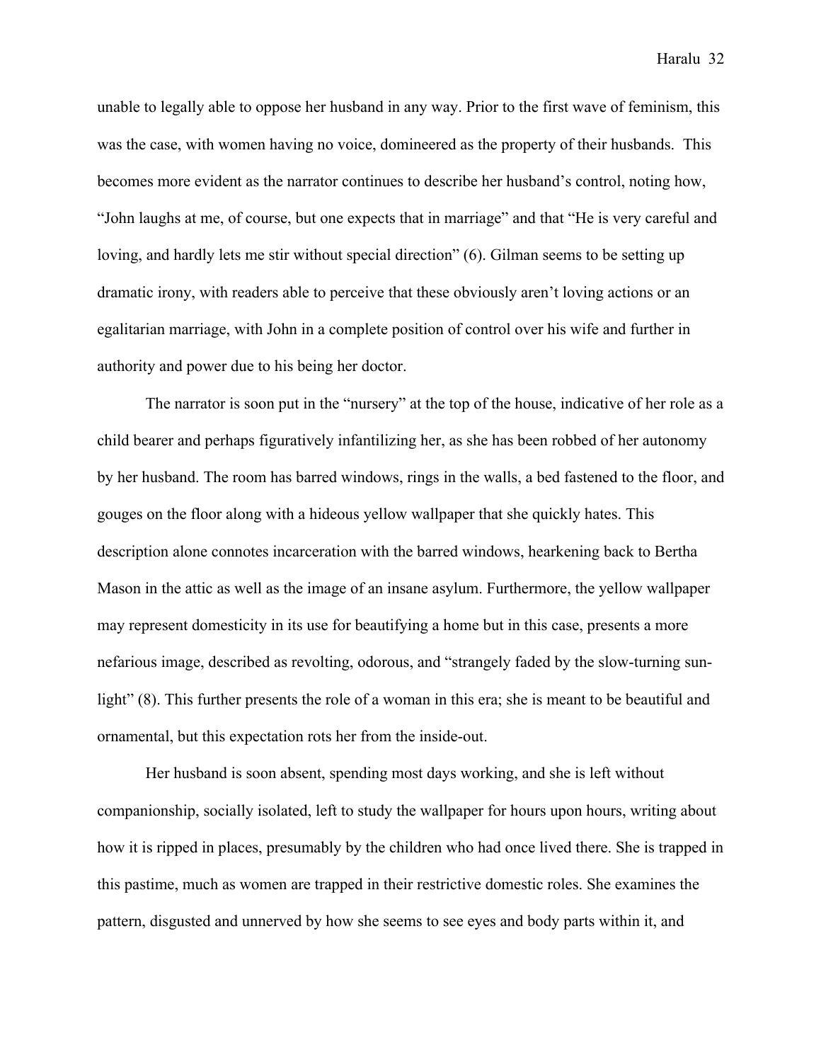unable to legally able to oppose her husband in any way. Prior to the first wave of feminism, this was the case, with women having no voice, domineered as the property of their husbands. This becomes more evident as the narrator continues to describe her husband's control, noting how, "John laughs at me, of course, but one expects that in marriage" and that "He is very careful and loving, and hardly lets me stir without special direction" (6). Gilman seems to be setting up dramatic irony, with readers able to perceive that these obviously aren't loving actions or an egalitarian marriage, with John in a complete position of control over his wife and further in authority and power due to his being her doctor.

The narrator is soon put in the "nursery" at the top of the house, indicative of her role as a child bearer and perhaps figuratively infantilizing her, as she has been robbed of her autonomy by her husband. The room has barred windows, rings in the walls, a bed fastened to the floor, and gouges on the floor along with a hideous yellow wallpaper that she quickly hates. This description alone connotes incarceration with the barred windows, hearkening back to Bertha Mason in the attic as well as the image of an insane asylum. Furthermore, the yellow wallpaper may represent domesticity in its use for beautifying a home but in this case, presents a more nefarious image, described as revolting, odorous, and "strangely faded by the slow-turning sun-light" (8). This further presents the role of a woman in this era; she is meant to be beautiful and ornamental, but this expectation rots her from the inside-out.

Her husband is soon absent, spending most days working, and she is left without companionship, socially isolated, left to study the wallpaper for hours upon hours, writing about how it is ripped in places, presumably by the children who had once lived there. She is trapped in this pastime, much as women are trapped in their restrictive domestic roles. She examines the pattern, disgusted and unnerved by how she seems to see eyes and body parts within it, and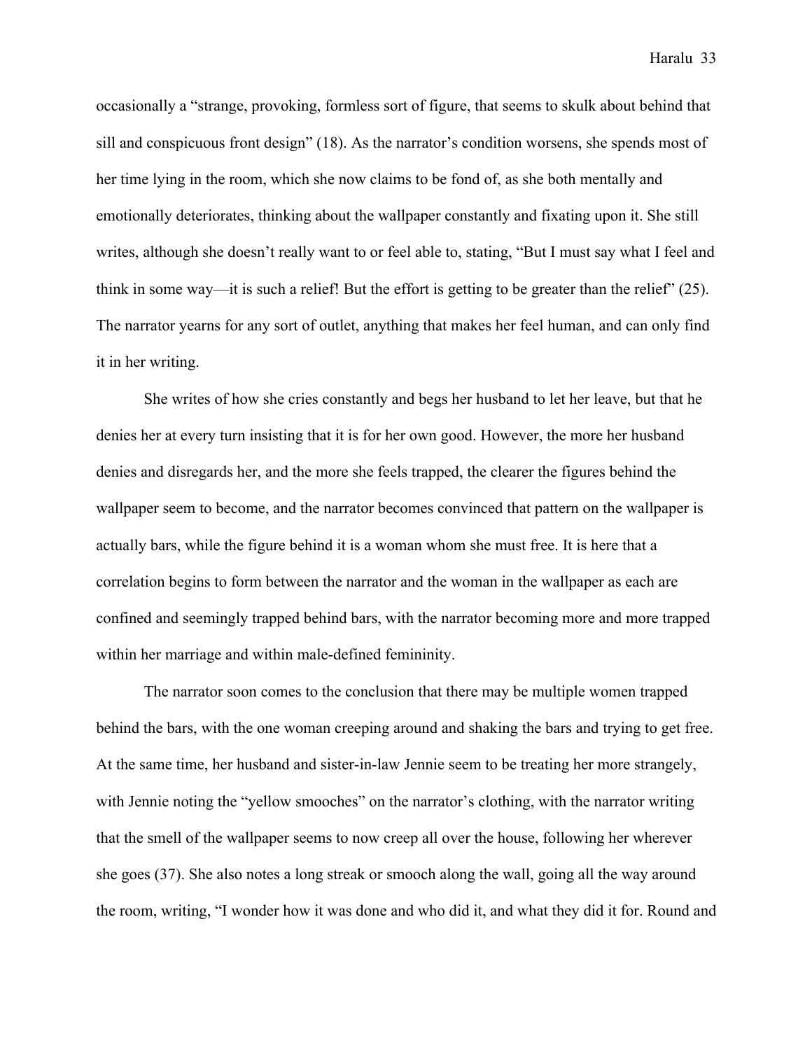occasionally a "strange, provoking, formless sort of figure, that seems to skulk about behind that sill and conspicuous front design" (18). As the narrator's condition worsens, she spends most of her time lying in the room, which she now claims to be fond of, as she both mentally and emotionally deteriorates, thinking about the wallpaper constantly and fixating upon it. She still writes, although she doesn't really want to or feel able to, stating, "But I must say what I feel and think in some way—it is such a relief! But the effort is getting to be greater than the relief" (25). The narrator yearns for any sort of outlet, anything that makes her feel human, and can only find it in her writing.

She writes of how she cries constantly and begs her husband to let her leave, but that he denies her at every turn insisting that it is for her own good. However, the more her husband denies and disregards her, and the more she feels trapped, the clearer the figures behind the wallpaper seem to become, and the narrator becomes convinced that pattern on the wallpaper is actually bars, while the figure behind it is a woman whom she must free. It is here that a correlation begins to form between the narrator and the woman in the wallpaper as each are confined and seemingly trapped behind bars, with the narrator becoming more and more trapped within her marriage and within male-defined femininity.

The narrator soon comes to the conclusion that there may be multiple women trapped behind the bars, with the one woman creeping around and shaking the bars and trying to get free. At the same time, her husband and sister-in-law Jennie seem to be treating her more strangely, with Jennie noting the "yellow smooches" on the narrator's clothing, with the narrator writing that the smell of the wallpaper seems to now creep all over the house, following her wherever she goes (37). She also notes a long streak or smooch along the wall, going all the way around the room, writing, "I wonder how it was done and who did it, and what they did it for. Round and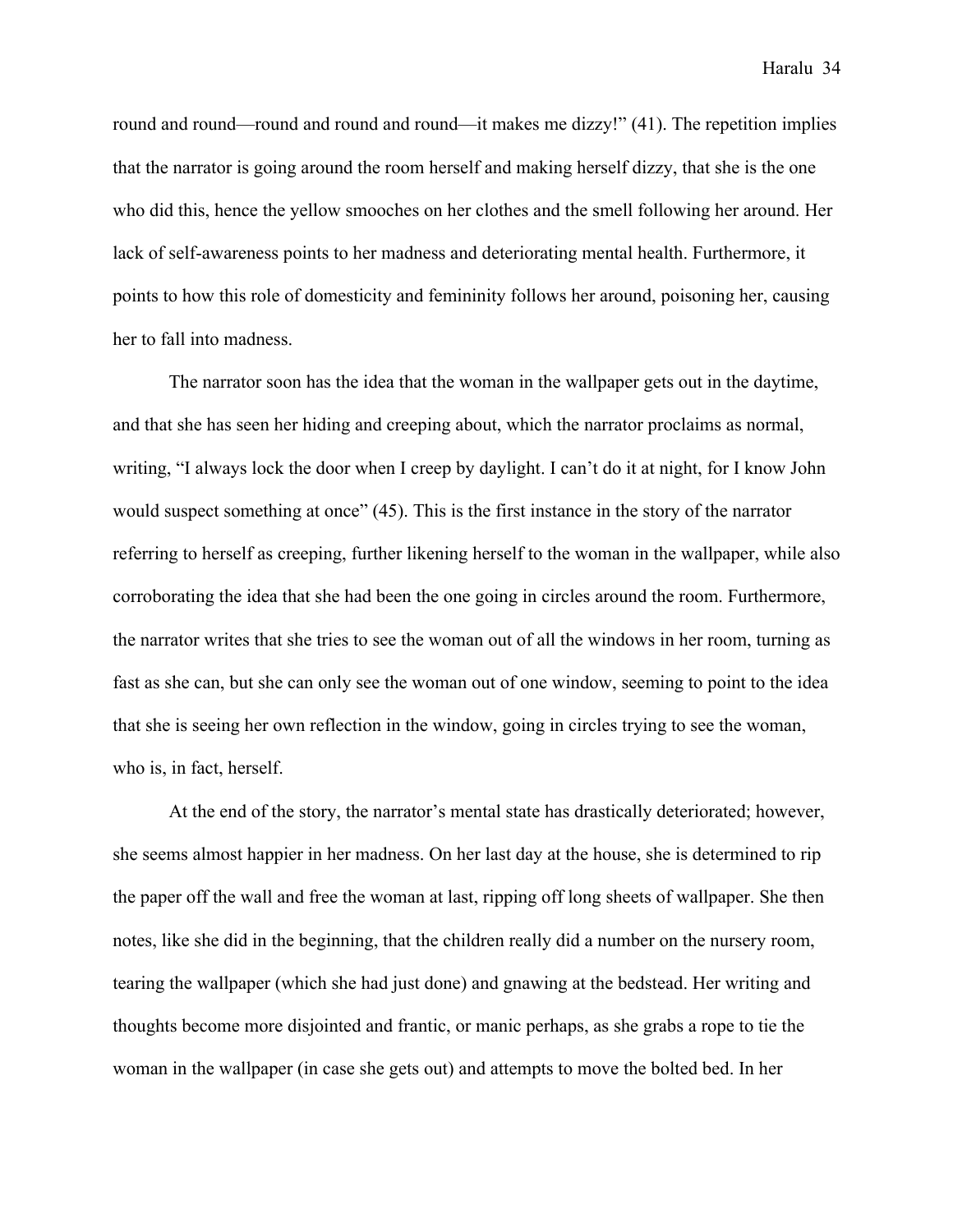round and round—round and round and round—it makes me dizzy!" (41). The repetition implies that the narrator is going around the room herself and making herself dizzy, that she is the one who did this, hence the yellow smooches on her clothes and the smell following her around. Her lack of self-awareness points to her madness and deteriorating mental health. Furthermore, it points to how this role of domesticity and femininity follows her around, poisoning her, causing her to fall into madness.

The narrator soon has the idea that the woman in the wallpaper gets out in the daytime, and that she has seen her hiding and creeping about, which the narrator proclaims as normal, writing, "I always lock the door when I creep by daylight. I can't do it at night, for I know John would suspect something at once" (45). This is the first instance in the story of the narrator referring to herself as creeping, further likening herself to the woman in the wallpaper, while also corroborating the idea that she had been the one going in circles around the room. Furthermore, the narrator writes that she tries to see the woman out of all the windows in her room, turning as fast as she can, but she can only see the woman out of one window, seeming to point to the idea that she is seeing her own reflection in the window, going in circles trying to see the woman, who is, in fact, herself.

At the end of the story, the narrator's mental state has drastically deteriorated; however, she seems almost happier in her madness. On her last day at the house, she is determined to rip the paper off the wall and free the woman at last, ripping off long sheets of wallpaper. She then notes, like she did in the beginning, that the children really did a number on the nursery room, tearing the wallpaper (which she had just done) and gnawing at the bedstead. Her writing and thoughts become more disjointed and frantic, or manic perhaps, as she grabs a rope to tie the woman in the wallpaper (in case she gets out) and attempts to move the bolted bed. In her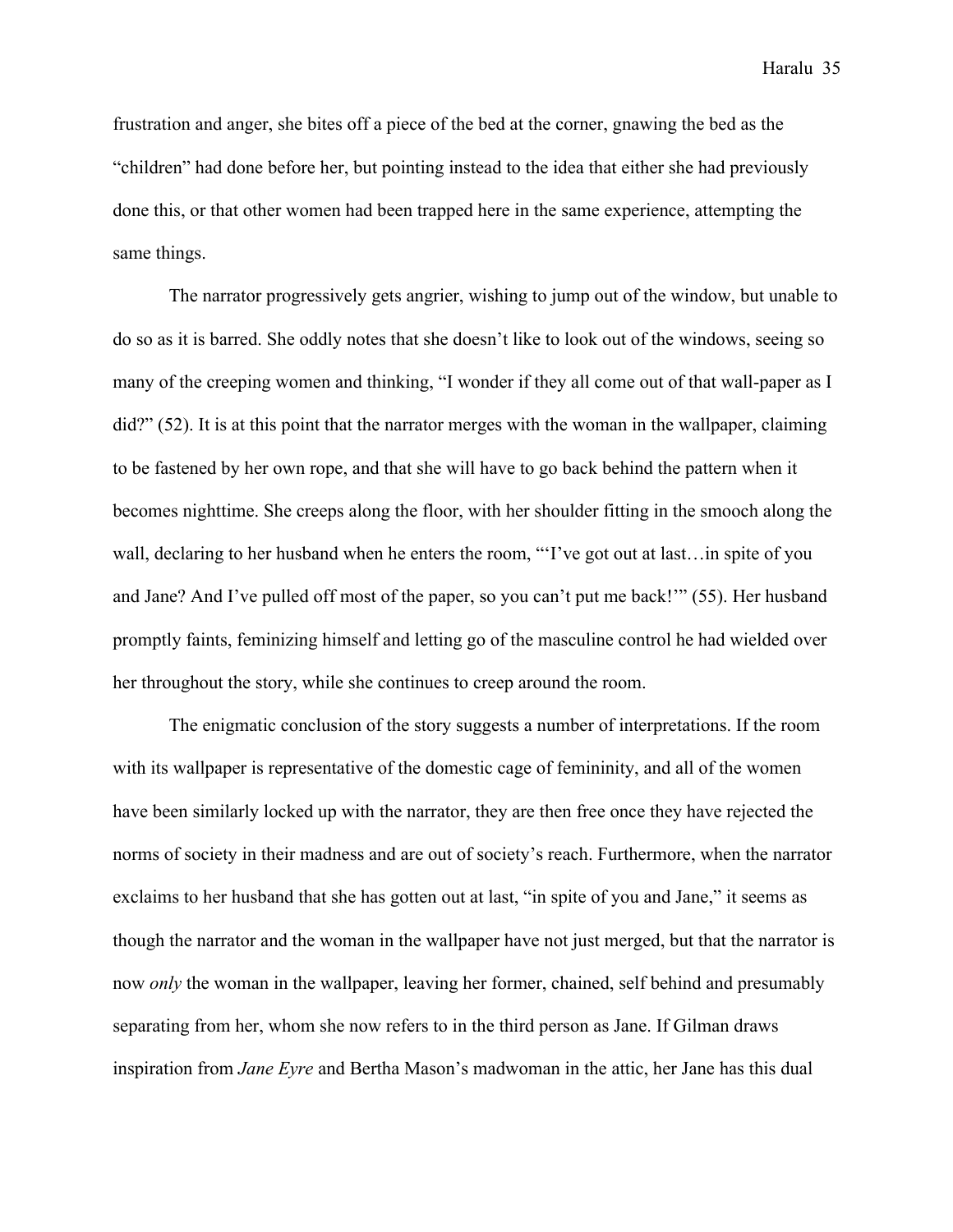frustration and anger, she bites off a piece of the bed at the corner, gnawing the bed as the "children" had done before her, but pointing instead to the idea that either she had previously done this, or that other women had been trapped here in the same experience, attempting the same things.

The narrator progressively gets angrier, wishing to jump out of the window, but unable to do so as it is barred. She oddly notes that she doesn't like to look out of the windows, seeing so many of the creeping women and thinking, "I wonder if they all come out of that wall-paper as I did?" (52). It is at this point that the narrator merges with the woman in the wallpaper, claiming to be fastened by her own rope, and that she will have to go back behind the pattern when it becomes nighttime. She creeps along the floor, with her shoulder fitting in the smooch along the wall, declaring to her husband when he enters the room, "'I've got out at last…in spite of you and Jane? And I've pulled off most of the paper, so you can't put me back!'" (55). Her husband promptly faints, feminizing himself and letting go of the masculine control he had wielded over her throughout the story, while she continues to creep around the room.

The enigmatic conclusion of the story suggests a number of interpretations. If the room with its wallpaper is representative of the domestic cage of femininity, and all of the women have been similarly locked up with the narrator, they are then free once they have rejected the norms of society in their madness and are out of society's reach. Furthermore, when the narrator exclaims to her husband that she has gotten out at last, "in spite of you and Jane," it seems as though the narrator and the woman in the wallpaper have not just merged, but that the narrator is now *only* the woman in the wallpaper, leaving her former, chained, self behind and presumably separating from her, whom she now refers to in the third person as Jane. If Gilman draws inspiration from *Jane Eyre* and Bertha Mason's madwoman in the attic, her Jane has this dual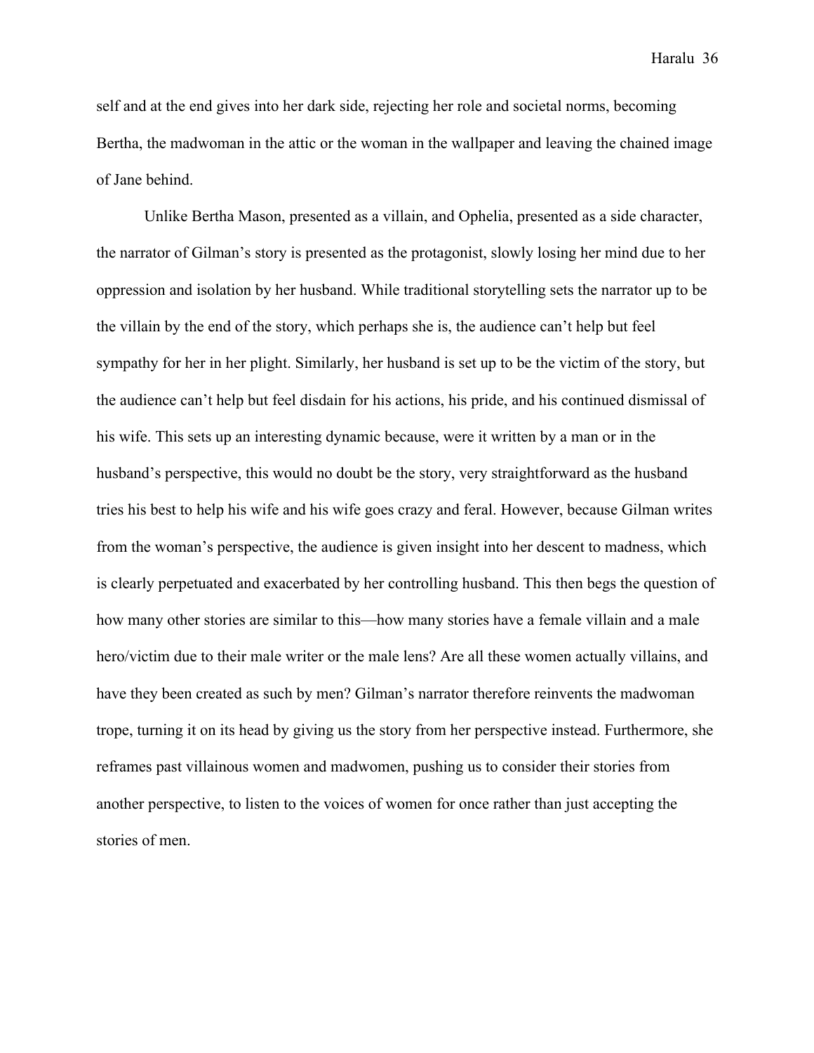self and at the end gives into her dark side, rejecting her role and societal norms, becoming Bertha, the madwoman in the attic or the woman in the wallpaper and leaving the chained image of Jane behind.

Unlike Bertha Mason, presented as a villain, and Ophelia, presented as a side character, the narrator of Gilman's story is presented as the protagonist, slowly losing her mind due to her oppression and isolation by her husband. While traditional storytelling sets the narrator up to be the villain by the end of the story, which perhaps she is, the audience can't help but feel sympathy for her in her plight. Similarly, her husband is set up to be the victim of the story, but the audience can't help but feel disdain for his actions, his pride, and his continued dismissal of his wife. This sets up an interesting dynamic because, were it written by a man or in the husband's perspective, this would no doubt be the story, very straightforward as the husband tries his best to help his wife and his wife goes crazy and feral. However, because Gilman writes from the woman's perspective, the audience is given insight into her descent to madness, which is clearly perpetuated and exacerbated by her controlling husband. This then begs the question of how many other stories are similar to this—how many stories have a female villain and a male hero/victim due to their male writer or the male lens? Are all these women actually villains, and have they been created as such by men? Gilman's narrator therefore reinvents the madwoman trope, turning it on its head by giving us the story from her perspective instead. Furthermore, she reframes past villainous women and madwomen, pushing us to consider their stories from another perspective, to listen to the voices of women for once rather than just accepting the stories of men.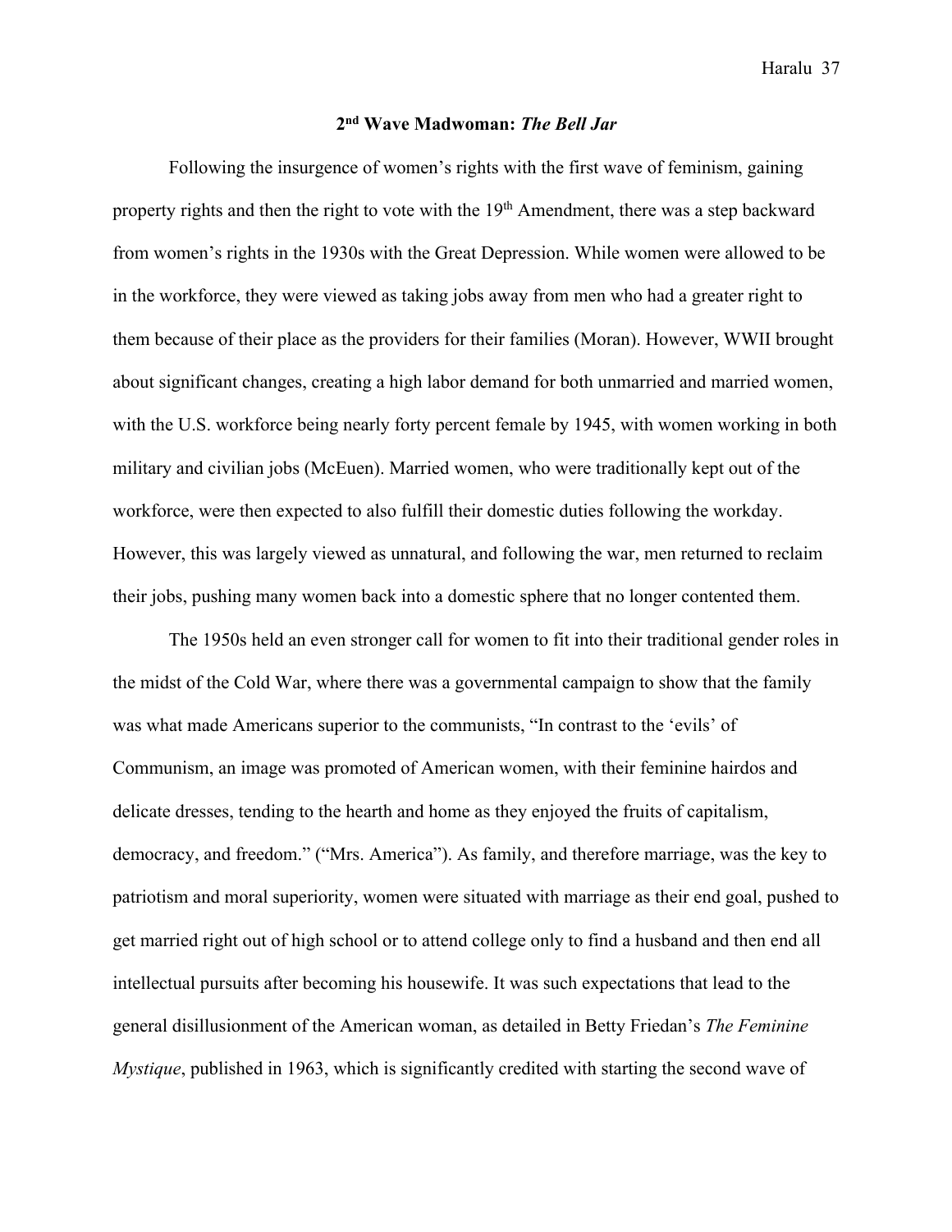## 2nd Wave Madwoman: *The Bell Jar*

Following the insurgence of women's rights with the first wave of feminism, gaining property rights and then the right to vote with the 19th Amendment, there was a step backward from women's rights in the 1930s with the Great Depression. While women were allowed to be in the workforce, they were viewed as taking jobs away from men who had a greater right to them because of their place as the providers for their families (Moran). However, WWII brought about significant changes, creating a high labor demand for both unmarried and married women, with the U.S. workforce being nearly forty percent female by 1945, with women working in both military and civilian jobs (McEuen). Married women, who were traditionally kept out of the workforce, were then expected to also fulfill their domestic duties following the workday. However, this was largely viewed as unnatural, and following the war, men returned to reclaim their jobs, pushing many women back into a domestic sphere that no longer contented them.

The 1950s held an even stronger call for women to fit into their traditional gender roles in the midst of the Cold War, where there was a governmental campaign to show that the family was what made Americans superior to the communists, "In contrast to the 'evils' of Communism, an image was promoted of American women, with their feminine hairdos and delicate dresses, tending to the hearth and home as they enjoyed the fruits of capitalism, democracy, and freedom." ("Mrs. America"). As family, and therefore marriage, was the key to patriotism and moral superiority, women were situated with marriage as their end goal, pushed to get married right out of high school or to attend college only to find a husband and then end all intellectual pursuits after becoming his housewife. It was such expectations that lead to the general disillusionment of the American woman, as detailed in Betty Friedan's *The Feminine Mystique*, published in 1963, which is significantly credited with starting the second wave of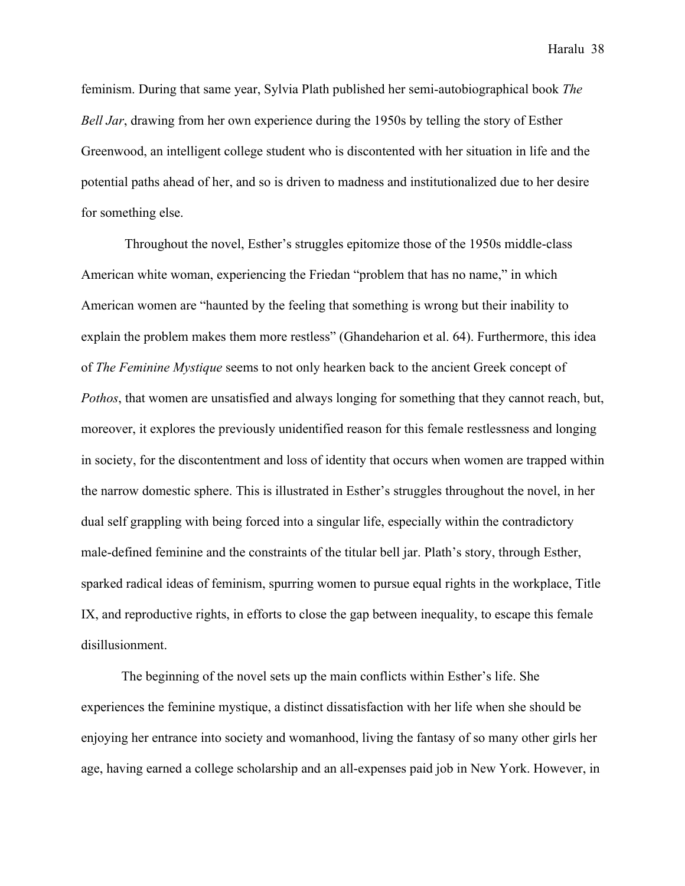feminism. During that same year, Sylvia Plath published her semi-autobiographical book *The Bell Jar*, drawing from her own experience during the 1950s by telling the story of Esther Greenwood, an intelligent college student who is discontented with her situation in life and the potential paths ahead of her, and so is driven to madness and institutionalized due to her desire for something else.

Throughout the novel, Esther's struggles epitomize those of the 1950s middle-class American white woman, experiencing the Friedan "problem that has no name," in which American women are "haunted by the feeling that something is wrong but their inability to explain the problem makes them more restless" (Ghandeharion et al. 64). Furthermore, this idea of *The Feminine Mystique* seems to not only hearken back to the ancient Greek concept of *Pothos*, that women are unsatisfied and always longing for something that they cannot reach, but, moreover, it explores the previously unidentified reason for this female restlessness and longing in society, for the discontentment and loss of identity that occurs when women are trapped within the narrow domestic sphere. This is illustrated in Esther's struggles throughout the novel, in her dual self grappling with being forced into a singular life, especially within the contradictory male-defined feminine and the constraints of the titular bell jar. Plath's story, through Esther, sparked radical ideas of feminism, spurring women to pursue equal rights in the workplace, Title IX, and reproductive rights, in efforts to close the gap between inequality, to escape this female disillusionment.

The beginning of the novel sets up the main conflicts within Esther's life. She experiences the feminine mystique, a distinct dissatisfaction with her life when she should be enjoying her entrance into society and womanhood, living the fantasy of so many other girls her age, having earned a college scholarship and an all-expenses paid job in New York. However, in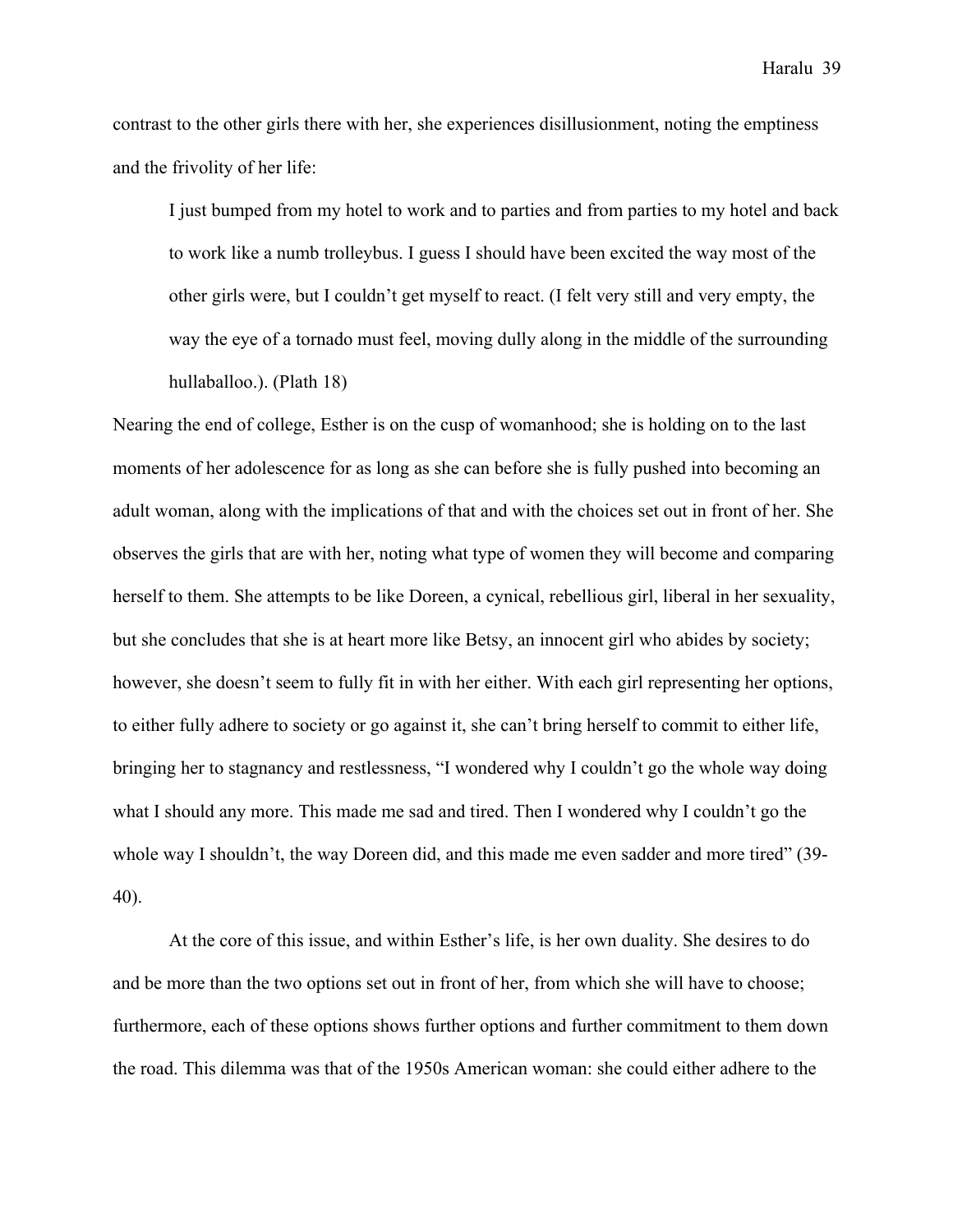contrast to the other girls there with her, she experiences disillusionment, noting the emptiness and the frivolity of her life:

> I just bumped from my hotel to work and to parties and from parties to my hotel and back to work like a numb trolleybus. I guess I should have been excited the way most of the other girls were, but I couldn't get myself to react. (I felt very still and very empty, the way the eye of a tornado must feel, moving dully along in the middle of the surrounding hullaballoo.). (Plath 18)

Nearing the end of college, Esther is on the cusp of womanhood; she is holding on to the last moments of her adolescence for as long as she can before she is fully pushed into becoming an adult woman, along with the implications of that and with the choices set out in front of her. She observes the girls that are with her, noting what type of women they will become and comparing herself to them. She attempts to be like Doreen, a cynical, rebellious girl, liberal in her sexuality, but she concludes that she is at heart more like Betsy, an innocent girl who abides by society; however, she doesn't seem to fully fit in with her either. With each girl representing her options, to either fully adhere to society or go against it, she can't bring herself to commit to either life, bringing her to stagnancy and restlessness, "I wondered why I couldn't go the whole way doing what I should any more. This made me sad and tired. Then I wondered why I couldn't go the whole way I shouldn't, the way Doreen did, and this made me even sadder and more tired" (39-40).

At the core of this issue, and within Esther's life, is her own duality. She desires to do and be more than the two options set out in front of her, from which she will have to choose; furthermore, each of these options shows further options and further commitment to them down the road. This dilemma was that of the 1950s American woman: she could either adhere to the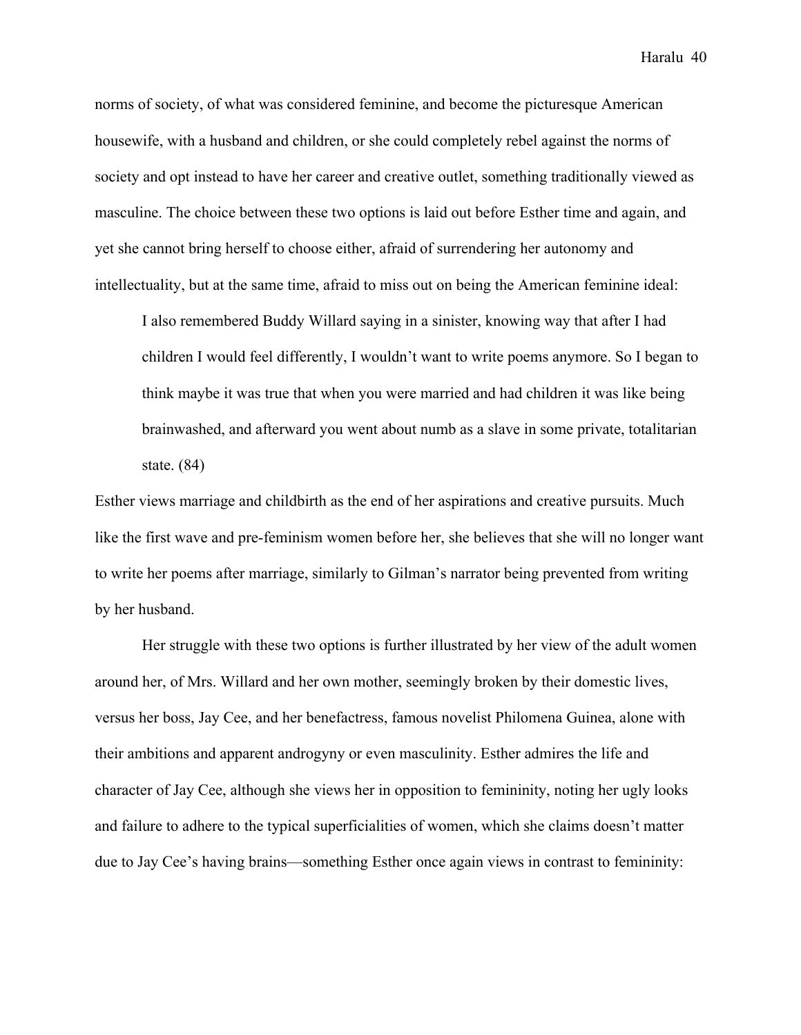norms of society, of what was considered feminine, and become the picturesque American housewife, with a husband and children, or she could completely rebel against the norms of society and opt instead to have her career and creative outlet, something traditionally viewed as masculine. The choice between these two options is laid out before Esther time and again, and yet she cannot bring herself to choose either, afraid of surrendering her autonomy and intellectuality, but at the same time, afraid to miss out on being the American feminine ideal:

> I also remembered Buddy Willard saying in a sinister, knowing way that after I had children I would feel differently, I wouldn't want to write poems anymore. So I began to think maybe it was true that when you were married and had children it was like being brainwashed, and afterward you went about numb as a slave in some private, totalitarian state. (84)

Esther views marriage and childbirth as the end of her aspirations and creative pursuits. Much like the first wave and pre-feminism women before her, she believes that she will no longer want to write her poems after marriage, similarly to Gilman's narrator being prevented from writing by her husband.

Her struggle with these two options is further illustrated by her view of the adult women around her, of Mrs. Willard and her own mother, seemingly broken by their domestic lives, versus her boss, Jay Cee, and her benefactress, famous novelist Philomena Guinea, alone with their ambitions and apparent androgyny or even masculinity. Esther admires the life and character of Jay Cee, although she views her in opposition to femininity, noting her ugly looks and failure to adhere to the typical superficialities of women, which she claims doesn't matter due to Jay Cee's having brains—something Esther once again views in contrast to femininity: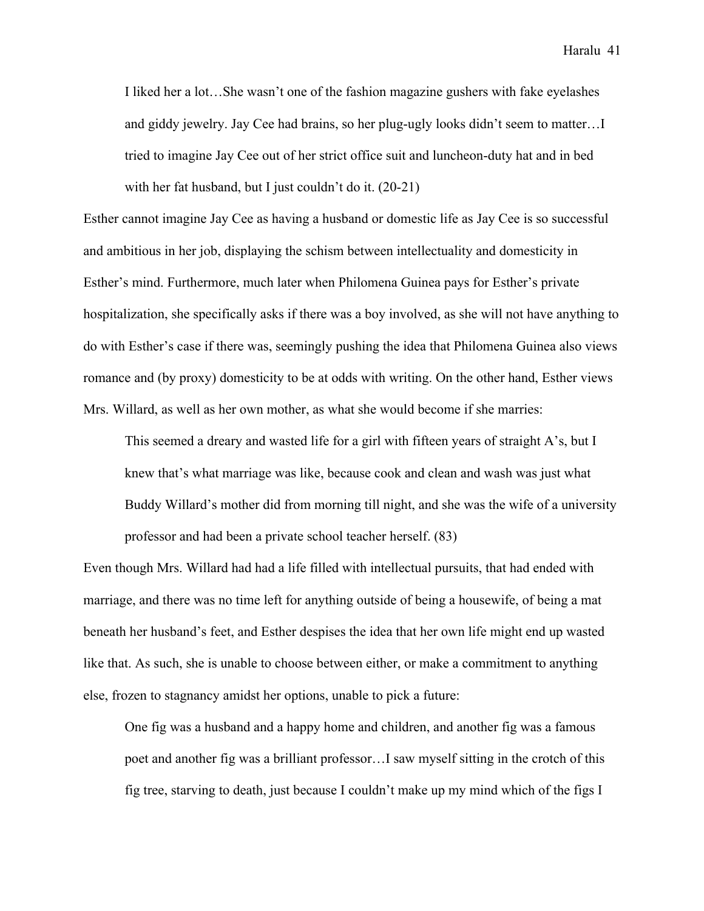> I liked her a lot…She wasn't one of the fashion magazine gushers with fake eyelashes and giddy jewelry. Jay Cee had brains, so her plug-ugly looks didn't seem to matter…I tried to imagine Jay Cee out of her strict office suit and luncheon-duty hat and in bed with her fat husband, but I just couldn't do it. (20-21)

Esther cannot imagine Jay Cee as having a husband or domestic life as Jay Cee is so successful and ambitious in her job, displaying the schism between intellectuality and domesticity in Esther's mind. Furthermore, much later when Philomena Guinea pays for Esther's private hospitalization, she specifically asks if there was a boy involved, as she will not have anything to do with Esther's case if there was, seemingly pushing the idea that Philomena Guinea also views romance and (by proxy) domesticity to be at odds with writing. On the other hand, Esther views Mrs. Willard, as well as her own mother, as what she would become if she marries:

> This seemed a dreary and wasted life for a girl with fifteen years of straight A's, but I knew that's what marriage was like, because cook and clean and wash was just what Buddy Willard's mother did from morning till night, and she was the wife of a university professor and had been a private school teacher herself. (83)

Even though Mrs. Willard had had a life filled with intellectual pursuits, that had ended with marriage, and there was no time left for anything outside of being a housewife, of being a mat beneath her husband's feet, and Esther despises the idea that her own life might end up wasted like that. As such, she is unable to choose between either, or make a commitment to anything else, frozen to stagnancy amidst her options, unable to pick a future:

> One fig was a husband and a happy home and children, and another fig was a famous poet and another fig was a brilliant professor…I saw myself sitting in the crotch of this fig tree, starving to death, just because I couldn't make up my mind which of the figs I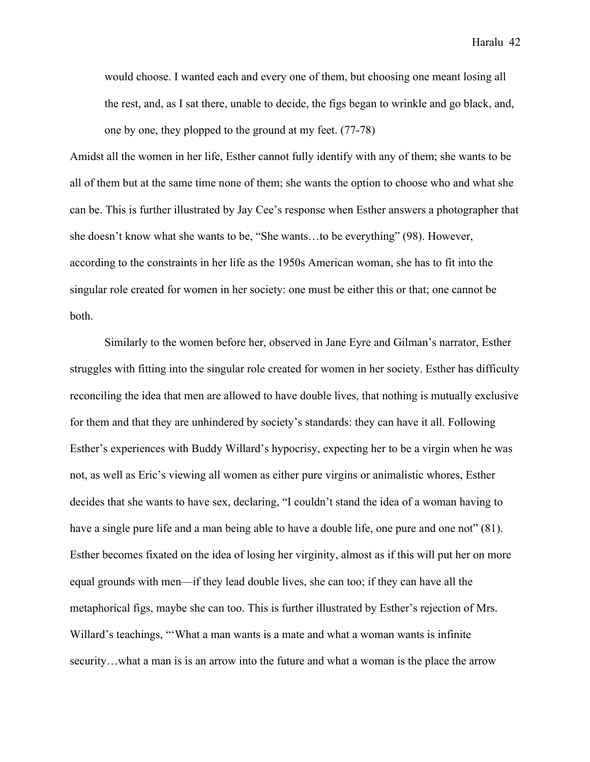> would choose. I wanted each and every one of them, but choosing one meant losing all the rest, and, as I sat there, unable to decide, the figs began to wrinkle and go black, and, one by one, they plopped to the ground at my feet. (77-78)

Amidst all the women in her life, Esther cannot fully identify with any of them; she wants to be all of them but at the same time none of them; she wants the option to choose who and what she can be. This is further illustrated by Jay Cee's response when Esther answers a photographer that she doesn't know what she wants to be, "She wants…to be everything" (98). However, according to the constraints in her life as the 1950s American woman, she has to fit into the singular role created for women in her society: one must be either this or that; one cannot be both.

Similarly to the women before her, observed in Jane Eyre and Gilman's narrator, Esther struggles with fitting into the singular role created for women in her society. Esther has difficulty reconciling the idea that men are allowed to have double lives, that nothing is mutually exclusive for them and that they are unhindered by society's standards: they can have it all. Following Esther's experiences with Buddy Willard's hypocrisy, expecting her to be a virgin when he was not, as well as Eric's viewing all women as either pure virgins or animalistic whores, Esther decides that she wants to have sex, declaring, "I couldn't stand the idea of a woman having to have a single pure life and a man being able to have a double life, one pure and one not" (81). Esther becomes fixated on the idea of losing her virginity, almost as if this will put her on more equal grounds with men—if they lead double lives, she can too; if they can have all the metaphorical figs, maybe she can too. This is further illustrated by Esther's rejection of Mrs. Willard's teachings, "'What a man wants is a mate and what a woman wants is infinite security…what a man is is an arrow into the future and what a woman is the place the arrow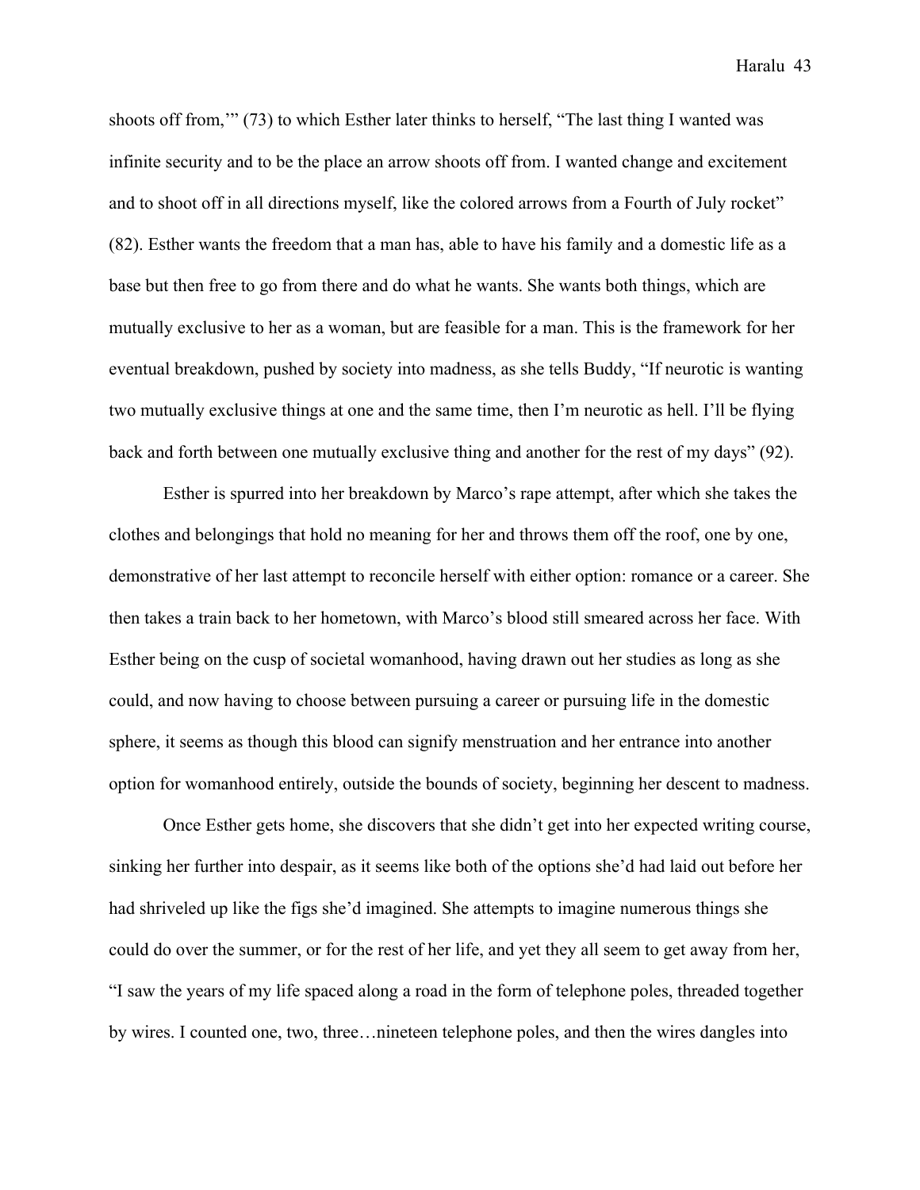shoots off from,'" (73) to which Esther later thinks to herself, "The last thing I wanted was infinite security and to be the place an arrow shoots off from. I wanted change and excitement and to shoot off in all directions myself, like the colored arrows from a Fourth of July rocket" (82). Esther wants the freedom that a man has, able to have his family and a domestic life as a base but then free to go from there and do what he wants. She wants both things, which are mutually exclusive to her as a woman, but are feasible for a man. This is the framework for her eventual breakdown, pushed by society into madness, as she tells Buddy, "If neurotic is wanting two mutually exclusive things at one and the same time, then I'm neurotic as hell. I'll be flying back and forth between one mutually exclusive thing and another for the rest of my days" (92).

Esther is spurred into her breakdown by Marco's rape attempt, after which she takes the clothes and belongings that hold no meaning for her and throws them off the roof, one by one, demonstrative of her last attempt to reconcile herself with either option: romance or a career. She then takes a train back to her hometown, with Marco's blood still smeared across her face. With Esther being on the cusp of societal womanhood, having drawn out her studies as long as she could, and now having to choose between pursuing a career or pursuing life in the domestic sphere, it seems as though this blood can signify menstruation and her entrance into another option for womanhood entirely, outside the bounds of society, beginning her descent to madness.

Once Esther gets home, she discovers that she didn't get into her expected writing course, sinking her further into despair, as it seems like both of the options she'd had laid out before her had shriveled up like the figs she'd imagined. She attempts to imagine numerous things she could do over the summer, or for the rest of her life, and yet they all seem to get away from her, "I saw the years of my life spaced along a road in the form of telephone poles, threaded together by wires. I counted one, two, three…nineteen telephone poles, and then the wires dangles into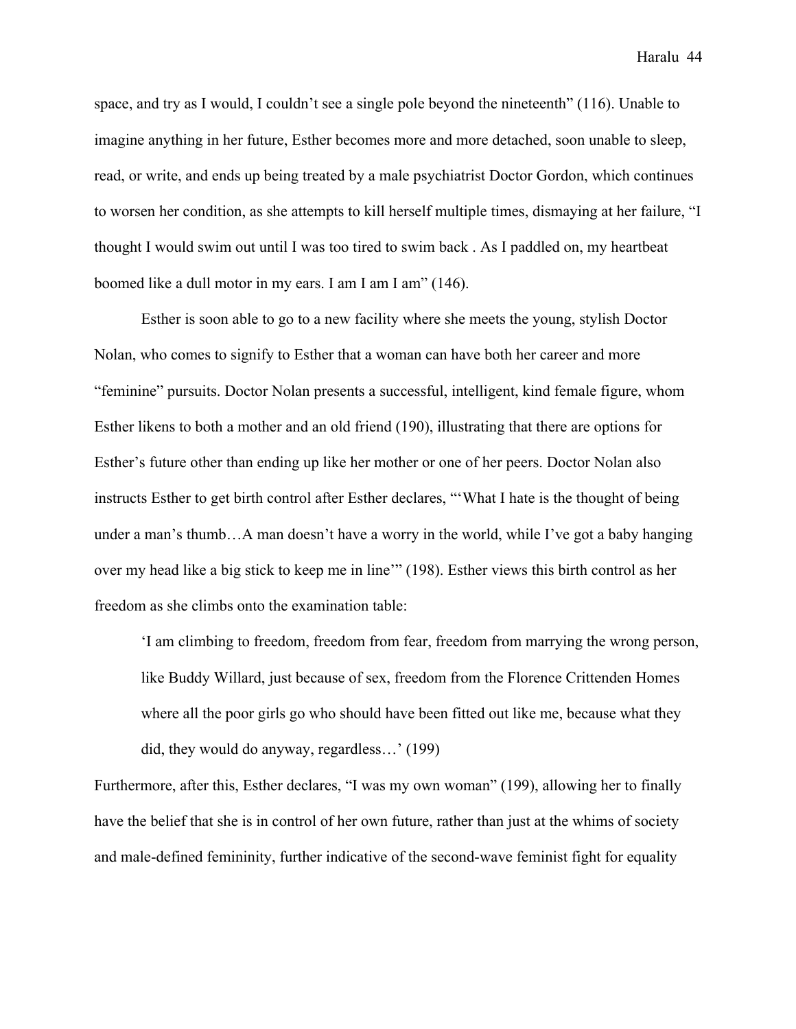space, and try as I would, I couldn't see a single pole beyond the nineteenth" (116). Unable to imagine anything in her future, Esther becomes more and more detached, soon unable to sleep, read, or write, and ends up being treated by a male psychiatrist Doctor Gordon, which continues to worsen her condition, as she attempts to kill herself multiple times, dismaying at her failure, "I thought I would swim out until I was too tired to swim back . As I paddled on, my heartbeat boomed like a dull motor in my ears. I am I am I am" (146).

Esther is soon able to go to a new facility where she meets the young, stylish Doctor Nolan, who comes to signify to Esther that a woman can have both her career and more "feminine" pursuits. Doctor Nolan presents a successful, intelligent, kind female figure, whom Esther likens to both a mother and an old friend (190), illustrating that there are options for Esther's future other than ending up like her mother or one of her peers. Doctor Nolan also instructs Esther to get birth control after Esther declares, "'What I hate is the thought of being under a man's thumb…A man doesn't have a worry in the world, while I've got a baby hanging over my head like a big stick to keep me in line'" (198). Esther views this birth control as her freedom as she climbs onto the examination table:

> 'I am climbing to freedom, freedom from fear, freedom from marrying the wrong person, like Buddy Willard, just because of sex, freedom from the Florence Crittenden Homes where all the poor girls go who should have been fitted out like me, because what they did, they would do anyway, regardless…' (199)

Furthermore, after this, Esther declares, "I was my own woman" (199), allowing her to finally have the belief that she is in control of her own future, rather than just at the whims of society and male-defined femininity, further indicative of the second-wave feminist fight for equality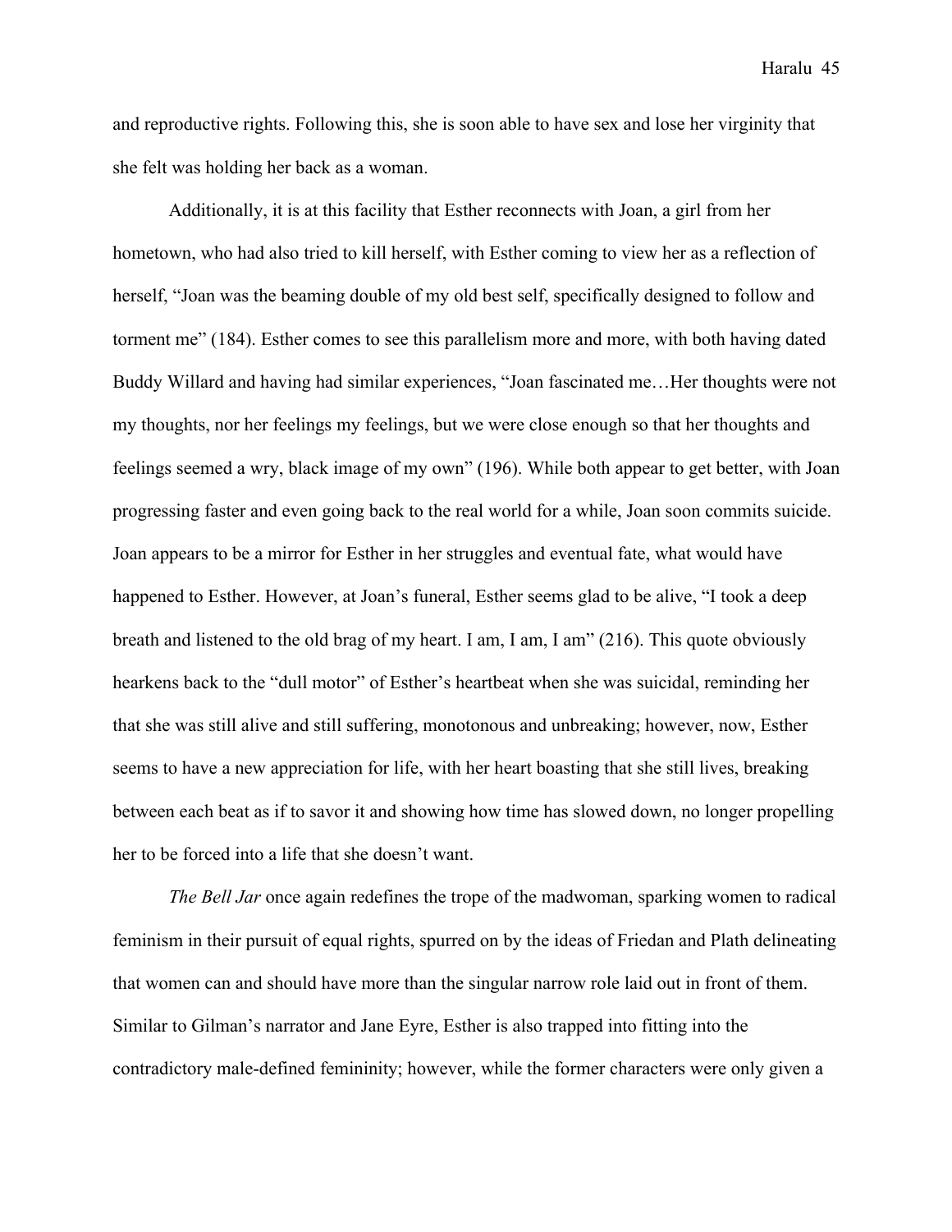and reproductive rights. Following this, she is soon able to have sex and lose her virginity that she felt was holding her back as a woman.

Additionally, it is at this facility that Esther reconnects with Joan, a girl from her hometown, who had also tried to kill herself, with Esther coming to view her as a reflection of herself, "Joan was the beaming double of my old best self, specifically designed to follow and torment me" (184). Esther comes to see this parallelism more and more, with both having dated Buddy Willard and having had similar experiences, "Joan fascinated me…Her thoughts were not my thoughts, nor her feelings my feelings, but we were close enough so that her thoughts and feelings seemed a wry, black image of my own" (196). While both appear to get better, with Joan progressing faster and even going back to the real world for a while, Joan soon commits suicide. Joan appears to be a mirror for Esther in her struggles and eventual fate, what would have happened to Esther. However, at Joan's funeral, Esther seems glad to be alive, "I took a deep breath and listened to the old brag of my heart. I am, I am, I am" (216). This quote obviously hearkens back to the "dull motor" of Esther's heartbeat when she was suicidal, reminding her that she was still alive and still suffering, monotonous and unbreaking; however, now, Esther seems to have a new appreciation for life, with her heart boasting that she still lives, breaking between each beat as if to savor it and showing how time has slowed down, no longer propelling her to be forced into a life that she doesn't want.

*The Bell Jar* once again redefines the trope of the madwoman, sparking women to radical feminism in their pursuit of equal rights, spurred on by the ideas of Friedan and Plath delineating that women can and should have more than the singular narrow role laid out in front of them. Similar to Gilman's narrator and Jane Eyre, Esther is also trapped into fitting into the contradictory male-defined femininity; however, while the former characters were only given a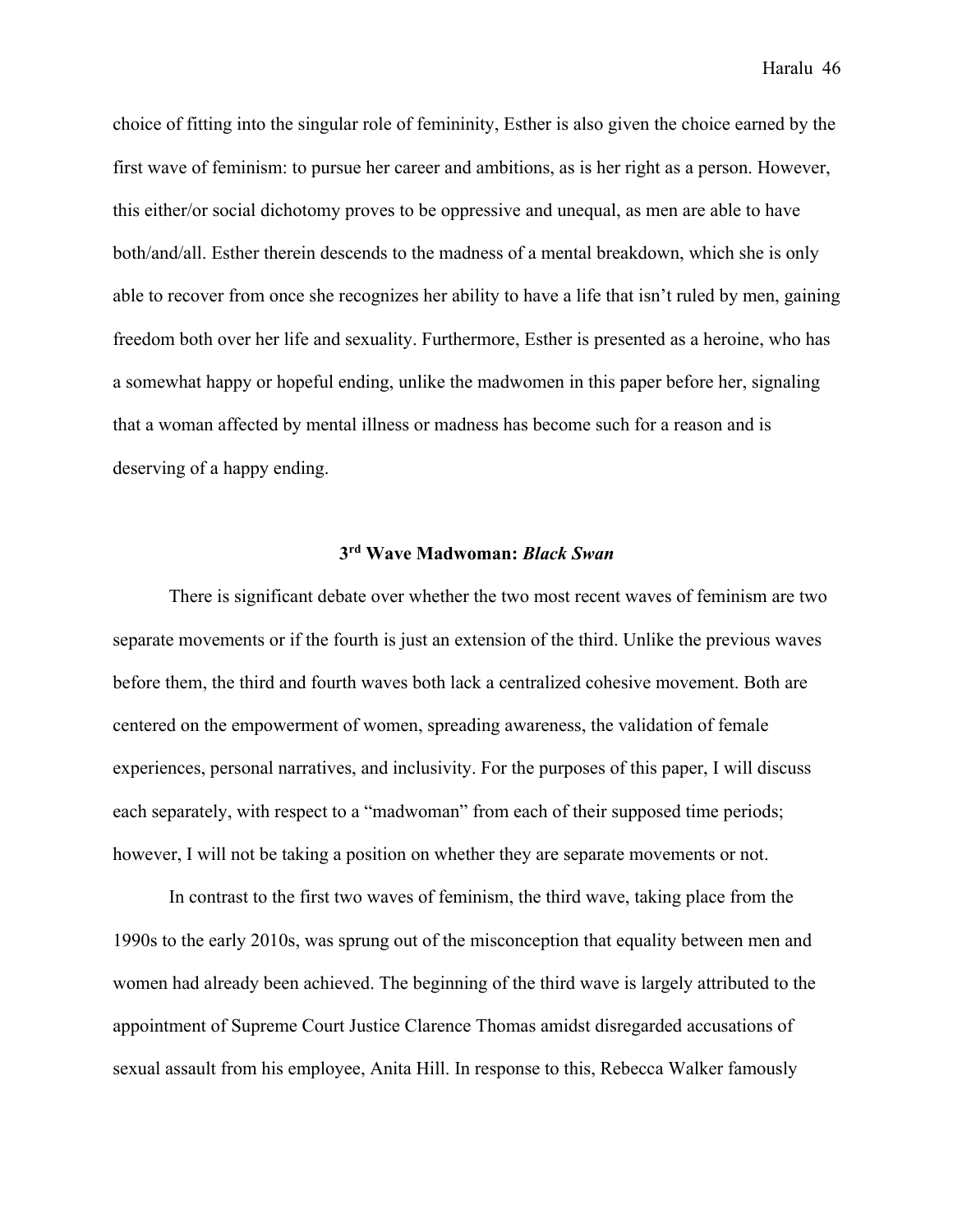choice of fitting into the singular role of femininity, Esther is also given the choice earned by the first wave of feminism: to pursue her career and ambitions, as is her right as a person. However, this either/or social dichotomy proves to be oppressive and unequal, as men are able to have both/and/all. Esther therein descends to the madness of a mental breakdown, which she is only able to recover from once she recognizes her ability to have a life that isn't ruled by men, gaining freedom both over her life and sexuality. Furthermore, Esther is presented as a heroine, who has a somewhat happy or hopeful ending, unlike the madwomen in this paper before her, signaling that a woman affected by mental illness or madness has become such for a reason and is deserving of a happy ending.

## 3rd Wave Madwoman: *Black Swan*

There is significant debate over whether the two most recent waves of feminism are two separate movements or if the fourth is just an extension of the third. Unlike the previous waves before them, the third and fourth waves both lack a centralized cohesive movement. Both are centered on the empowerment of women, spreading awareness, the validation of female experiences, personal narratives, and inclusivity. For the purposes of this paper, I will discuss each separately, with respect to a "madwoman" from each of their supposed time periods; however, I will not be taking a position on whether they are separate movements or not.

In contrast to the first two waves of feminism, the third wave, taking place from the 1990s to the early 2010s, was sprung out of the misconception that equality between men and women had already been achieved. The beginning of the third wave is largely attributed to the appointment of Supreme Court Justice Clarence Thomas amidst disregarded accusations of sexual assault from his employee, Anita Hill. In response to this, Rebecca Walker famously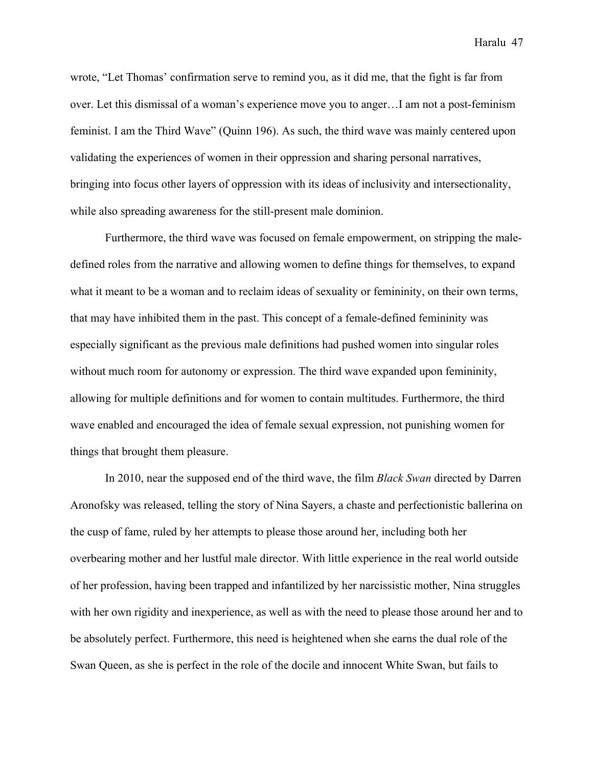wrote, "Let Thomas' confirmation serve to remind you, as it did me, that the fight is far from over. Let this dismissal of a woman's experience move you to anger…I am not a post-feminism feminist. I am the Third Wave" (Quinn 196). As such, the third wave was mainly centered upon validating the experiences of women in their oppression and sharing personal narratives, bringing into focus other layers of oppression with its ideas of inclusivity and intersectionality, while also spreading awareness for the still-present male dominion.

Furthermore, the third wave was focused on female empowerment, on stripping the male-defined roles from the narrative and allowing women to define things for themselves, to expand what it meant to be a woman and to reclaim ideas of sexuality or femininity, on their own terms, that may have inhibited them in the past. This concept of a female-defined femininity was especially significant as the previous male definitions had pushed women into singular roles without much room for autonomy or expression. The third wave expanded upon femininity, allowing for multiple definitions and for women to contain multitudes. Furthermore, the third wave enabled and encouraged the idea of female sexual expression, not punishing women for things that brought them pleasure.

In 2010, near the supposed end of the third wave, the film *Black Swan* directed by Darren Aronofsky was released, telling the story of Nina Sayers, a chaste and perfectionistic ballerina on the cusp of fame, ruled by her attempts to please those around her, including both her overbearing mother and her lustful male director. With little experience in the real world outside of her profession, having been trapped and infantilized by her narcissistic mother, Nina struggles with her own rigidity and inexperience, as well as with the need to please those around her and to be absolutely perfect. Furthermore, this need is heightened when she earns the dual role of the Swan Queen, as she is perfect in the role of the docile and innocent White Swan, but fails to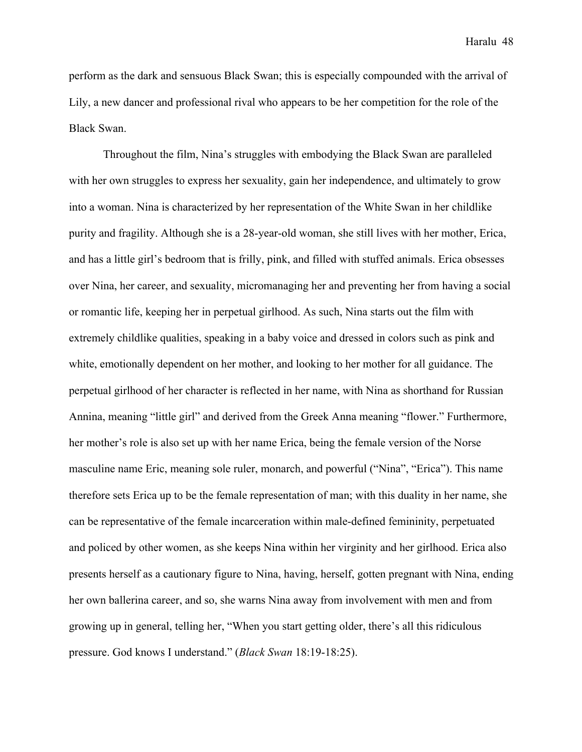perform as the dark and sensuous Black Swan; this is especially compounded with the arrival of Lily, a new dancer and professional rival who appears to be her competition for the role of the Black Swan.

Throughout the film, Nina's struggles with embodying the Black Swan are paralleled with her own struggles to express her sexuality, gain her independence, and ultimately to grow into a woman. Nina is characterized by her representation of the White Swan in her childlike purity and fragility. Although she is a 28-year-old woman, she still lives with her mother, Erica, and has a little girl's bedroom that is frilly, pink, and filled with stuffed animals. Erica obsesses over Nina, her career, and sexuality, micromanaging her and preventing her from having a social or romantic life, keeping her in perpetual girlhood. As such, Nina starts out the film with extremely childlike qualities, speaking in a baby voice and dressed in colors such as pink and white, emotionally dependent on her mother, and looking to her mother for all guidance. The perpetual girlhood of her character is reflected in her name, with Nina as shorthand for Russian Annina, meaning "little girl" and derived from the Greek Anna meaning "flower." Furthermore, her mother's role is also set up with her name Erica, being the female version of the Norse masculine name Eric, meaning sole ruler, monarch, and powerful ("Nina", "Erica"). This name therefore sets Erica up to be the female representation of man; with this duality in her name, she can be representative of the female incarceration within male-defined femininity, perpetuated and policed by other women, as she keeps Nina within her virginity and her girlhood. Erica also presents herself as a cautionary figure to Nina, having, herself, gotten pregnant with Nina, ending her own ballerina career, and so, she warns Nina away from involvement with men and from growing up in general, telling her, "When you start getting older, there's all this ridiculous pressure. God knows I understand." (*Black Swan* 18:19-18:25).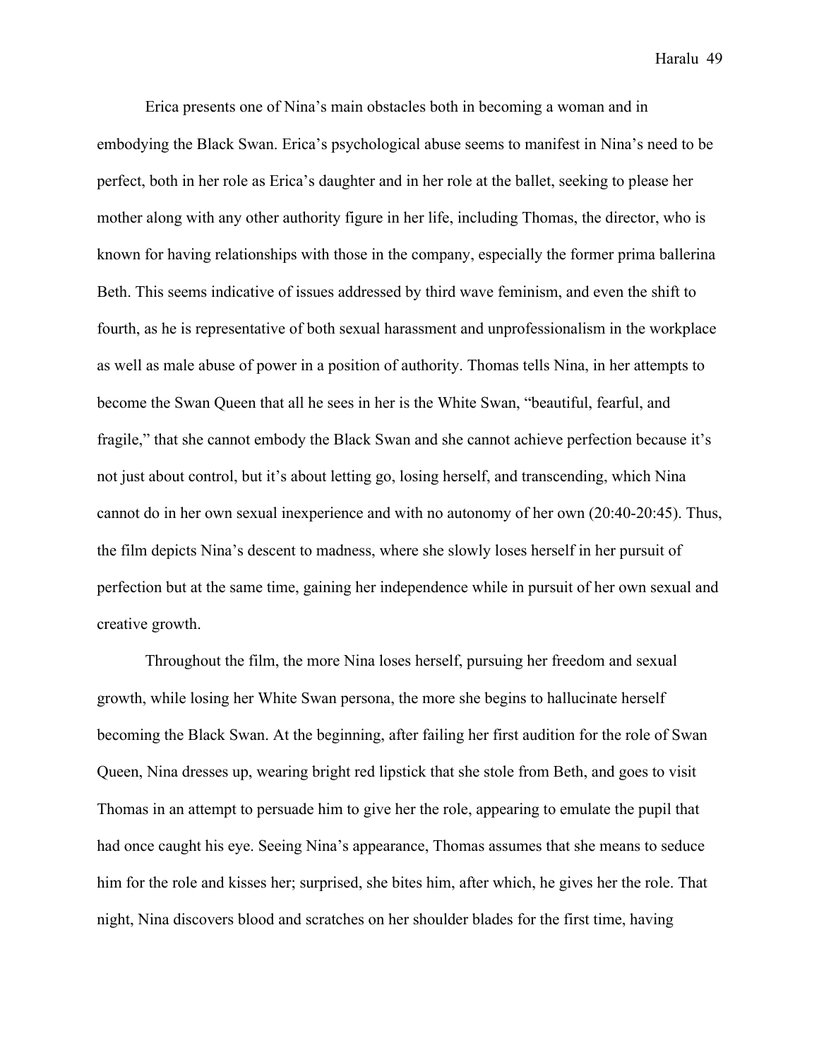Erica presents one of Nina's main obstacles both in becoming a woman and in embodying the Black Swan. Erica's psychological abuse seems to manifest in Nina's need to be perfect, both in her role as Erica's daughter and in her role at the ballet, seeking to please her mother along with any other authority figure in her life, including Thomas, the director, who is known for having relationships with those in the company, especially the former prima ballerina Beth. This seems indicative of issues addressed by third wave feminism, and even the shift to fourth, as he is representative of both sexual harassment and unprofessionalism in the workplace as well as male abuse of power in a position of authority. Thomas tells Nina, in her attempts to become the Swan Queen that all he sees in her is the White Swan, "beautiful, fearful, and fragile," that she cannot embody the Black Swan and she cannot achieve perfection because it's not just about control, but it's about letting go, losing herself, and transcending, which Nina cannot do in her own sexual inexperience and with no autonomy of her own (20:40-20:45). Thus, the film depicts Nina's descent to madness, where she slowly loses herself in her pursuit of perfection but at the same time, gaining her independence while in pursuit of her own sexual and creative growth.

Throughout the film, the more Nina loses herself, pursuing her freedom and sexual growth, while losing her White Swan persona, the more she begins to hallucinate herself becoming the Black Swan. At the beginning, after failing her first audition for the role of Swan Queen, Nina dresses up, wearing bright red lipstick that she stole from Beth, and goes to visit Thomas in an attempt to persuade him to give her the role, appearing to emulate the pupil that had once caught his eye. Seeing Nina's appearance, Thomas assumes that she means to seduce him for the role and kisses her; surprised, she bites him, after which, he gives her the role. That night, Nina discovers blood and scratches on her shoulder blades for the first time, having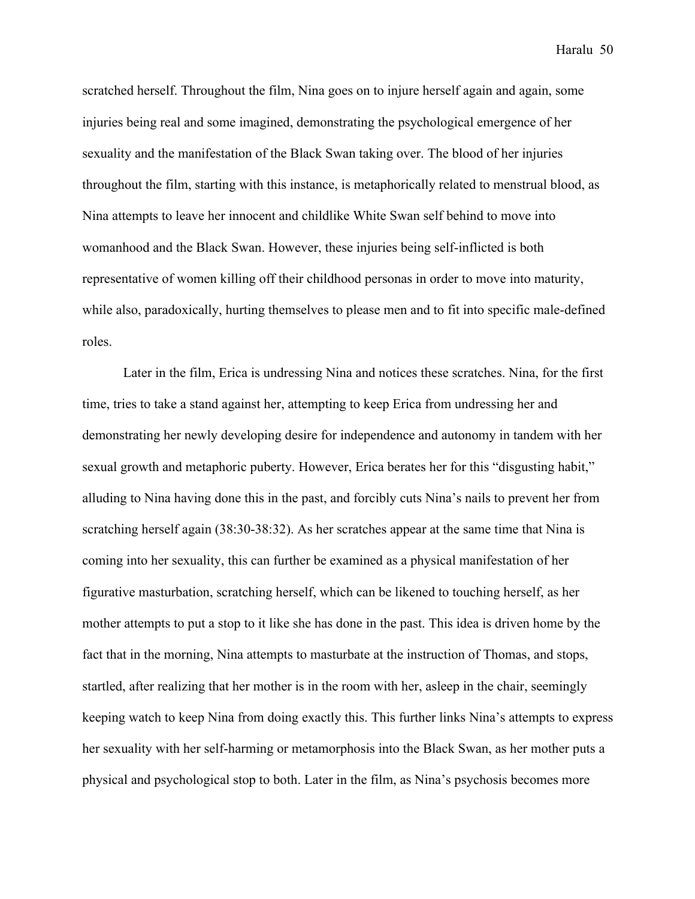scratched herself. Throughout the film, Nina goes on to injure herself again and again, some injuries being real and some imagined, demonstrating the psychological emergence of her sexuality and the manifestation of the Black Swan taking over. The blood of her injuries throughout the film, starting with this instance, is metaphorically related to menstrual blood, as Nina attempts to leave her innocent and childlike White Swan self behind to move into womanhood and the Black Swan. However, these injuries being self-inflicted is both representative of women killing off their childhood personas in order to move into maturity, while also, paradoxically, hurting themselves to please men and to fit into specific male-defined roles.

Later in the film, Erica is undressing Nina and notices these scratches. Nina, for the first time, tries to take a stand against her, attempting to keep Erica from undressing her and demonstrating her newly developing desire for independence and autonomy in tandem with her sexual growth and metaphoric puberty. However, Erica berates her for this "disgusting habit," alluding to Nina having done this in the past, and forcibly cuts Nina's nails to prevent her from scratching herself again (38:30-38:32). As her scratches appear at the same time that Nina is coming into her sexuality, this can further be examined as a physical manifestation of her figurative masturbation, scratching herself, which can be likened to touching herself, as her mother attempts to put a stop to it like she has done in the past. This idea is driven home by the fact that in the morning, Nina attempts to masturbate at the instruction of Thomas, and stops, startled, after realizing that her mother is in the room with her, asleep in the chair, seemingly keeping watch to keep Nina from doing exactly this. This further links Nina's attempts to express her sexuality with her self-harming or metamorphosis into the Black Swan, as her mother puts a physical and psychological stop to both. Later in the film, as Nina's psychosis becomes more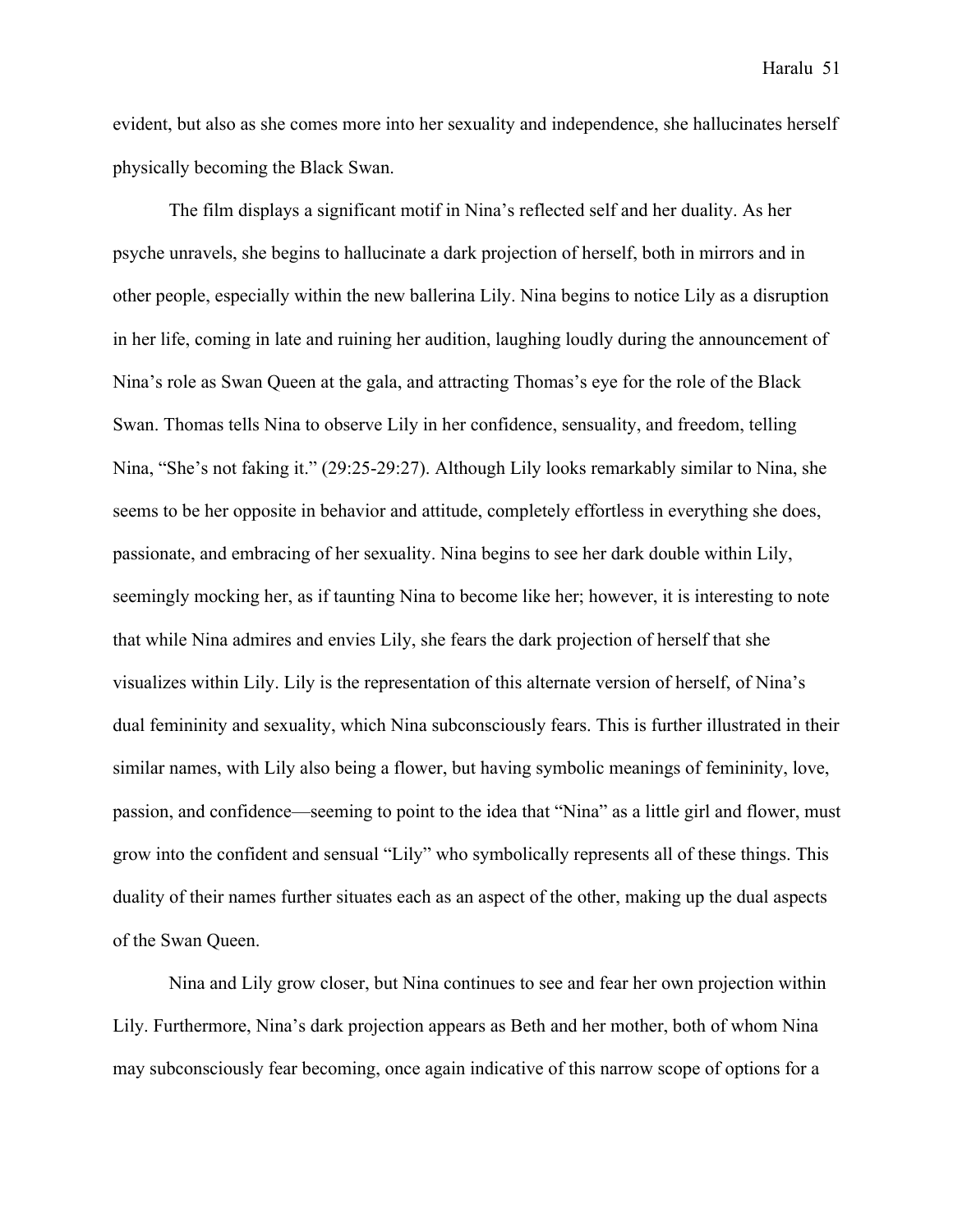evident, but also as she comes more into her sexuality and independence, she hallucinates herself physically becoming the Black Swan.

The film displays a significant motif in Nina's reflected self and her duality. As her psyche unravels, she begins to hallucinate a dark projection of herself, both in mirrors and in other people, especially within the new ballerina Lily. Nina begins to notice Lily as a disruption in her life, coming in late and ruining her audition, laughing loudly during the announcement of Nina's role as Swan Queen at the gala, and attracting Thomas's eye for the role of the Black Swan. Thomas tells Nina to observe Lily in her confidence, sensuality, and freedom, telling Nina, "She's not faking it." (29:25-29:27). Although Lily looks remarkably similar to Nina, she seems to be her opposite in behavior and attitude, completely effortless in everything she does, passionate, and embracing of her sexuality. Nina begins to see her dark double within Lily, seemingly mocking her, as if taunting Nina to become like her; however, it is interesting to note that while Nina admires and envies Lily, she fears the dark projection of herself that she visualizes within Lily. Lily is the representation of this alternate version of herself, of Nina's dual femininity and sexuality, which Nina subconsciously fears. This is further illustrated in their similar names, with Lily also being a flower, but having symbolic meanings of femininity, love, passion, and confidence—seeming to point to the idea that "Nina" as a little girl and flower, must grow into the confident and sensual "Lily" who symbolically represents all of these things. This duality of their names further situates each as an aspect of the other, making up the dual aspects of the Swan Queen.

Nina and Lily grow closer, but Nina continues to see and fear her own projection within Lily. Furthermore, Nina's dark projection appears as Beth and her mother, both of whom Nina may subconsciously fear becoming, once again indicative of this narrow scope of options for a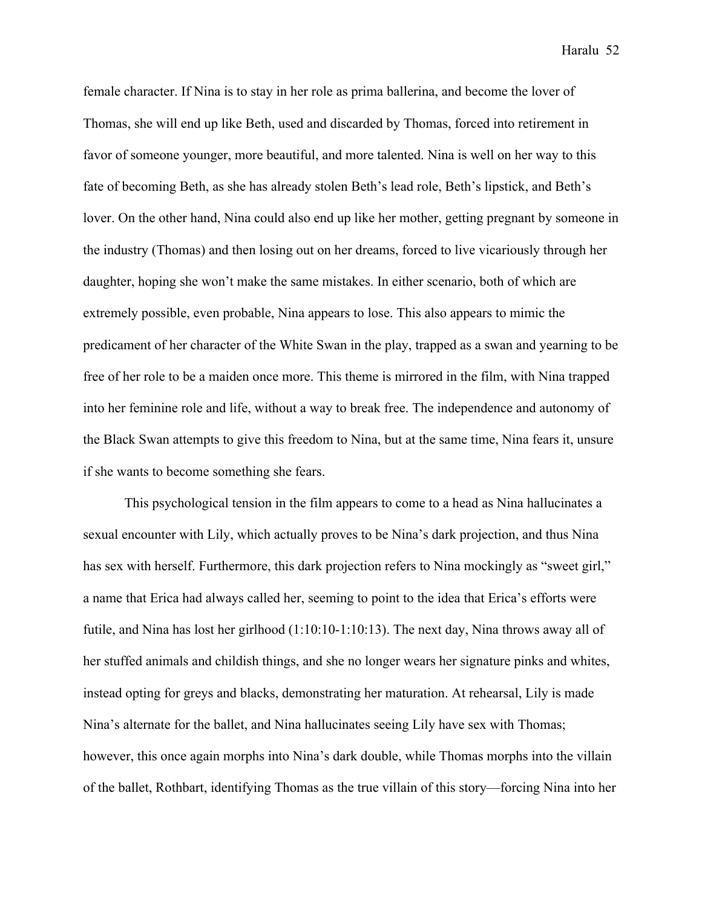female character. If Nina is to stay in her role as prima ballerina, and become the lover of Thomas, she will end up like Beth, used and discarded by Thomas, forced into retirement in favor of someone younger, more beautiful, and more talented. Nina is well on her way to this fate of becoming Beth, as she has already stolen Beth's lead role, Beth's lipstick, and Beth's lover. On the other hand, Nina could also end up like her mother, getting pregnant by someone in the industry (Thomas) and then losing out on her dreams, forced to live vicariously through her daughter, hoping she won't make the same mistakes. In either scenario, both of which are extremely possible, even probable, Nina appears to lose. This also appears to mimic the predicament of her character of the White Swan in the play, trapped as a swan and yearning to be free of her role to be a maiden once more. This theme is mirrored in the film, with Nina trapped into her feminine role and life, without a way to break free. The independence and autonomy of the Black Swan attempts to give this freedom to Nina, but at the same time, Nina fears it, unsure if she wants to become something she fears.

This psychological tension in the film appears to come to a head as Nina hallucinates a sexual encounter with Lily, which actually proves to be Nina's dark projection, and thus Nina has sex with herself. Furthermore, this dark projection refers to Nina mockingly as "sweet girl," a name that Erica had always called her, seeming to point to the idea that Erica's efforts were futile, and Nina has lost her girlhood (1:10:10-1:10:13). The next day, Nina throws away all of her stuffed animals and childish things, and she no longer wears her signature pinks and whites, instead opting for greys and blacks, demonstrating her maturation. At rehearsal, Lily is made Nina's alternate for the ballet, and Nina hallucinates seeing Lily have sex with Thomas; however, this once again morphs into Nina's dark double, while Thomas morphs into the villain of the ballet, Rothbart, identifying Thomas as the true villain of this story—forcing Nina into her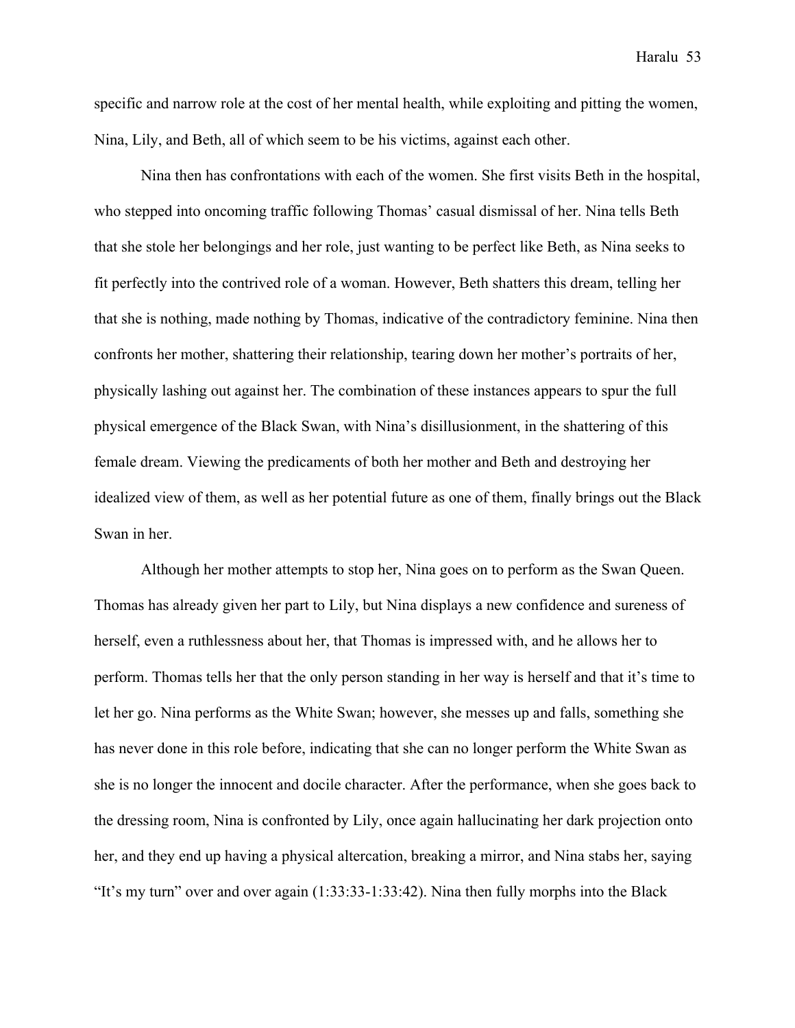specific and narrow role at the cost of her mental health, while exploiting and pitting the women, Nina, Lily, and Beth, all of which seem to be his victims, against each other.

Nina then has confrontations with each of the women. She first visits Beth in the hospital, who stepped into oncoming traffic following Thomas' casual dismissal of her. Nina tells Beth that she stole her belongings and her role, just wanting to be perfect like Beth, as Nina seeks to fit perfectly into the contrived role of a woman. However, Beth shatters this dream, telling her that she is nothing, made nothing by Thomas, indicative of the contradictory feminine. Nina then confronts her mother, shattering their relationship, tearing down her mother's portraits of her, physically lashing out against her. The combination of these instances appears to spur the full physical emergence of the Black Swan, with Nina's disillusionment, in the shattering of this female dream. Viewing the predicaments of both her mother and Beth and destroying her idealized view of them, as well as her potential future as one of them, finally brings out the Black Swan in her.

Although her mother attempts to stop her, Nina goes on to perform as the Swan Queen. Thomas has already given her part to Lily, but Nina displays a new confidence and sureness of herself, even a ruthlessness about her, that Thomas is impressed with, and he allows her to perform. Thomas tells her that the only person standing in her way is herself and that it's time to let her go. Nina performs as the White Swan; however, she messes up and falls, something she has never done in this role before, indicating that she can no longer perform the White Swan as she is no longer the innocent and docile character. After the performance, when she goes back to the dressing room, Nina is confronted by Lily, once again hallucinating her dark projection onto her, and they end up having a physical altercation, breaking a mirror, and Nina stabs her, saying "It's my turn" over and over again (1:33:33-1:33:42). Nina then fully morphs into the Black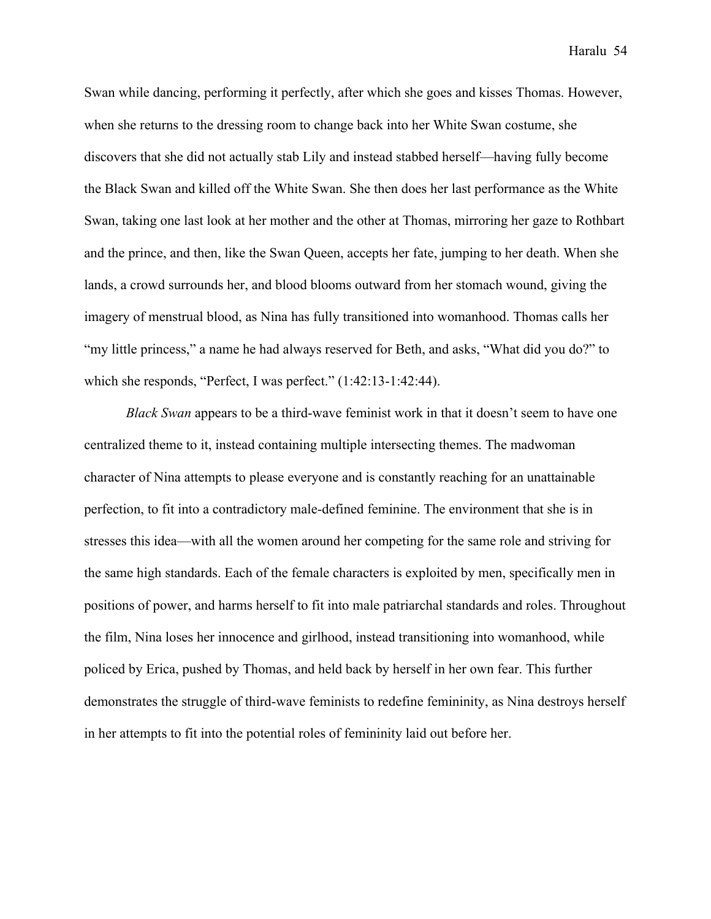Swan while dancing, performing it perfectly, after which she goes and kisses Thomas. However, when she returns to the dressing room to change back into her White Swan costume, she discovers that she did not actually stab Lily and instead stabbed herself—having fully become the Black Swan and killed off the White Swan. She then does her last performance as the White Swan, taking one last look at her mother and the other at Thomas, mirroring her gaze to Rothbart and the prince, and then, like the Swan Queen, accepts her fate, jumping to her death. When she lands, a crowd surrounds her, and blood blooms outward from her stomach wound, giving the imagery of menstrual blood, as Nina has fully transitioned into womanhood. Thomas calls her "my little princess," a name he had always reserved for Beth, and asks, "What did you do?" to which she responds, "Perfect, I was perfect." (1:42:13-1:42:44).

*Black Swan* appears to be a third-wave feminist work in that it doesn't seem to have one centralized theme to it, instead containing multiple intersecting themes. The madwoman character of Nina attempts to please everyone and is constantly reaching for an unattainable perfection, to fit into a contradictory male-defined feminine. The environment that she is in stresses this idea—with all the women around her competing for the same role and striving for the same high standards. Each of the female characters is exploited by men, specifically men in positions of power, and harms herself to fit into male patriarchal standards and roles. Throughout the film, Nina loses her innocence and girlhood, instead transitioning into womanhood, while policed by Erica, pushed by Thomas, and held back by herself in her own fear. This further demonstrates the struggle of third-wave feminists to redefine femininity, as Nina destroys herself in her attempts to fit into the potential roles of femininity laid out before her.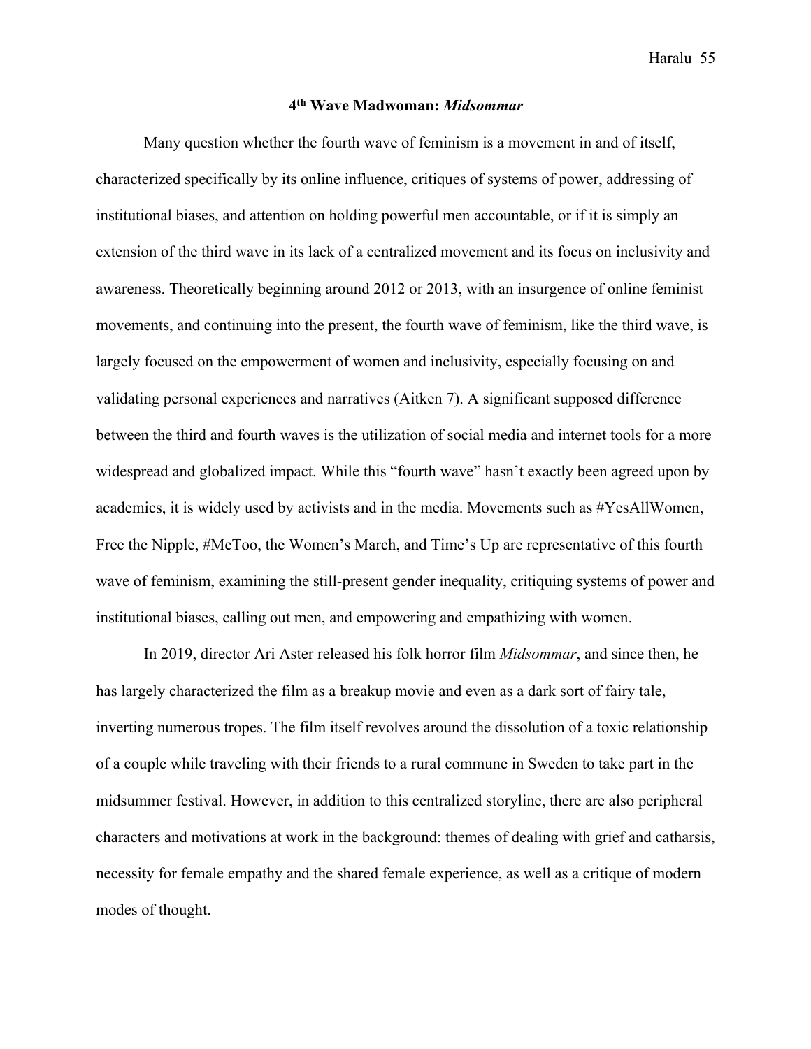## 4th Wave Madwoman: *Midsommar*

Many question whether the fourth wave of feminism is a movement in and of itself, characterized specifically by its online influence, critiques of systems of power, addressing of institutional biases, and attention on holding powerful men accountable, or if it is simply an extension of the third wave in its lack of a centralized movement and its focus on inclusivity and awareness. Theoretically beginning around 2012 or 2013, with an insurgence of online feminist movements, and continuing into the present, the fourth wave of feminism, like the third wave, is largely focused on the empowerment of women and inclusivity, especially focusing on and validating personal experiences and narratives (Aitken 7). A significant supposed difference between the third and fourth waves is the utilization of social media and internet tools for a more widespread and globalized impact. While this "fourth wave" hasn't exactly been agreed upon by academics, it is widely used by activists and in the media. Movements such as #YesAllWomen, Free the Nipple, #MeToo, the Women's March, and Time's Up are representative of this fourth wave of feminism, examining the still-present gender inequality, critiquing systems of power and institutional biases, calling out men, and empowering and empathizing with women.

In 2019, director Ari Aster released his folk horror film *Midsommar*, and since then, he has largely characterized the film as a breakup movie and even as a dark sort of fairy tale, inverting numerous tropes. The film itself revolves around the dissolution of a toxic relationship of a couple while traveling with their friends to a rural commune in Sweden to take part in the midsummer festival. However, in addition to this centralized storyline, there are also peripheral characters and motivations at work in the background: themes of dealing with grief and catharsis, necessity for female empathy and the shared female experience, as well as a critique of modern modes of thought.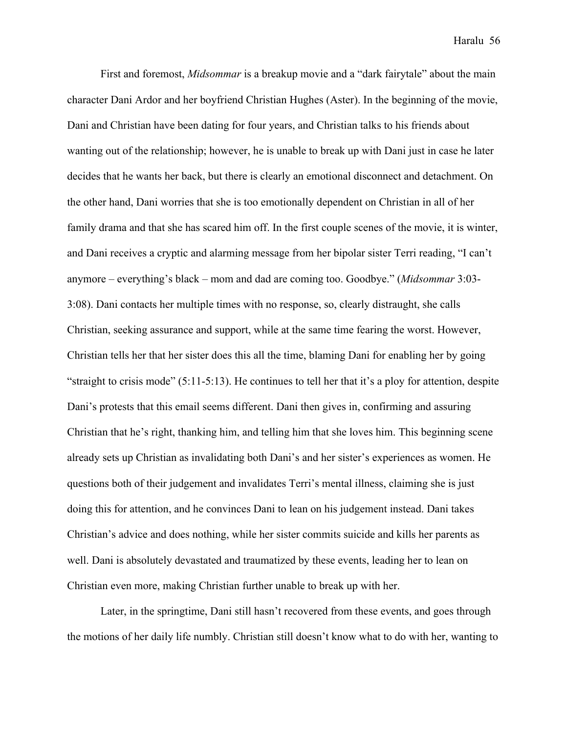First and foremost, *Midsommar* is a breakup movie and a "dark fairytale" about the main character Dani Ardor and her boyfriend Christian Hughes (Aster). In the beginning of the movie, Dani and Christian have been dating for four years, and Christian talks to his friends about wanting out of the relationship; however, he is unable to break up with Dani just in case he later decides that he wants her back, but there is clearly an emotional disconnect and detachment. On the other hand, Dani worries that she is too emotionally dependent on Christian in all of her family drama and that she has scared him off. In the first couple scenes of the movie, it is winter, and Dani receives a cryptic and alarming message from her bipolar sister Terri reading, "I can't anymore – everything's black – mom and dad are coming too. Goodbye." (*Midsommar* 3:03-3:08). Dani contacts her multiple times with no response, so, clearly distraught, she calls Christian, seeking assurance and support, while at the same time fearing the worst. However, Christian tells her that her sister does this all the time, blaming Dani for enabling her by going "straight to crisis mode" (5:11-5:13). He continues to tell her that it's a ploy for attention, despite Dani's protests that this email seems different. Dani then gives in, confirming and assuring Christian that he's right, thanking him, and telling him that she loves him. This beginning scene already sets up Christian as invalidating both Dani's and her sister's experiences as women. He questions both of their judgement and invalidates Terri's mental illness, claiming she is just doing this for attention, and he convinces Dani to lean on his judgement instead. Dani takes Christian's advice and does nothing, while her sister commits suicide and kills her parents as well. Dani is absolutely devastated and traumatized by these events, leading her to lean on Christian even more, making Christian further unable to break up with her.

Later, in the springtime, Dani still hasn't recovered from these events, and goes through the motions of her daily life numbly. Christian still doesn't know what to do with her, wanting to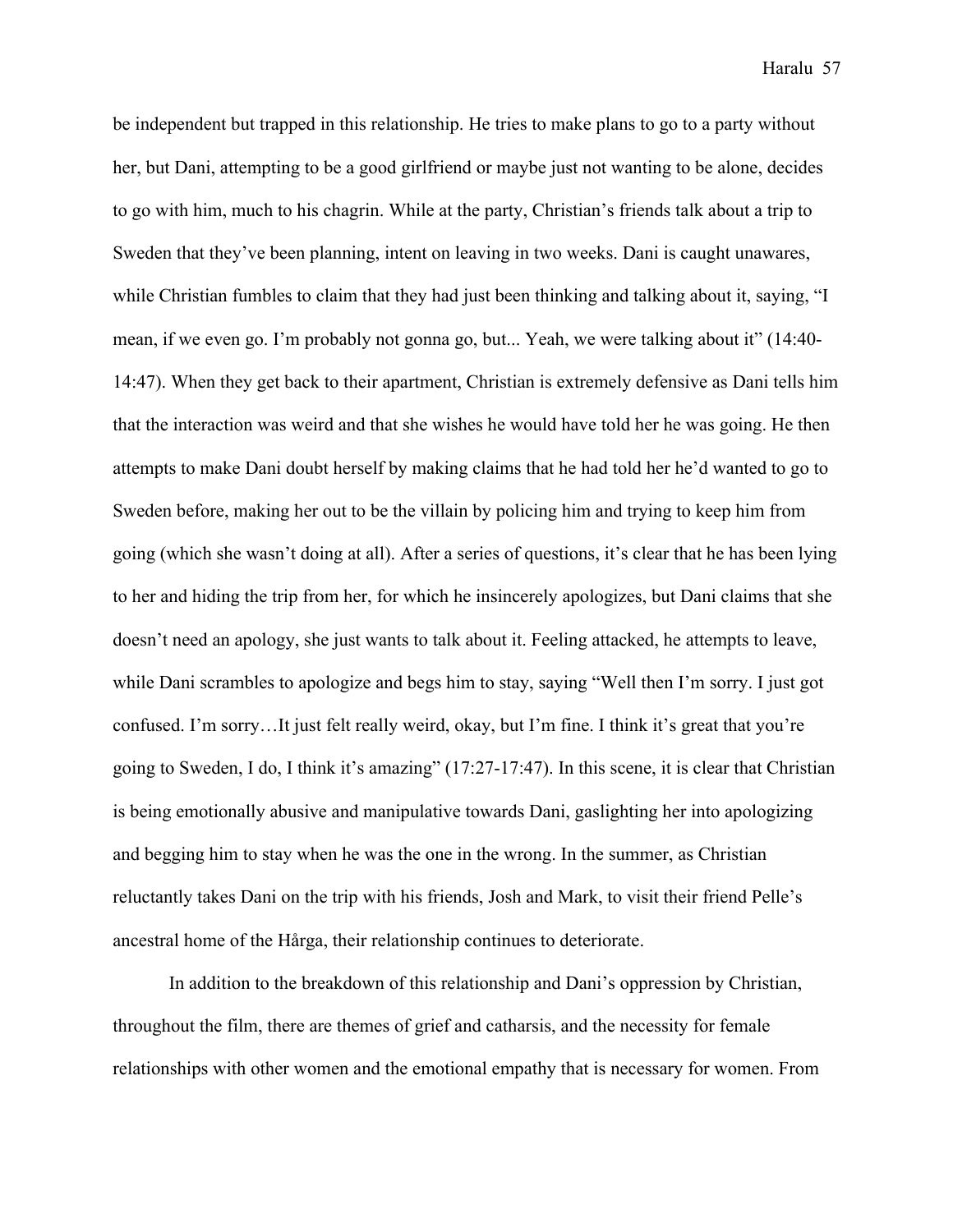be independent but trapped in this relationship. He tries to make plans to go to a party without her, but Dani, attempting to be a good girlfriend or maybe just not wanting to be alone, decides to go with him, much to his chagrin. While at the party, Christian's friends talk about a trip to Sweden that they've been planning, intent on leaving in two weeks. Dani is caught unawares, while Christian fumbles to claim that they had just been thinking and talking about it, saying, "I mean, if we even go. I'm probably not gonna go, but... Yeah, we were talking about it" (14:40-14:47). When they get back to their apartment, Christian is extremely defensive as Dani tells him that the interaction was weird and that she wishes he would have told her he was going. He then attempts to make Dani doubt herself by making claims that he had told her he'd wanted to go to Sweden before, making her out to be the villain by policing him and trying to keep him from going (which she wasn't doing at all). After a series of questions, it's clear that he has been lying to her and hiding the trip from her, for which he insincerely apologizes, but Dani claims that she doesn't need an apology, she just wants to talk about it. Feeling attacked, he attempts to leave, while Dani scrambles to apologize and begs him to stay, saying "Well then I'm sorry. I just got confused. I'm sorry…It just felt really weird, okay, but I'm fine. I think it's great that you're going to Sweden, I do, I think it's amazing" (17:27-17:47). In this scene, it is clear that Christian is being emotionally abusive and manipulative towards Dani, gaslighting her into apologizing and begging him to stay when he was the one in the wrong. In the summer, as Christian reluctantly takes Dani on the trip with his friends, Josh and Mark, to visit their friend Pelle's ancestral home of the Hårga, their relationship continues to deteriorate.

In addition to the breakdown of this relationship and Dani's oppression by Christian, throughout the film, there are themes of grief and catharsis, and the necessity for female relationships with other women and the emotional empathy that is necessary for women. From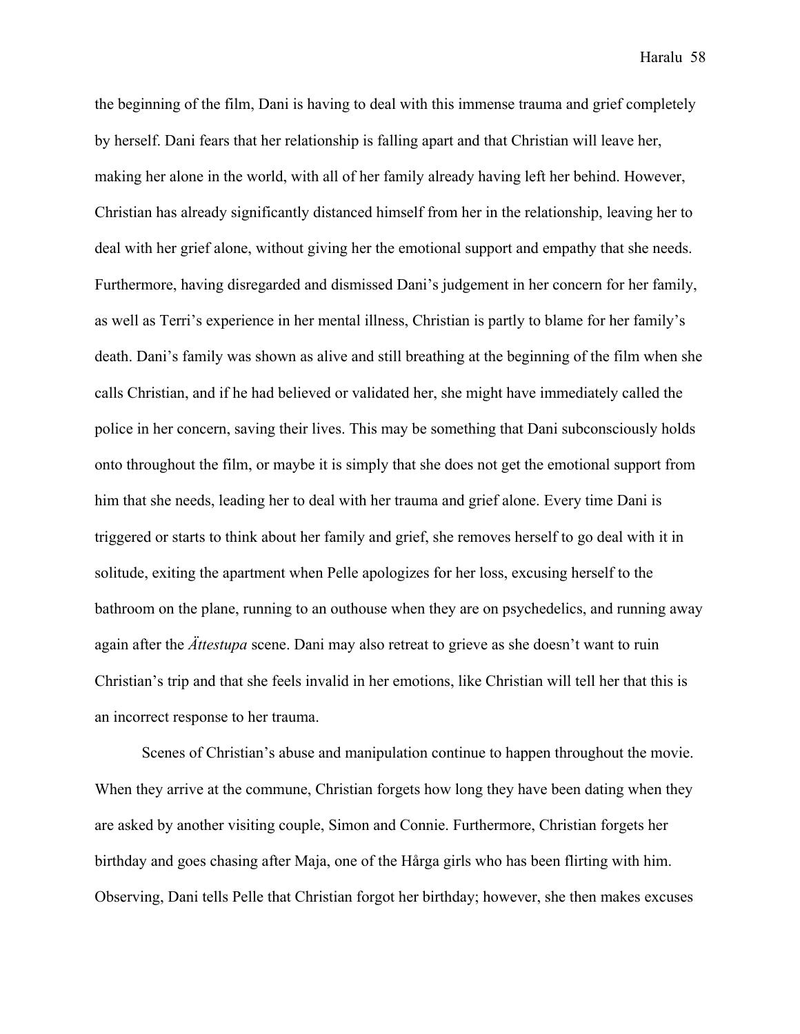the beginning of the film, Dani is having to deal with this immense trauma and grief completely by herself. Dani fears that her relationship is falling apart and that Christian will leave her, making her alone in the world, with all of her family already having left her behind. However, Christian has already significantly distanced himself from her in the relationship, leaving her to deal with her grief alone, without giving her the emotional support and empathy that she needs. Furthermore, having disregarded and dismissed Dani's judgement in her concern for her family, as well as Terri's experience in her mental illness, Christian is partly to blame for her family's death. Dani's family was shown as alive and still breathing at the beginning of the film when she calls Christian, and if he had believed or validated her, she might have immediately called the police in her concern, saving their lives. This may be something that Dani subconsciously holds onto throughout the film, or maybe it is simply that she does not get the emotional support from him that she needs, leading her to deal with her trauma and grief alone. Every time Dani is triggered or starts to think about her family and grief, she removes herself to go deal with it in solitude, exiting the apartment when Pelle apologizes for her loss, excusing herself to the bathroom on the plane, running to an outhouse when they are on psychedelics, and running away again after the *Ättestupa* scene. Dani may also retreat to grieve as she doesn't want to ruin Christian's trip and that she feels invalid in her emotions, like Christian will tell her that this is an incorrect response to her trauma.

Scenes of Christian's abuse and manipulation continue to happen throughout the movie. When they arrive at the commune, Christian forgets how long they have been dating when they are asked by another visiting couple, Simon and Connie. Furthermore, Christian forgets her birthday and goes chasing after Maja, one of the Hårga girls who has been flirting with him. Observing, Dani tells Pelle that Christian forgot her birthday; however, she then makes excuses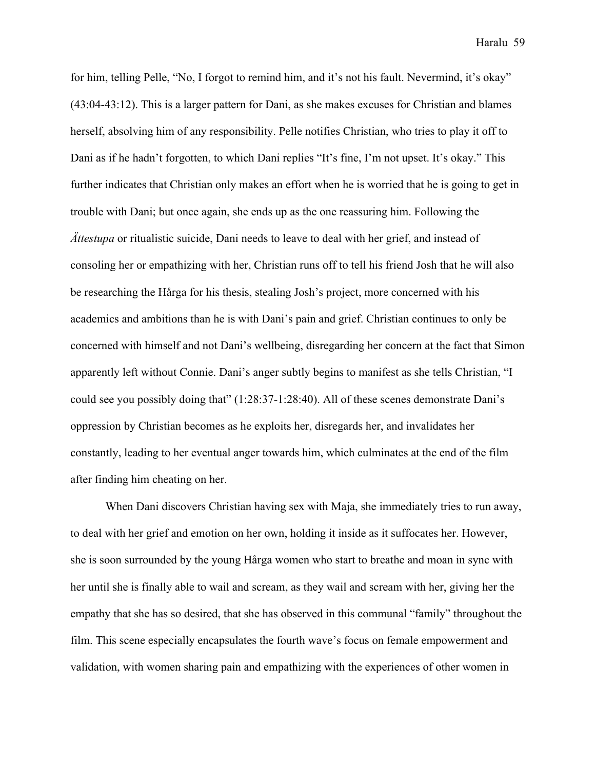for him, telling Pelle, "No, I forgot to remind him, and it's not his fault. Nevermind, it's okay" (43:04-43:12). This is a larger pattern for Dani, as she makes excuses for Christian and blames herself, absolving him of any responsibility. Pelle notifies Christian, who tries to play it off to Dani as if he hadn't forgotten, to which Dani replies "It's fine, I'm not upset. It's okay." This further indicates that Christian only makes an effort when he is worried that he is going to get in trouble with Dani; but once again, she ends up as the one reassuring him. Following the *Ättestupa* or ritualistic suicide, Dani needs to leave to deal with her grief, and instead of consoling her or empathizing with her, Christian runs off to tell his friend Josh that he will also be researching the Hårga for his thesis, stealing Josh's project, more concerned with his academics and ambitions than he is with Dani's pain and grief. Christian continues to only be concerned with himself and not Dani's wellbeing, disregarding her concern at the fact that Simon apparently left without Connie. Dani's anger subtly begins to manifest as she tells Christian, "I could see you possibly doing that" (1:28:37-1:28:40). All of these scenes demonstrate Dani's oppression by Christian becomes as he exploits her, disregards her, and invalidates her constantly, leading to her eventual anger towards him, which culminates at the end of the film after finding him cheating on her.

When Dani discovers Christian having sex with Maja, she immediately tries to run away, to deal with her grief and emotion on her own, holding it inside as it suffocates her. However, she is soon surrounded by the young Hårga women who start to breathe and moan in sync with her until she is finally able to wail and scream, as they wail and scream with her, giving her the empathy that she has so desired, that she has observed in this communal "family" throughout the film. This scene especially encapsulates the fourth wave's focus on female empowerment and validation, with women sharing pain and empathizing with the experiences of other women in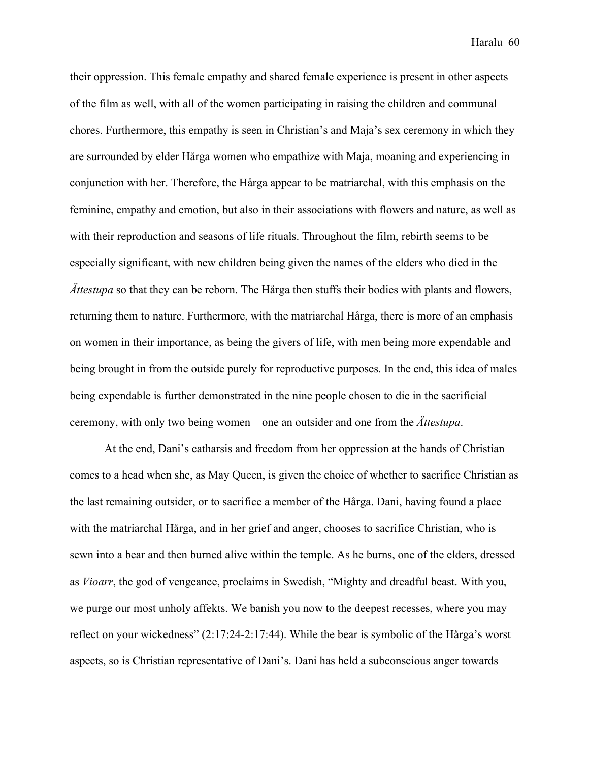their oppression. This female empathy and shared female experience is present in other aspects of the film as well, with all of the women participating in raising the children and communal chores. Furthermore, this empathy is seen in Christian's and Maja's sex ceremony in which they are surrounded by elder Hårga women who empathize with Maja, moaning and experiencing in conjunction with her. Therefore, the Hårga appear to be matriarchal, with this emphasis on the feminine, empathy and emotion, but also in their associations with flowers and nature, as well as with their reproduction and seasons of life rituals. Throughout the film, rebirth seems to be especially significant, with new children being given the names of the elders who died in the *Ättestupa* so that they can be reborn. The Hårga then stuffs their bodies with plants and flowers, returning them to nature. Furthermore, with the matriarchal Hårga, there is more of an emphasis on women in their importance, as being the givers of life, with men being more expendable and being brought in from the outside purely for reproductive purposes. In the end, this idea of males being expendable is further demonstrated in the nine people chosen to die in the sacrificial ceremony, with only two being women—one an outsider and one from the *Ättestupa*.

At the end, Dani's catharsis and freedom from her oppression at the hands of Christian comes to a head when she, as May Queen, is given the choice of whether to sacrifice Christian as the last remaining outsider, or to sacrifice a member of the Hårga. Dani, having found a place with the matriarchal Hårga, and in her grief and anger, chooses to sacrifice Christian, who is sewn into a bear and then burned alive within the temple. As he burns, one of the elders, dressed as *Vioarr*, the god of vengeance, proclaims in Swedish, "Mighty and dreadful beast. With you, we purge our most unholy affekts. We banish you now to the deepest recesses, where you may reflect on your wickedness" (2:17:24-2:17:44). While the bear is symbolic of the Hårga's worst aspects, so is Christian representative of Dani's. Dani has held a subconscious anger towards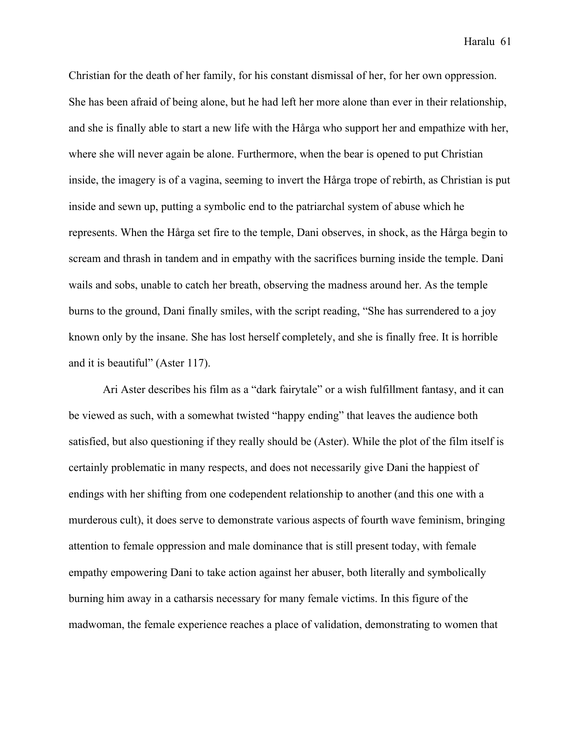Christian for the death of her family, for his constant dismissal of her, for her own oppression. She has been afraid of being alone, but he had left her more alone than ever in their relationship, and she is finally able to start a new life with the Hårga who support her and empathize with her, where she will never again be alone. Furthermore, when the bear is opened to put Christian inside, the imagery is of a vagina, seeming to invert the Hårga trope of rebirth, as Christian is put inside and sewn up, putting a symbolic end to the patriarchal system of abuse which he represents. When the Hårga set fire to the temple, Dani observes, in shock, as the Hårga begin to scream and thrash in tandem and in empathy with the sacrifices burning inside the temple. Dani wails and sobs, unable to catch her breath, observing the madness around her. As the temple burns to the ground, Dani finally smiles, with the script reading, "She has surrendered to a joy known only by the insane. She has lost herself completely, and she is finally free. It is horrible and it is beautiful" (Aster 117).

Ari Aster describes his film as a "dark fairytale" or a wish fulfillment fantasy, and it can be viewed as such, with a somewhat twisted "happy ending" that leaves the audience both satisfied, but also questioning if they really should be (Aster). While the plot of the film itself is certainly problematic in many respects, and does not necessarily give Dani the happiest of endings with her shifting from one codependent relationship to another (and this one with a murderous cult), it does serve to demonstrate various aspects of fourth wave feminism, bringing attention to female oppression and male dominance that is still present today, with female empathy empowering Dani to take action against her abuser, both literally and symbolically burning him away in a catharsis necessary for many female victims. In this figure of the madwoman, the female experience reaches a place of validation, demonstrating to women that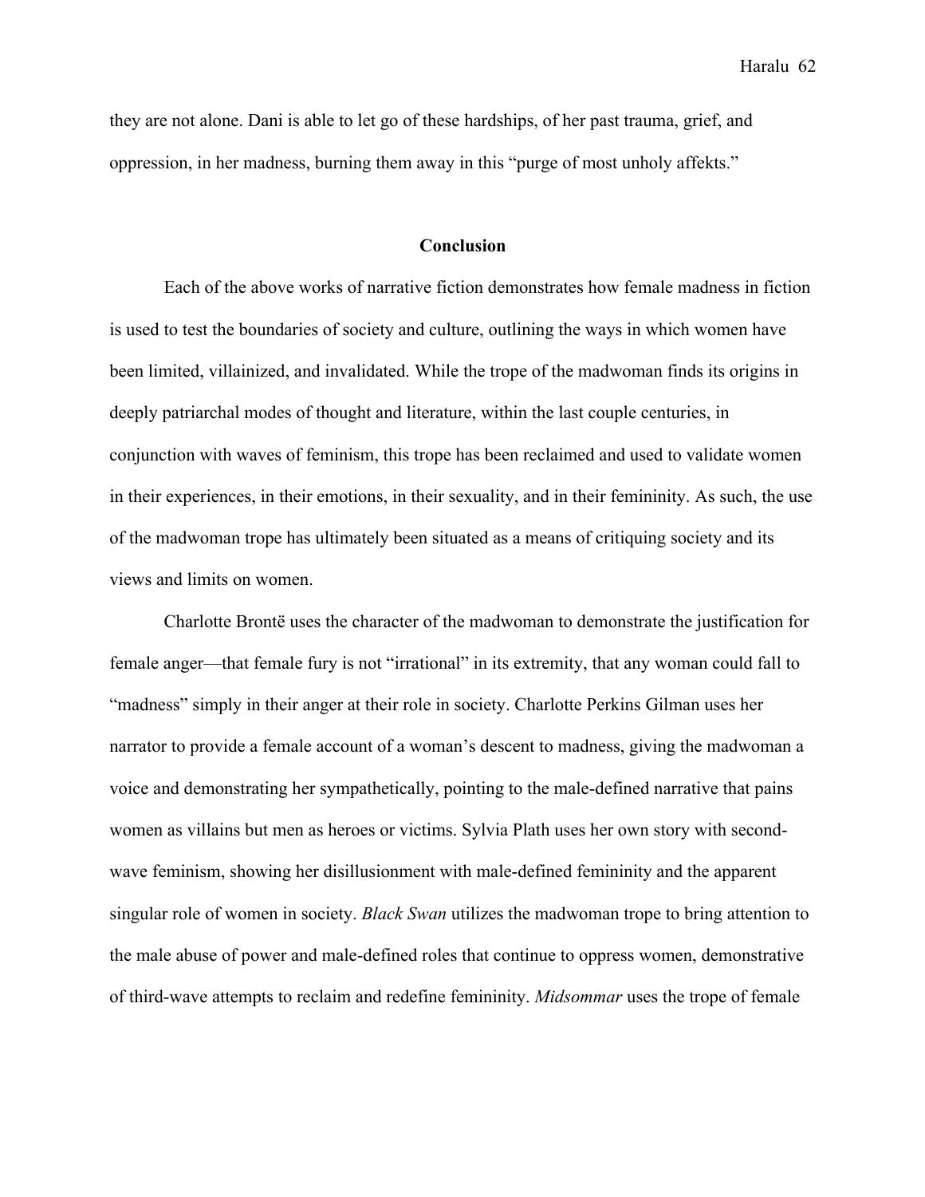they are not alone. Dani is able to let go of these hardships, of her past trauma, grief, and oppression, in her madness, burning them away in this "purge of most unholy affekts."

## Conclusion

Each of the above works of narrative fiction demonstrates how female madness in fiction is used to test the boundaries of society and culture, outlining the ways in which women have been limited, villainized, and invalidated. While the trope of the madwoman finds its origins in deeply patriarchal modes of thought and literature, within the last couple centuries, in conjunction with waves of feminism, this trope has been reclaimed and used to validate women in their experiences, in their emotions, in their sexuality, and in their femininity. As such, the use of the madwoman trope has ultimately been situated as a means of critiquing society and its views and limits on women.

Charlotte Brontë uses the character of the madwoman to demonstrate the justification for female anger—that female fury is not "irrational" in its extremity, that any woman could fall to "madness" simply in their anger at their role in society. Charlotte Perkins Gilman uses her narrator to provide a female account of a woman's descent to madness, giving the madwoman a voice and demonstrating her sympathetically, pointing to the male-defined narrative that pains women as villains but men as heroes or victims. Sylvia Plath uses her own story with second-wave feminism, showing her disillusionment with male-defined femininity and the apparent singular role of women in society. *Black Swan* utilizes the madwoman trope to bring attention to the male abuse of power and male-defined roles that continue to oppress women, demonstrative of third-wave attempts to reclaim and redefine femininity. *Midsommar* uses the trope of female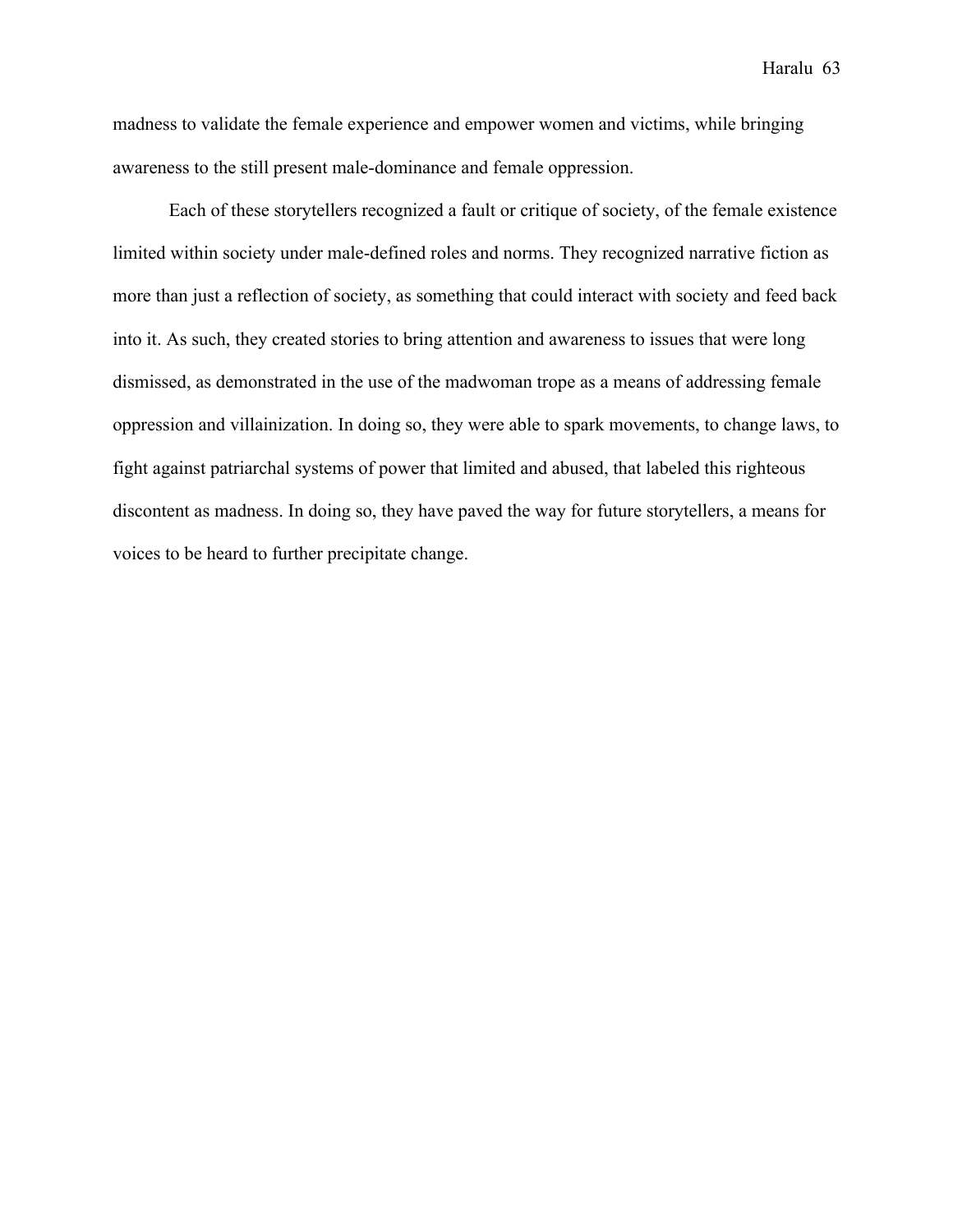madness to validate the female experience and empower women and victims, while bringing awareness to the still present male-dominance and female oppression.

Each of these storytellers recognized a fault or critique of society, of the female existence limited within society under male-defined roles and norms. They recognized narrative fiction as more than just a reflection of society, as something that could interact with society and feed back into it. As such, they created stories to bring attention and awareness to issues that were long dismissed, as demonstrated in the use of the madwoman trope as a means of addressing female oppression and villainization. In doing so, they were able to spark movements, to change laws, to fight against patriarchal systems of power that limited and abused, that labeled this righteous discontent as madness. In doing so, they have paved the way for future storytellers, a means for voices to be heard to further precipitate change.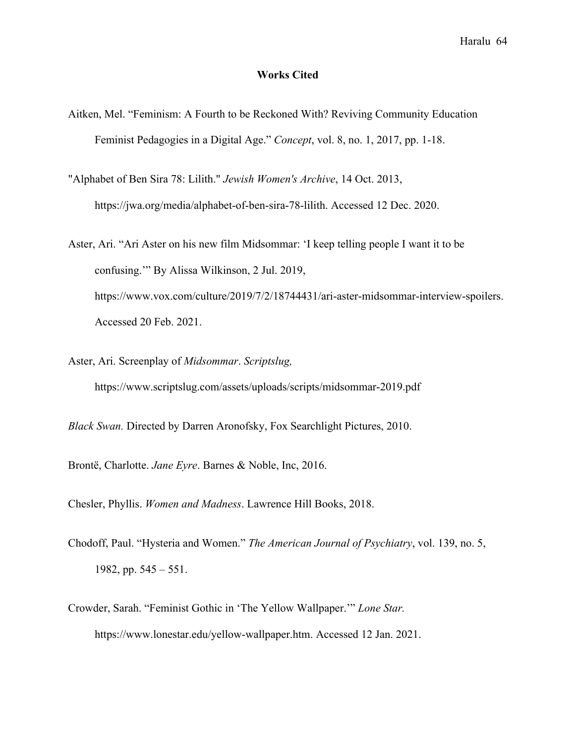## Works Cited

Aitken, Mel. “Feminism: A Fourth to be Reckoned With? Reviving Community Education Feminist Pedagogies in a Digital Age.” *Concept*, vol. 8, no. 1, 2017, pp. 1-18.

"Alphabet of Ben Sira 78: Lilith." *Jewish Women's Archive*, 14 Oct. 2013, https://jwa.org/media/alphabet-of-ben-sira-78-lilith. Accessed 12 Dec. 2020.

Aster, Ari. “Ari Aster on his new film Midsommar: ‘I keep telling people I want it to be confusing.’” By Alissa Wilkinson, 2 Jul. 2019, https://www.vox.com/culture/2019/7/2/18744431/ari-aster-midsommar-interview-spoilers. Accessed 20 Feb. 2021.

Aster, Ari. Screenplay of *Midsommar*. *Scriptslug,* https://www.scriptslug.com/assets/uploads/scripts/midsommar-2019.pdf

*Black Swan.* Directed by Darren Aronofsky, Fox Searchlight Pictures, 2010.

Brontë, Charlotte. *Jane Eyre*. Barnes & Noble, Inc, 2016.

Chesler, Phyllis. *Women and Madness*. Lawrence Hill Books, 2018.

Chodoff, Paul. “Hysteria and Women.” *The American Journal of Psychiatry*, vol. 139, no. 5, 1982, pp. 545 – 551.

Crowder, Sarah. “Feminist Gothic in ‘The Yellow Wallpaper.’” *Lone Star.* https://www.lonestar.edu/yellow-wallpaper.htm. Accessed 12 Jan. 2021.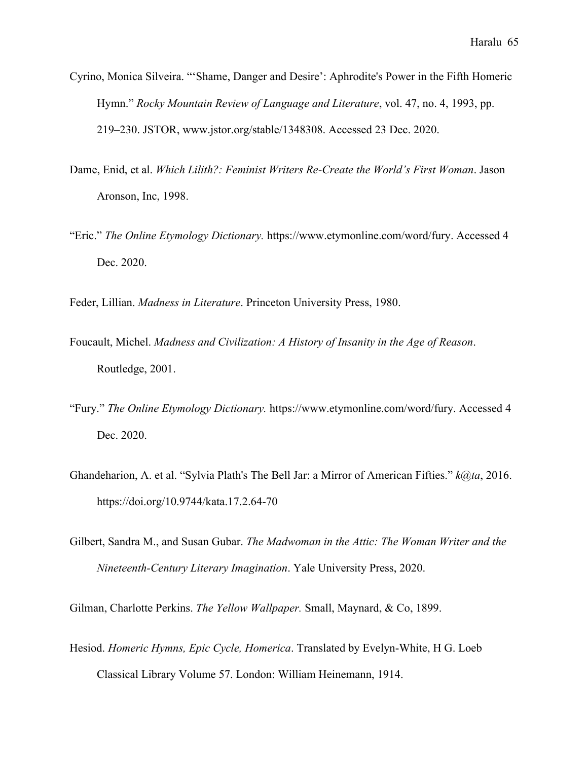Cyrino, Monica Silveira. "'Shame, Danger and Desire': Aphrodite's Power in the Fifth Homeric Hymn." *Rocky Mountain Review of Language and Literature*, vol. 47, no. 4, 1993, pp. 219–230. JSTOR, www.jstor.org/stable/1348308. Accessed 23 Dec. 2020.

Dame, Enid, et al. *Which Lilith?: Feminist Writers Re-Create the World's First Woman*. Jason Aronson, Inc, 1998.

"Eric." *The Online Etymology Dictionary.* https://www.etymonline.com/word/fury. Accessed 4 Dec. 2020.

Feder, Lillian. *Madness in Literature*. Princeton University Press, 1980.

Foucault, Michel. *Madness and Civilization: A History of Insanity in the Age of Reason*. Routledge, 2001.

"Fury." *The Online Etymology Dictionary.* https://www.etymonline.com/word/fury. Accessed 4 Dec. 2020.

Ghandeharion, A. et al. "Sylvia Plath's The Bell Jar: a Mirror of American Fifties." *k@ta*, 2016. https://doi.org/10.9744/kata.17.2.64-70

Gilbert, Sandra M., and Susan Gubar. *The Madwoman in the Attic: The Woman Writer and the Nineteenth-Century Literary Imagination*. Yale University Press, 2020.

Gilman, Charlotte Perkins. *The Yellow Wallpaper.* Small, Maynard, & Co, 1899.

Hesiod. *Homeric Hymns, Epic Cycle, Homerica*. Translated by Evelyn-White, H G. Loeb Classical Library Volume 57. London: William Heinemann, 1914.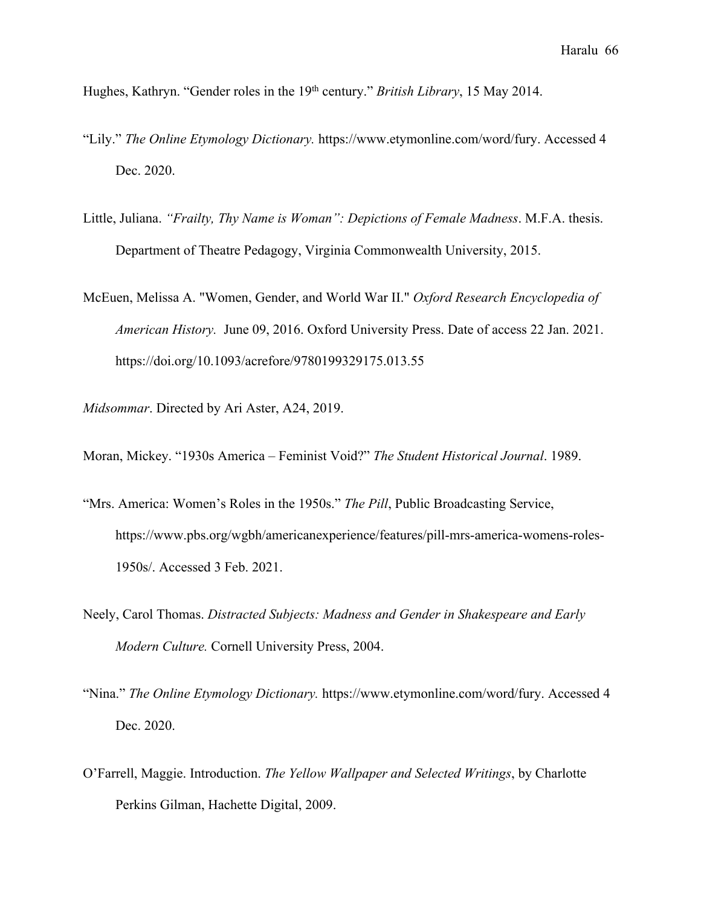Hughes, Kathryn. “Gender roles in the 19th century.” *British Library*, 15 May 2014.

“Lily.” *The Online Etymology Dictionary.* https://www.etymonline.com/word/fury. Accessed 4 Dec. 2020.

Little, Juliana. *“Frailty, Thy Name is Woman”: Depictions of Female Madness*. M.F.A. thesis. Department of Theatre Pedagogy, Virginia Commonwealth University, 2015.

McEuen, Melissa A. "Women, Gender, and World War II." *Oxford Research Encyclopedia of American History.* June 09, 2016. Oxford University Press. Date of access 22 Jan. 2021. https://doi.org/10.1093/acrefore/9780199329175.013.55

*Midsommar*. Directed by Ari Aster, A24, 2019.

Moran, Mickey. “1930s America – Feminist Void?” *The Student Historical Journal*. 1989.

“Mrs. America: Women’s Roles in the 1950s.” *The Pill*, Public Broadcasting Service, https://www.pbs.org/wgbh/americanexperience/features/pill-mrs-america-womens-roles-1950s/. Accessed 3 Feb. 2021.

Neely, Carol Thomas. *Distracted Subjects: Madness and Gender in Shakespeare and Early Modern Culture.* Cornell University Press, 2004.

“Nina.” *The Online Etymology Dictionary.* https://www.etymonline.com/word/fury. Accessed 4 Dec. 2020.

O’Farrell, Maggie. Introduction. *The Yellow Wallpaper and Selected Writings*, by Charlotte Perkins Gilman, Hachette Digital, 2009.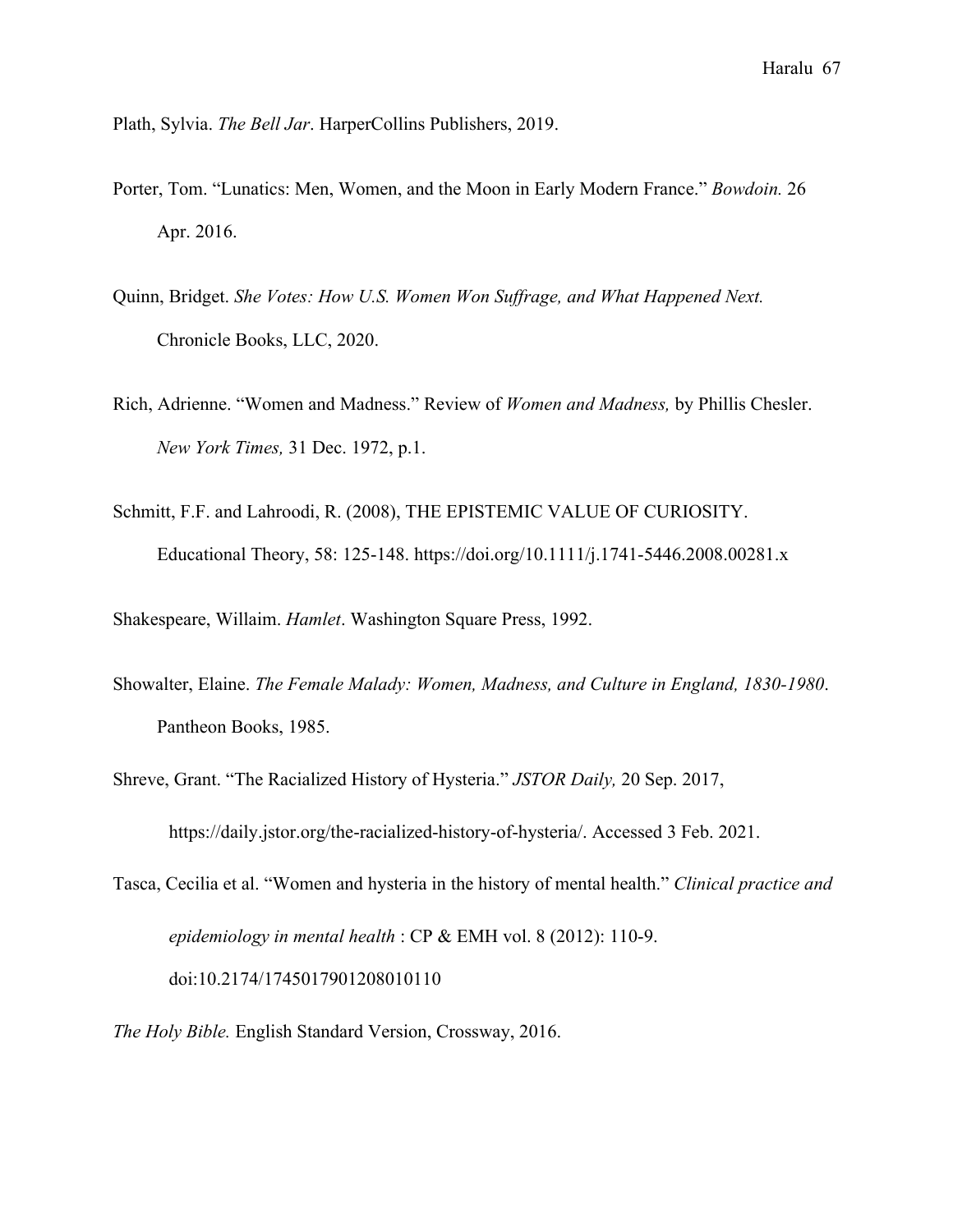Plath, Sylvia. *The Bell Jar*. HarperCollins Publishers, 2019.

Porter, Tom. "Lunatics: Men, Women, and the Moon in Early Modern France." *Bowdoin.* 26 Apr. 2016.

Quinn, Bridget. *She Votes: How U.S. Women Won Suffrage, and What Happened Next.* Chronicle Books, LLC, 2020.

Rich, Adrienne. "Women and Madness." Review of *Women and Madness,* by Phillis Chesler. *New York Times,* 31 Dec. 1972, p.1.

Schmitt, F.F. and Lahroodi, R. (2008), THE EPISTEMIC VALUE OF CURIOSITY. Educational Theory, 58: 125-148. https://doi.org/10.1111/j.1741-5446.2008.00281.x

Shakespeare, Willaim. *Hamlet*. Washington Square Press, 1992.

Showalter, Elaine. *The Female Malady: Women, Madness, and Culture in England, 1830-1980*. Pantheon Books, 1985.

Shreve, Grant. "The Racialized History of Hysteria." *JSTOR Daily,* 20 Sep. 2017, https://daily.jstor.org/the-racialized-history-of-hysteria/. Accessed 3 Feb. 2021.

Tasca, Cecilia et al. "Women and hysteria in the history of mental health." *Clinical practice and epidemiology in mental health* : CP & EMH vol. 8 (2012): 110-9. doi:10.2174/1745017901208010110

*The Holy Bible.* English Standard Version, Crossway, 2016.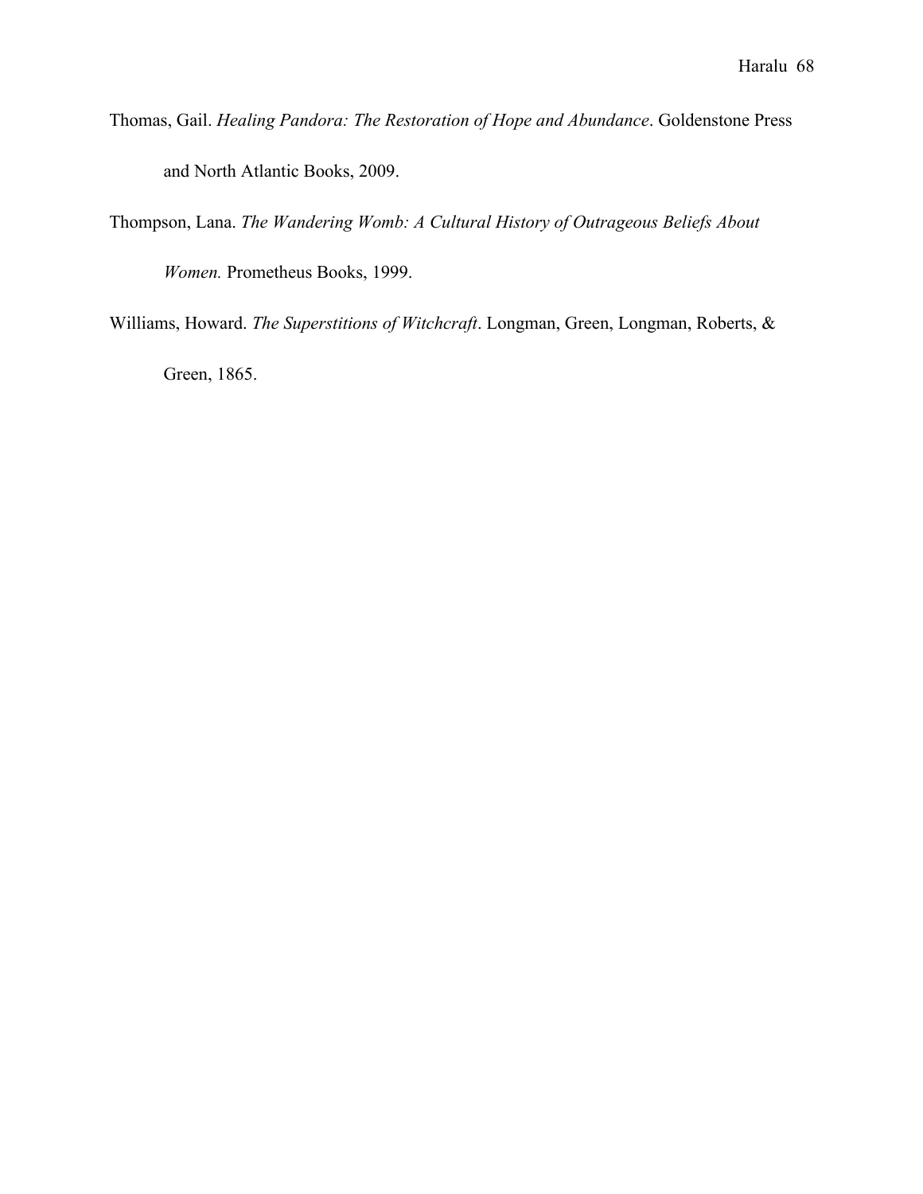Thomas, Gail. *Healing Pandora: The Restoration of Hope and Abundance*. Goldenstone Press and North Atlantic Books, 2009.

Thompson, Lana. *The Wandering Womb: A Cultural History of Outrageous Beliefs About Women.* Prometheus Books, 1999.

Williams, Howard. *The Superstitions of Witchcraft*. Longman, Green, Longman, Roberts, & Green, 1865.